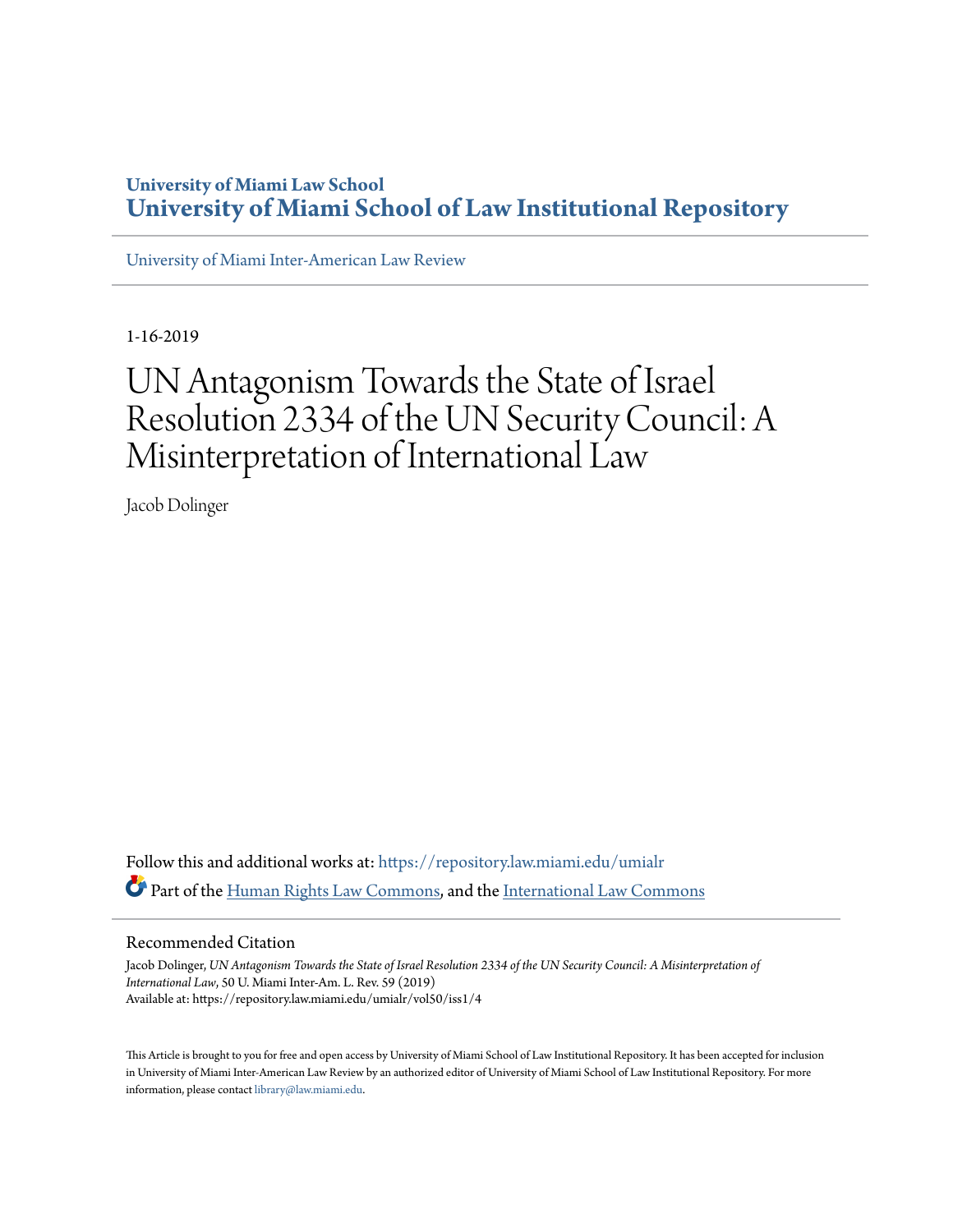University of Miami Law School
**University of Miami School of Law Institutional Repository**

University of Miami Inter-American Law Review

1-16-2019

# UN Antagonism Towards the State of Israel Resolution 2334 of the UN Security Council: A Misinterpretation of International Law

Jacob Dolinger

Follow this and additional works at: https://repository.law.miami.edu/umialr

Part of the Human Rights Law Commons, and the International Law Commons

## Recommended Citation

Jacob Dolinger, *UN Antagonism Towards the State of Israel Resolution 2334 of the UN Security Council: A Misinterpretation of International Law*, 50 U. Miami Inter-Am. L. Rev. 59 (2019)
Available at: https://repository.law.miami.edu/umialr/vol50/iss1/4

This Article is brought to you for free and open access by University of Miami School of Law Institutional Repository. It has been accepted for inclusion in University of Miami Inter-American Law Review by an authorized editor of University of Miami School of Law Institutional Repository. For more information, please contact library@law.miami.edu.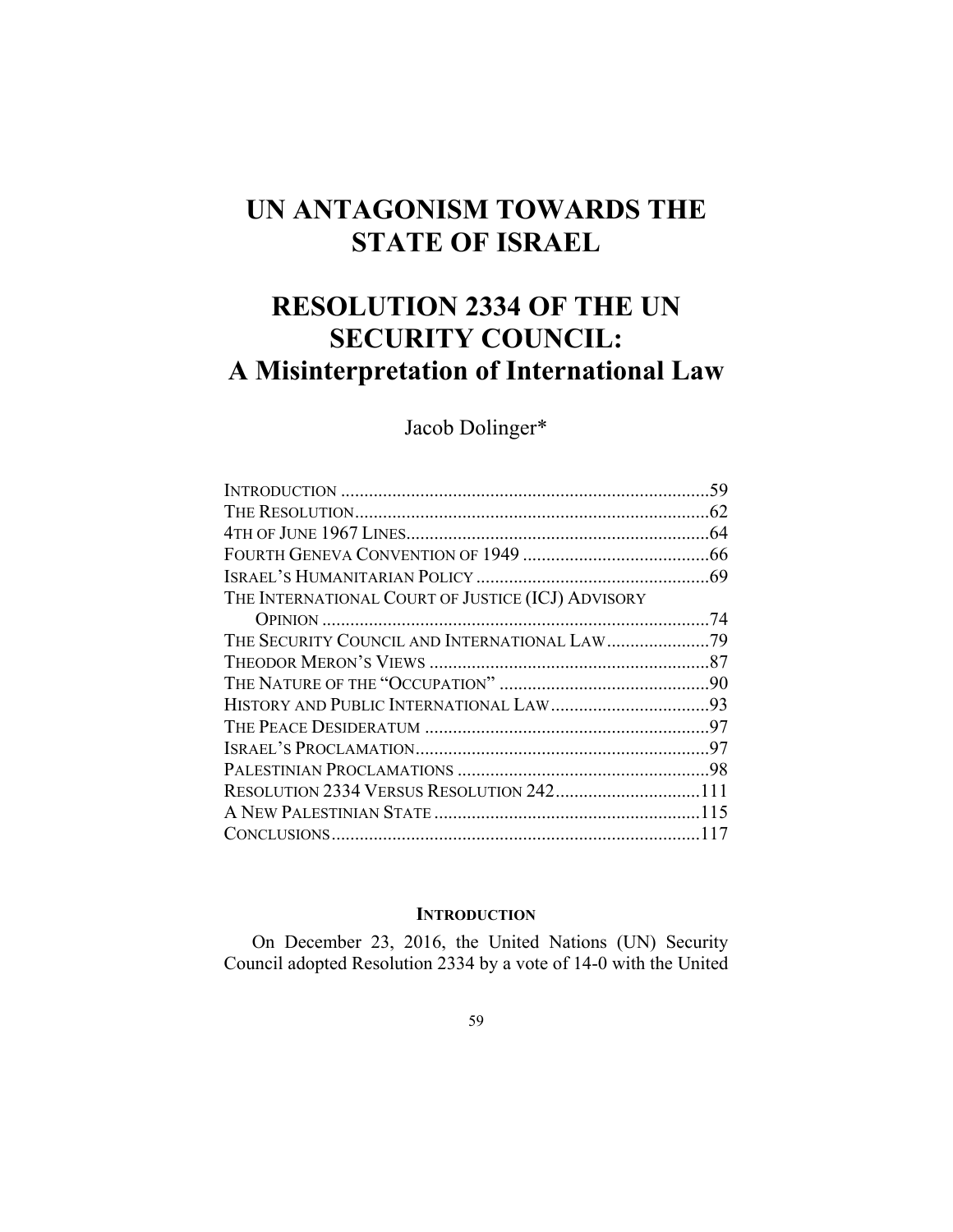# UN ANTAGONISM TOWARDS THE STATE OF ISRAEL

# RESOLUTION 2334 OF THE UN SECURITY COUNCIL: A Misinterpretation of International Law

Jacob Dolinger*

| | |
|---|---|
| INTRODUCTION | 59 |
| THE RESOLUTION | 62 |
| 4TH OF JUNE 1967 LINES | 64 |
| FOURTH GENEVA CONVENTION OF 1949 | 66 |
| ISRAEL'S HUMANITARIAN POLICY | 69 |
| THE INTERNATIONAL COURT OF JUSTICE (ICJ) ADVISORY OPINION | 74 |
| THE SECURITY COUNCIL AND INTERNATIONAL LAW | 79 |
| THEODOR MERON'S VIEWS | 87 |
| THE NATURE OF THE "OCCUPATION" | 90 |
| HISTORY AND PUBLIC INTERNATIONAL LAW | 93 |
| THE PEACE DESIDERATUM | 97 |
| ISRAEL'S PROCLAMATION | 97 |
| PALESTINIAN PROCLAMATIONS | 98 |
| RESOLUTION 2334 VERSUS RESOLUTION 242 | 111 |
| A NEW PALESTINIAN STATE | 115 |
| CONCLUSIONS | 117 |

## INTRODUCTION

On December 23, 2016, the United Nations (UN) Security Council adopted Resolution 2334 by a vote of 14-0 with the United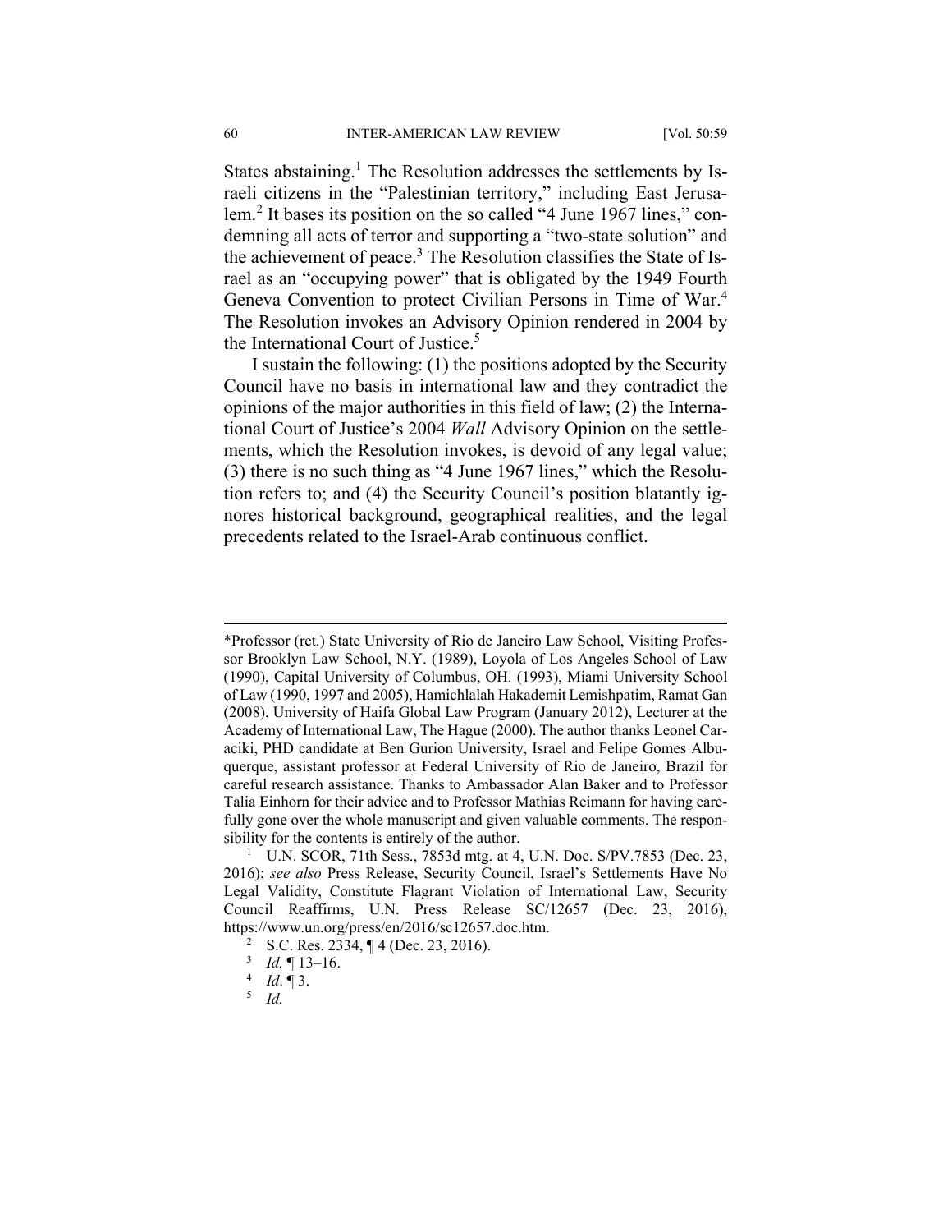States abstaining.[1] The Resolution addresses the settlements by Israeli citizens in the "Palestinian territory," including East Jerusalem.[2] It bases its position on the so called "4 June 1967 lines," condemning all acts of terror and supporting a "two-state solution" and the achievement of peace.[3] The Resolution classifies the State of Israel as an "occupying power" that is obligated by the 1949 Fourth Geneva Convention to protect Civilian Persons in Time of War.[4] The Resolution invokes an Advisory Opinion rendered in 2004 by the International Court of Justice.[5]

I sustain the following: (1) the positions adopted by the Security Council have no basis in international law and they contradict the opinions of the major authorities in this field of law; (2) the International Court of Justice's 2004 *Wall* Advisory Opinion on the settlements, which the Resolution invokes, is devoid of any legal value; (3) there is no such thing as "4 June 1967 lines," which the Resolution refers to; and (4) the Security Council's position blatantly ignores historical background, geographical realities, and the legal precedents related to the Israel-Arab continuous conflict.

---

*Professor (ret.) State University of Rio de Janeiro Law School, Visiting Professor Brooklyn Law School, N.Y. (1989), Loyola of Los Angeles School of Law (1990), Capital University of Columbus, OH. (1993), Miami University School of Law (1990, 1997 and 2005), Hamichlalah Hakademit Lemishpatim, Ramat Gan (2008), University of Haifa Global Law Program (January 2012), Lecturer at the Academy of International Law, The Hague (2000). The author thanks Leonel Caraciki, PHD candidate at Ben Gurion University, Israel and Felipe Gomes Albuquerque, assistant professor at Federal University of Rio de Janeiro, Brazil for careful research assistance. Thanks to Ambassador Alan Baker and to Professor Talia Einhorn for their advice and to Professor Mathias Reimann for having carefully gone over the whole manuscript and given valuable comments. The responsibility for the contents is entirely of the author.

[1] U.N. SCOR, 71th Sess., 7853d mtg. at 4, U.N. Doc. S/PV.7853 (Dec. 23, 2016); *see also* Press Release, Security Council, Israel's Settlements Have No Legal Validity, Constitute Flagrant Violation of International Law, Security Council Reaffirms, U.N. Press Release SC/12657 (Dec. 23, 2016), https://www.un.org/press/en/2016/sc12657.doc.htm.

[2] S.C. Res. 2334, ¶ 4 (Dec. 23, 2016).

[3] *Id.* ¶ 13–16.

[4] *Id*. ¶ 3.

[5] *Id.*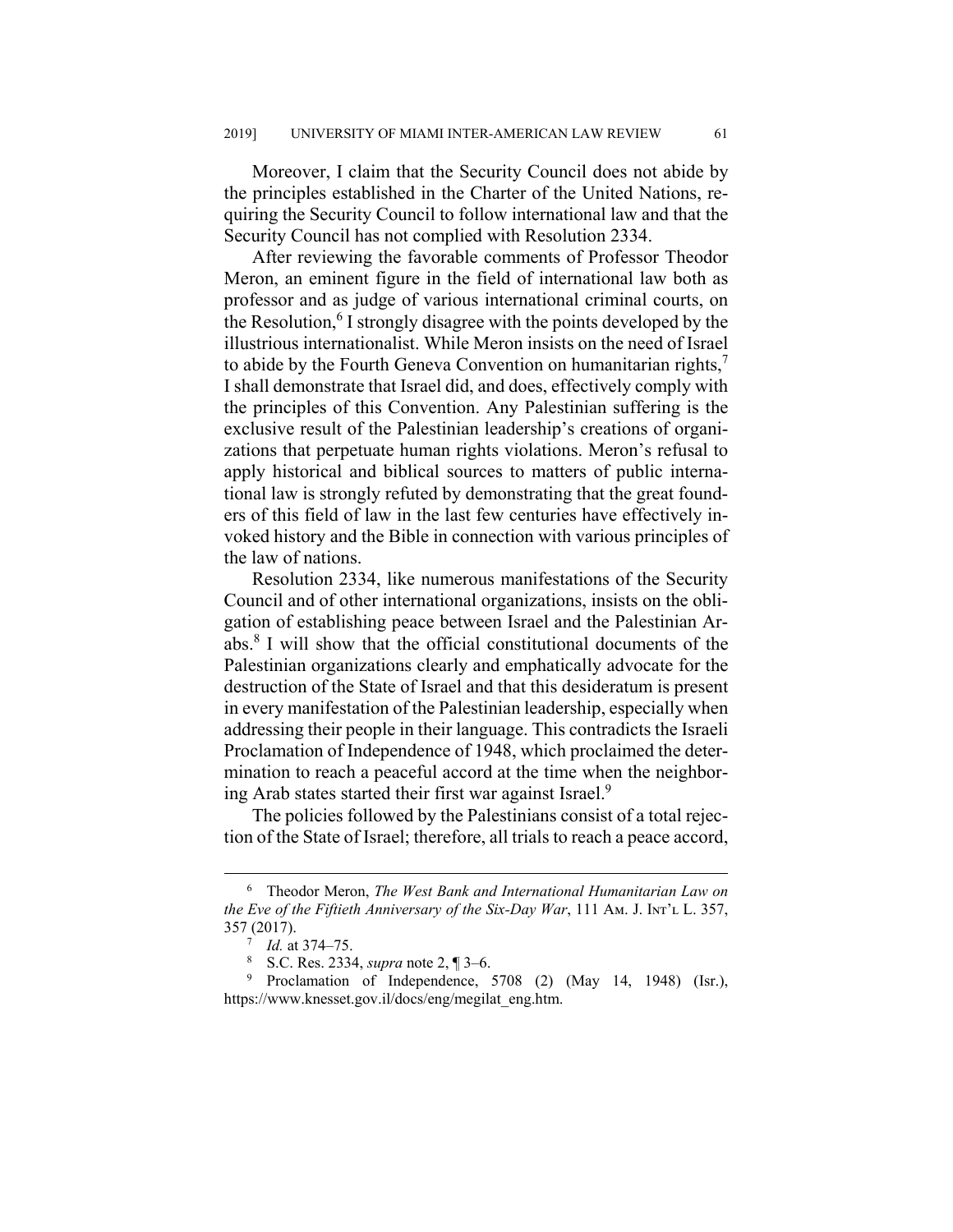Moreover, I claim that the Security Council does not abide by the principles established in the Charter of the United Nations, requiring the Security Council to follow international law and that the Security Council has not complied with Resolution 2334.

After reviewing the favorable comments of Professor Theodor Meron, an eminent figure in the field of international law both as professor and as judge of various international criminal courts, on the Resolution,[6] I strongly disagree with the points developed by the illustrious internationalist. While Meron insists on the need of Israel to abide by the Fourth Geneva Convention on humanitarian rights,[7] I shall demonstrate that Israel did, and does, effectively comply with the principles of this Convention. Any Palestinian suffering is the exclusive result of the Palestinian leadership's creations of organizations that perpetuate human rights violations. Meron's refusal to apply historical and biblical sources to matters of public international law is strongly refuted by demonstrating that the great founders of this field of law in the last few centuries have effectively invoked history and the Bible in connection with various principles of the law of nations.

Resolution 2334, like numerous manifestations of the Security Council and of other international organizations, insists on the obligation of establishing peace between Israel and the Palestinian Arabs.[8] I will show that the official constitutional documents of the Palestinian organizations clearly and emphatically advocate for the destruction of the State of Israel and that this desideratum is present in every manifestation of the Palestinian leadership, especially when addressing their people in their language. This contradicts the Israeli Proclamation of Independence of 1948, which proclaimed the determination to reach a peaceful accord at the time when the neighboring Arab states started their first war against Israel.[9]

The policies followed by the Palestinians consist of a total rejection of the State of Israel; therefore, all trials to reach a peace accord,

---

[6] Theodor Meron, *The West Bank and International Humanitarian Law on the Eve of the Fiftieth Anniversary of the Six-Day War*, 111 Am. J. Int'l L. 357, 357 (2017).

[7] *Id.* at 374–75.

[8] S.C. Res. 2334, *supra* note 2, ¶ 3–6.

[9] Proclamation of Independence, 5708 (2) (May 14, 1948) (Isr.), https://www.knesset.gov.il/docs/eng/megilat_eng.htm.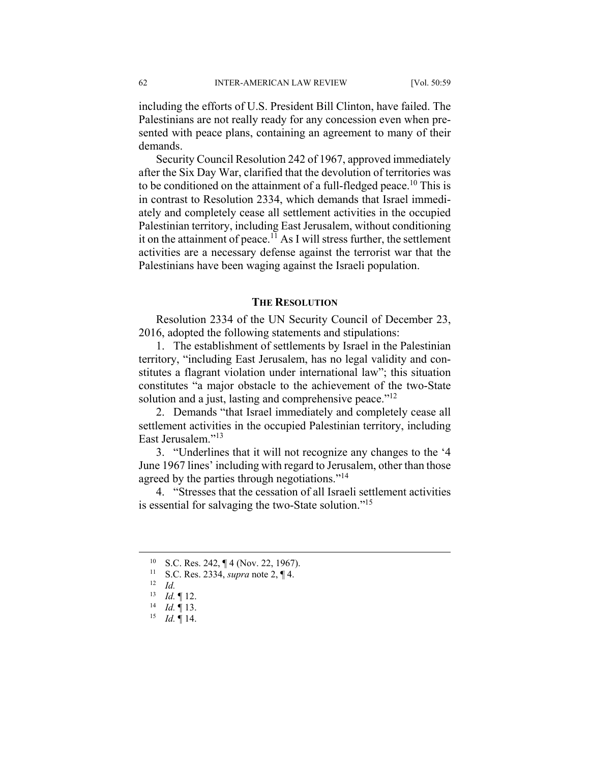including the efforts of U.S. President Bill Clinton, have failed. The Palestinians are not really ready for any concession even when presented with peace plans, containing an agreement to many of their demands.

Security Council Resolution 242 of 1967, approved immediately after the Six Day War, clarified that the devolution of territories was to be conditioned on the attainment of a full-fledged peace.[10] This is in contrast to Resolution 2334, which demands that Israel immediately and completely cease all settlement activities in the occupied Palestinian territory, including East Jerusalem, without conditioning it on the attainment of peace.[11] As I will stress further, the settlement activities are a necessary defense against the terrorist war that the Palestinians have been waging against the Israeli population.

## THE RESOLUTION

Resolution 2334 of the UN Security Council of December 23, 2016, adopted the following statements and stipulations:

1. The establishment of settlements by Israel in the Palestinian territory, "including East Jerusalem, has no legal validity and constitutes a flagrant violation under international law"; this situation constitutes "a major obstacle to the achievement of the two-State solution and a just, lasting and comprehensive peace."[12]

2. Demands "that Israel immediately and completely cease all settlement activities in the occupied Palestinian territory, including East Jerusalem."[13]

3. "Underlines that it will not recognize any changes to the '4 June 1967 lines' including with regard to Jerusalem, other than those agreed by the parties through negotiations."[14]

4. "Stresses that the cessation of all Israeli settlement activities is essential for salvaging the two-State solution."[15]

---

[10] S.C. Res. 242, ¶ 4 (Nov. 22, 1967).

[11] S.C. Res. 2334, *supra* note 2, ¶ 4.

[12] *Id.*

[13] *Id.* ¶ 12.

[14] *Id.* ¶ 13.

[15] *Id.* ¶ 14.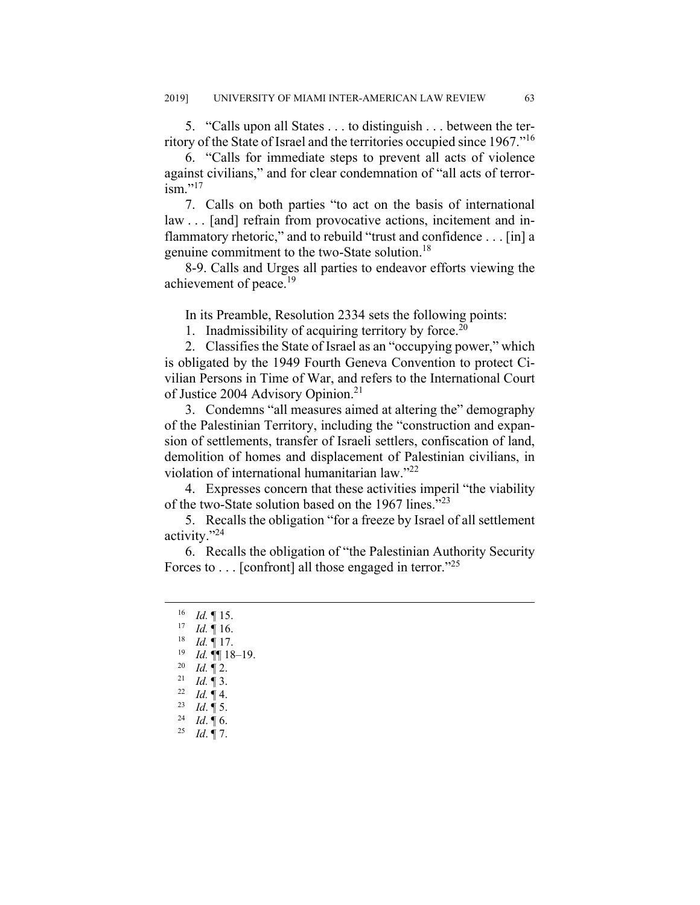5. "Calls upon all States . . . to distinguish . . . between the territory of the State of Israel and the territories occupied since 1967."[16]

6. "Calls for immediate steps to prevent all acts of violence against civilians," and for clear condemnation of "all acts of terrorism."[17]

7. Calls on both parties "to act on the basis of international law . . . [and] refrain from provocative actions, incitement and inflammatory rhetoric," and to rebuild "trust and confidence . . . [in] a genuine commitment to the two-State solution.[18]

8-9. Calls and Urges all parties to endeavor efforts viewing the achievement of peace.[19]

In its Preamble, Resolution 2334 sets the following points:

1. Inadmissibility of acquiring territory by force.[20]

2. Classifies the State of Israel as an "occupying power," which is obligated by the 1949 Fourth Geneva Convention to protect Civilian Persons in Time of War, and refers to the International Court of Justice 2004 Advisory Opinion.[21]

3. Condemns "all measures aimed at altering the" demography of the Palestinian Territory, including the "construction and expansion of settlements, transfer of Israeli settlers, confiscation of land, demolition of homes and displacement of Palestinian civilians, in violation of international humanitarian law."[22]

4. Expresses concern that these activities imperil "the viability of the two-State solution based on the 1967 lines."[23]

5. Recalls the obligation "for a freeze by Israel of all settlement activity."[24]

6. Recalls the obligation of "the Palestinian Authority Security Forces to . . . [confront] all those engaged in terror."[25]

---

[16] *Id.* ¶ 15.

[17] *Id.* ¶ 16.

[18] *Id.* ¶ 17.

[19] *Id.* ¶¶ 18–19.

[20] *Id.* ¶ 2.

[21] *Id.* ¶ 3.

[22] *Id.* ¶ 4.

[23] *Id*. ¶ 5.

[24] *Id*. ¶ 6.

[25] *Id*. ¶ 7.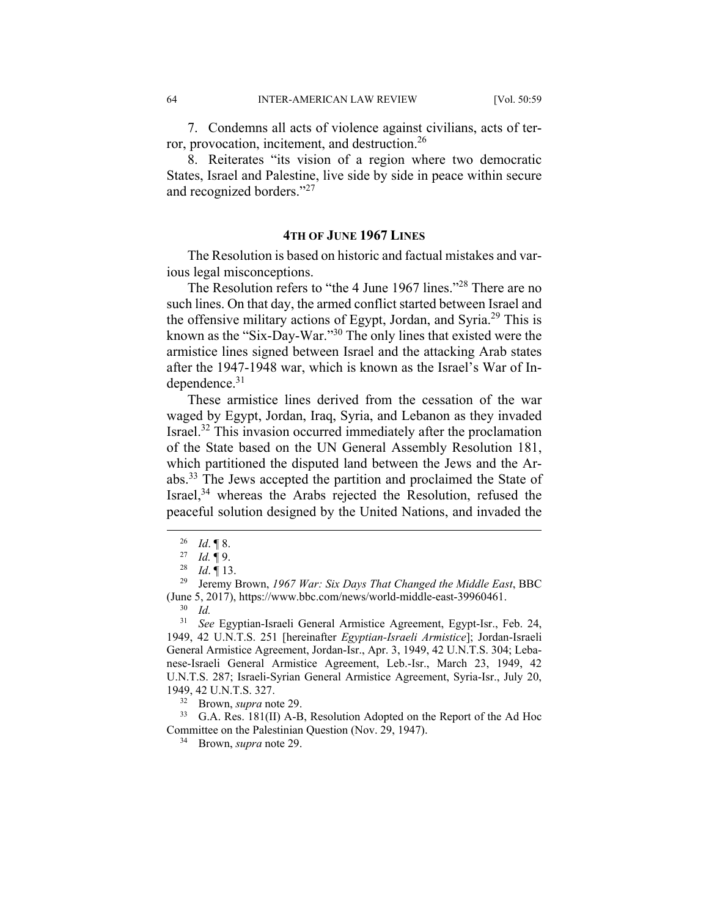7. Condemns all acts of violence against civilians, acts of terror, provocation, incitement, and destruction.[26]

8. Reiterates "its vision of a region where two democratic States, Israel and Palestine, live side by side in peace within secure and recognized borders."[27]

## 4TH OF JUNE 1967 LINES

The Resolution is based on historic and factual mistakes and various legal misconceptions.

The Resolution refers to "the 4 June 1967 lines."[28] There are no such lines. On that day, the armed conflict started between Israel and the offensive military actions of Egypt, Jordan, and Syria.[29] This is known as the "Six-Day-War."[30] The only lines that existed were the armistice lines signed between Israel and the attacking Arab states after the 1947-1948 war, which is known as the Israel's War of Independence.[31]

These armistice lines derived from the cessation of the war waged by Egypt, Jordan, Iraq, Syria, and Lebanon as they invaded Israel.[32] This invasion occurred immediately after the proclamation of the State based on the UN General Assembly Resolution 181, which partitioned the disputed land between the Jews and the Arabs.[33] The Jews accepted the partition and proclaimed the State of Israel,[34] whereas the Arabs rejected the Resolution, refused the peaceful solution designed by the United Nations, and invaded the

---

[26] *Id*. ¶ 8.

[27] *Id.* ¶ 9.

[28] *Id*. ¶ 13.

[29] Jeremy Brown, *1967 War: Six Days That Changed the Middle East*, BBC (June 5, 2017), https://www.bbc.com/news/world-middle-east-39960461.

[30] *Id.*

[31] *See* Egyptian-Israeli General Armistice Agreement, Egypt-Isr., Feb. 24, 1949, 42 U.N.T.S. 251 [hereinafter *Egyptian-Israeli Armistice*]; Jordan-Israeli General Armistice Agreement, Jordan-Isr., Apr. 3, 1949, 42 U.N.T.S. 304; Lebanese-Israeli General Armistice Agreement, Leb.-Isr., March 23, 1949, 42 U.N.T.S. 287; Israeli-Syrian General Armistice Agreement, Syria-Isr., July 20, 1949, 42 U.N.T.S. 327.

[32] Brown, *supra* note 29.

[33] G.A. Res. 181(II) A-B, Resolution Adopted on the Report of the Ad Hoc Committee on the Palestinian Question (Nov. 29, 1947).

[34] Brown, *supra* note 29.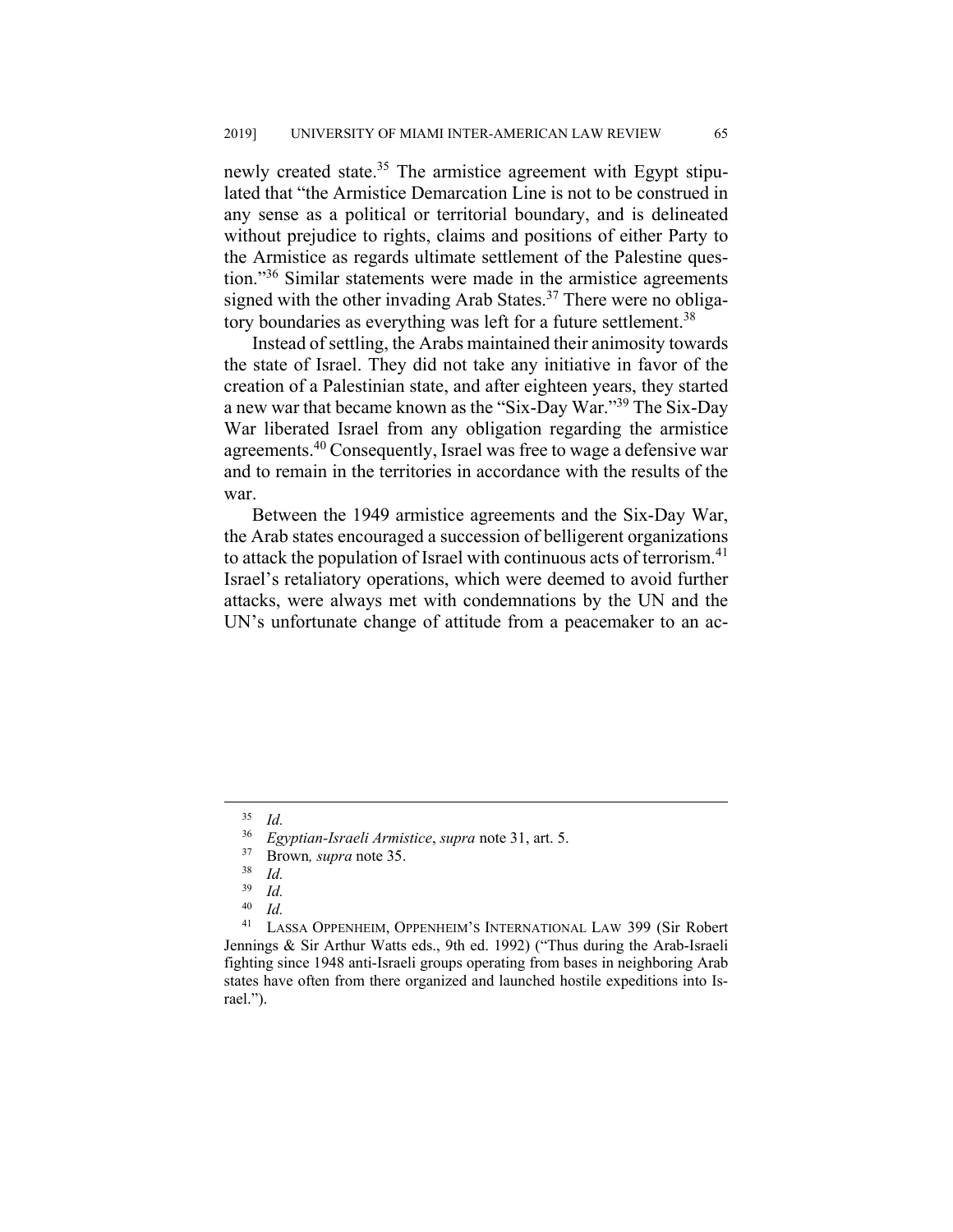newly created state.[35] The armistice agreement with Egypt stipulated that "the Armistice Demarcation Line is not to be construed in any sense as a political or territorial boundary, and is delineated without prejudice to rights, claims and positions of either Party to the Armistice as regards ultimate settlement of the Palestine question."[36] Similar statements were made in the armistice agreements signed with the other invading Arab States.[37] There were no obligatory boundaries as everything was left for a future settlement.[38]

Instead of settling, the Arabs maintained their animosity towards the state of Israel. They did not take any initiative in favor of the creation of a Palestinian state, and after eighteen years, they started a new war that became known as the "Six-Day War."[39] The Six-Day War liberated Israel from any obligation regarding the armistice agreements.[40] Consequently, Israel was free to wage a defensive war and to remain in the territories in accordance with the results of the war.

Between the 1949 armistice agreements and the Six-Day War, the Arab states encouraged a succession of belligerent organizations to attack the population of Israel with continuous acts of terrorism.[41] Israel's retaliatory operations, which were deemed to avoid further attacks, were always met with condemnations by the UN and the UN's unfortunate change of attitude from a peacemaker to an ac-

---

[35] *Id.*

[36] *Egyptian-Israeli Armistice*, *supra* note 31, art. 5.

[37] Brown*, supra* note 35.

[38] *Id.*

[39] *Id.*

[40] *Id.*

[41] LASSA OPPENHEIM, OPPENHEIM'S INTERNATIONAL LAW 399 (Sir Robert Jennings & Sir Arthur Watts eds., 9th ed. 1992) ("Thus during the Arab-Israeli fighting since 1948 anti-Israeli groups operating from bases in neighboring Arab states have often from there organized and launched hostile expeditions into Israel.").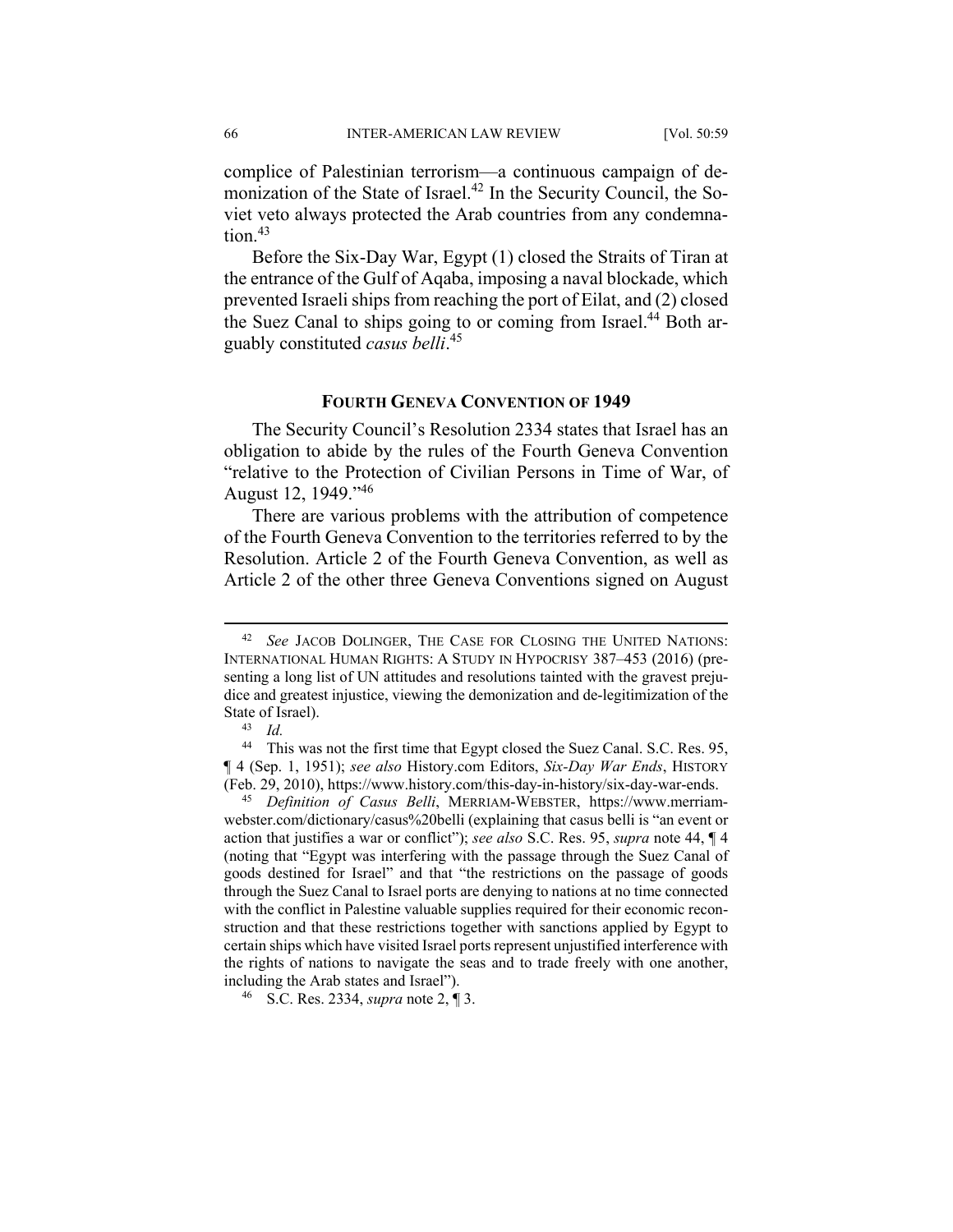complice of Palestinian terrorism—a continuous campaign of demonization of the State of Israel.[42] In the Security Council, the Soviet veto always protected the Arab countries from any condemnation.[43]

Before the Six-Day War, Egypt (1) closed the Straits of Tiran at the entrance of the Gulf of Aqaba, imposing a naval blockade, which prevented Israeli ships from reaching the port of Eilat, and (2) closed the Suez Canal to ships going to or coming from Israel.[44] Both arguably constituted *casus belli*.[45]

## FOURTH GENEVA CONVENTION OF 1949

The Security Council's Resolution 2334 states that Israel has an obligation to abide by the rules of the Fourth Geneva Convention "relative to the Protection of Civilian Persons in Time of War, of August 12, 1949."[46]

There are various problems with the attribution of competence of the Fourth Geneva Convention to the territories referred to by the Resolution. Article 2 of the Fourth Geneva Convention, as well as Article 2 of the other three Geneva Conventions signed on August

---

[42] *See* JACOB DOLINGER, THE CASE FOR CLOSING THE UNITED NATIONS: INTERNATIONAL HUMAN RIGHTS: A STUDY IN HYPOCRISY 387–453 (2016) (presenting a long list of UN attitudes and resolutions tainted with the gravest prejudice and greatest injustice, viewing the demonization and de-legitimization of the State of Israel).

[43] *Id.*

[44] This was not the first time that Egypt closed the Suez Canal. S.C. Res. 95, ¶ 4 (Sep. 1, 1951); *see also* History.com Editors, *Six-Day War Ends*, HISTORY (Feb. 29, 2010), https://www.history.com/this-day-in-history/six-day-war-ends.

[45] *Definition of Casus Belli*, MERRIAM-WEBSTER, https://www.merriam-webster.com/dictionary/casus%20belli (explaining that casus belli is "an event or action that justifies a war or conflict"); *see also* S.C. Res. 95, *supra* note 44, ¶ 4 (noting that "Egypt was interfering with the passage through the Suez Canal of goods destined for Israel" and that "the restrictions on the passage of goods through the Suez Canal to Israel ports are denying to nations at no time connected with the conflict in Palestine valuable supplies required for their economic reconstruction and that these restrictions together with sanctions applied by Egypt to certain ships which have visited Israel ports represent unjustified interference with the rights of nations to navigate the seas and to trade freely with one another, including the Arab states and Israel").

[46] S.C. Res. 2334, *supra* note 2, ¶ 3.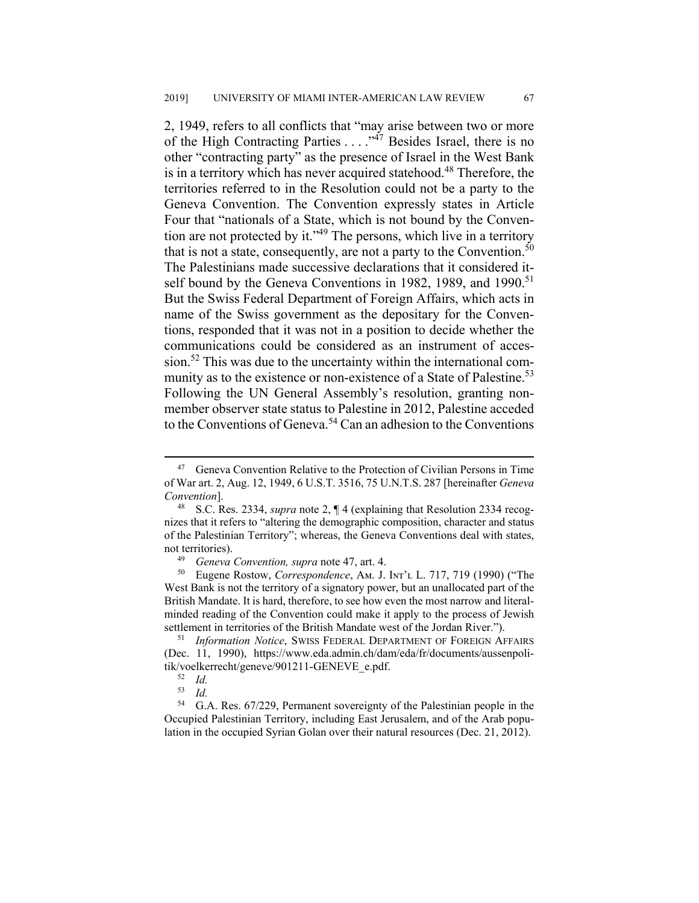2, 1949, refers to all conflicts that "may arise between two or more of the High Contracting Parties . . . ."[47] Besides Israel, there is no other "contracting party" as the presence of Israel in the West Bank is in a territory which has never acquired statehood.[48] Therefore, the territories referred to in the Resolution could not be a party to the Geneva Convention. The Convention expressly states in Article Four that "nationals of a State, which is not bound by the Convention are not protected by it."[49] The persons, which live in a territory that is not a state, consequently, are not a party to the Convention.[50] The Palestinians made successive declarations that it considered itself bound by the Geneva Conventions in 1982, 1989, and 1990.[51] But the Swiss Federal Department of Foreign Affairs, which acts in name of the Swiss government as the depositary for the Conventions, responded that it was not in a position to decide whether the communications could be considered as an instrument of accession.[52] This was due to the uncertainty within the international community as to the existence or non-existence of a State of Palestine.[53] Following the UN General Assembly's resolution, granting non-member observer state status to Palestine in 2012, Palestine acceded to the Conventions of Geneva.[54] Can an adhesion to the Conventions

---

[47] Geneva Convention Relative to the Protection of Civilian Persons in Time of War art. 2, Aug. 12, 1949, 6 U.S.T. 3516, 75 U.N.T.S. 287 [hereinafter *Geneva Convention*].

[48] S.C. Res. 2334, *supra* note 2, ¶ 4 (explaining that Resolution 2334 recognizes that it refers to "altering the demographic composition, character and status of the Palestinian Territory"; whereas, the Geneva Conventions deal with states, not territories).

[49] *Geneva Convention, supra* note 47, art. 4.

[50] Eugene Rostow, *Correspondence*, AM. J. INT'L L. 717, 719 (1990) ("The West Bank is not the territory of a signatory power, but an unallocated part of the British Mandate. It is hard, therefore, to see how even the most narrow and literal-minded reading of the Convention could make it apply to the process of Jewish settlement in territories of the British Mandate west of the Jordan River.").

[51] *Information Notice*, SWISS FEDERAL DEPARTMENT OF FOREIGN AFFAIRS (Dec. 11, 1990), https://www.eda.admin.ch/dam/eda/fr/documents/aussenpolitik/voelkerrecht/geneve/901211-GENEVE_e.pdf.

[52] *Id.*

[53] *Id.*

[54] G.A. Res. 67/229, Permanent sovereignty of the Palestinian people in the Occupied Palestinian Territory, including East Jerusalem, and of the Arab population in the occupied Syrian Golan over their natural resources (Dec. 21, 2012).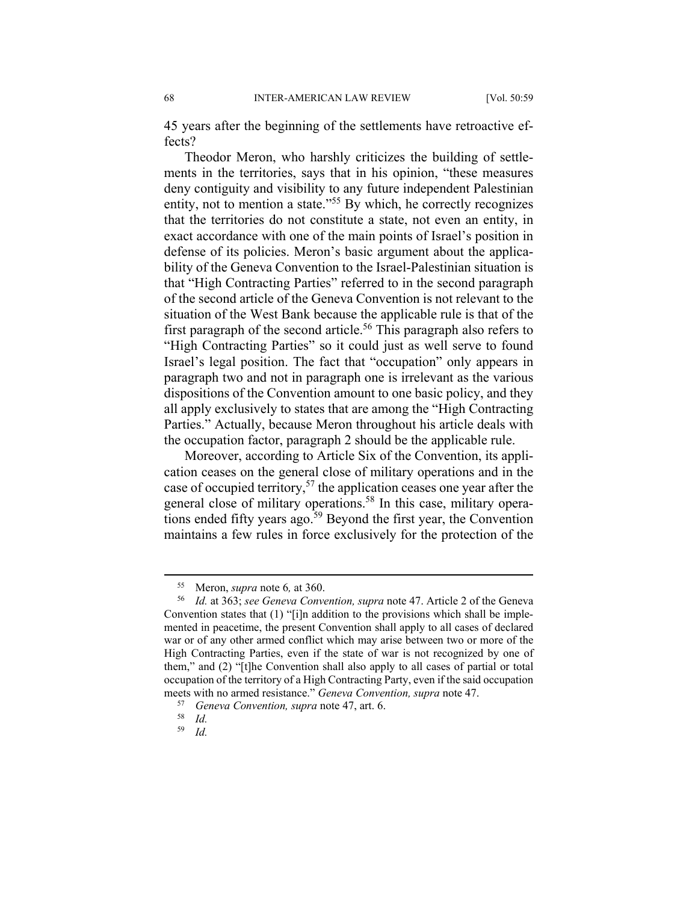45 years after the beginning of the settlements have retroactive effects?

Theodor Meron, who harshly criticizes the building of settlements in the territories, says that in his opinion, "these measures deny contiguity and visibility to any future independent Palestinian entity, not to mention a state."[55] By which, he correctly recognizes that the territories do not constitute a state, not even an entity, in exact accordance with one of the main points of Israel's position in defense of its policies. Meron's basic argument about the applicability of the Geneva Convention to the Israel-Palestinian situation is that "High Contracting Parties" referred to in the second paragraph of the second article of the Geneva Convention is not relevant to the situation of the West Bank because the applicable rule is that of the first paragraph of the second article.[56] This paragraph also refers to "High Contracting Parties" so it could just as well serve to found Israel's legal position. The fact that "occupation" only appears in paragraph two and not in paragraph one is irrelevant as the various dispositions of the Convention amount to one basic policy, and they all apply exclusively to states that are among the "High Contracting Parties." Actually, because Meron throughout his article deals with the occupation factor, paragraph 2 should be the applicable rule.

Moreover, according to Article Six of the Convention, its application ceases on the general close of military operations and in the case of occupied territory,[57] the application ceases one year after the general close of military operations.[58] In this case, military operations ended fifty years ago.[59] Beyond the first year, the Convention maintains a few rules in force exclusively for the protection of the

---

[55] Meron, *supra* note 6*,* at 360.

[56] *Id.* at 363; *see Geneva Convention, supra* note 47. Article 2 of the Geneva Convention states that (1) "[i]n addition to the provisions which shall be implemented in peacetime, the present Convention shall apply to all cases of declared war or of any other armed conflict which may arise between two or more of the High Contracting Parties, even if the state of war is not recognized by one of them," and (2) "[t]he Convention shall also apply to all cases of partial or total occupation of the territory of a High Contracting Party, even if the said occupation meets with no armed resistance." *Geneva Convention, supra* note 47.

[57] *Geneva Convention, supra* note 47, art. 6.

[58] *Id.*

[59] *Id.*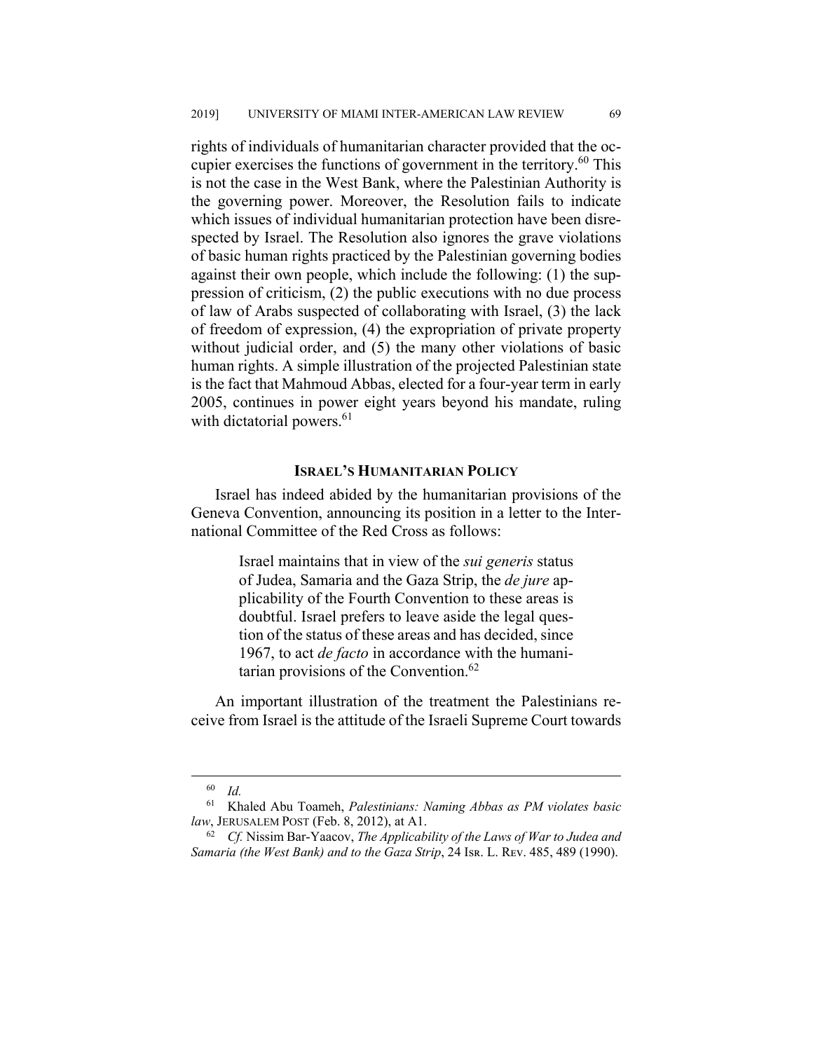rights of individuals of humanitarian character provided that the occupier exercises the functions of government in the territory.[60] This is not the case in the West Bank, where the Palestinian Authority is the governing power. Moreover, the Resolution fails to indicate which issues of individual humanitarian protection have been disrespected by Israel. The Resolution also ignores the grave violations of basic human rights practiced by the Palestinian governing bodies against their own people, which include the following: (1) the suppression of criticism, (2) the public executions with no due process of law of Arabs suspected of collaborating with Israel, (3) the lack of freedom of expression, (4) the expropriation of private property without judicial order, and (5) the many other violations of basic human rights. A simple illustration of the projected Palestinian state is the fact that Mahmoud Abbas, elected for a four-year term in early 2005, continues in power eight years beyond his mandate, ruling with dictatorial powers.[61]

## ISRAEL'S HUMANITARIAN POLICY

Israel has indeed abided by the humanitarian provisions of the Geneva Convention, announcing its position in a letter to the International Committee of the Red Cross as follows:

> Israel maintains that in view of the *sui generis* status of Judea, Samaria and the Gaza Strip, the *de jure* applicability of the Fourth Convention to these areas is doubtful. Israel prefers to leave aside the legal question of the status of these areas and has decided, since 1967, to act *de facto* in accordance with the humanitarian provisions of the Convention.[62]

An important illustration of the treatment the Palestinians receive from Israel is the attitude of the Israeli Supreme Court towards

---

[60] *Id.*

[61] Khaled Abu Toameh, *Palestinians: Naming Abbas as PM violates basic law*, JERUSALEM POST (Feb. 8, 2012), at A1.

[62] *Cf.* Nissim Bar-Yaacov, *The Applicability of the Laws of War to Judea and Samaria (the West Bank) and to the Gaza Strip*, 24 ISR. L. REV. 485, 489 (1990).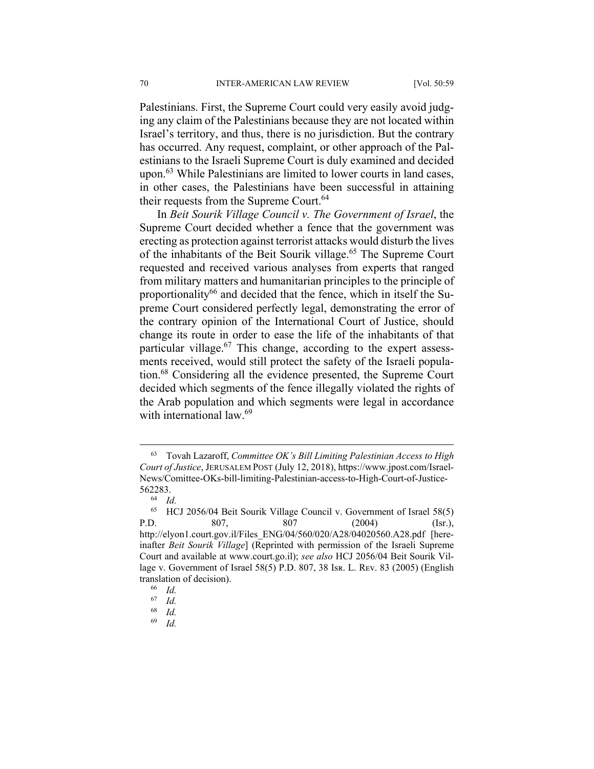Palestinians. First, the Supreme Court could very easily avoid judging any claim of the Palestinians because they are not located within Israel's territory, and thus, there is no jurisdiction. But the contrary has occurred. Any request, complaint, or other approach of the Palestinians to the Israeli Supreme Court is duly examined and decided upon.[63] While Palestinians are limited to lower courts in land cases, in other cases, the Palestinians have been successful in attaining their requests from the Supreme Court.[64]

In *Beit Sourik Village Council v. The Government of Israel*, the Supreme Court decided whether a fence that the government was erecting as protection against terrorist attacks would disturb the lives of the inhabitants of the Beit Sourik village.[65] The Supreme Court requested and received various analyses from experts that ranged from military matters and humanitarian principles to the principle of proportionality[66] and decided that the fence, which in itself the Supreme Court considered perfectly legal, demonstrating the error of the contrary opinion of the International Court of Justice, should change its route in order to ease the life of the inhabitants of that particular village.[67] This change, according to the expert assessments received, would still protect the safety of the Israeli population.[68] Considering all the evidence presented, the Supreme Court decided which segments of the fence illegally violated the rights of the Arab population and which segments were legal in accordance with international law.[69]

---

[63] Tovah Lazaroff, *Committee OK's Bill Limiting Palestinian Access to High Court of Justice*, JERUSALEM POST (July 12, 2018), https://www.jpost.com/Israel-News/Comittee-OKs-bill-limiting-Palestinian-access-to-High-Court-of-Justice-562283.

[64] *Id.*

[65] HCJ 2056/04 Beit Sourik Village Council v. Government of Israel 58(5) P.D. 807, 807 (2004) (Isr.), http://elyon1.court.gov.il/Files_ENG/04/560/020/A28/04020560.A28.pdf [hereinafter *Beit Sourik Village*] (Reprinted with permission of the Israeli Supreme Court and available at www.court.go.il); *see also* HCJ 2056/04 Beit Sourik Village v. Government of Israel 58(5) P.D. 807, 38 ISR. L. REV. 83 (2005) (English translation of decision).

[66] *Id.*

[67] *Id.*

[68] *Id.*

[69] *Id.*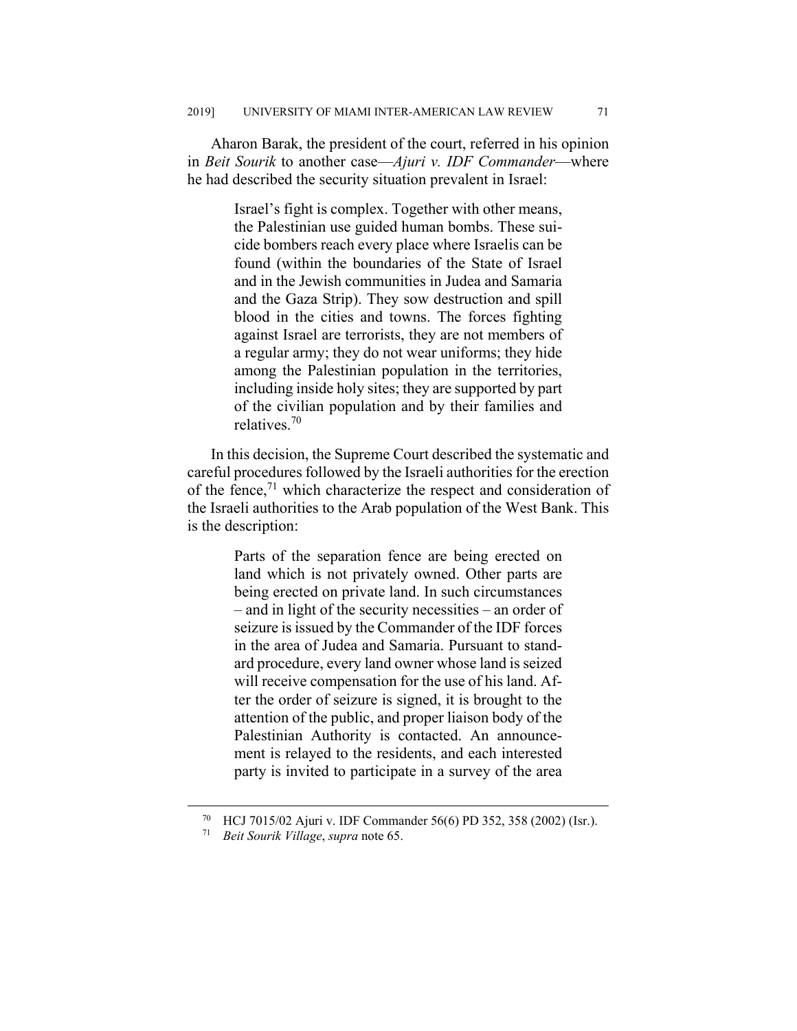Aharon Barak, the president of the court, referred in his opinion in *Beit Sourik* to another case—*Ajuri v. IDF Commander*—where he had described the security situation prevalent in Israel:

> Israel's fight is complex. Together with other means, the Palestinian use guided human bombs. These suicide bombers reach every place where Israelis can be found (within the boundaries of the State of Israel and in the Jewish communities in Judea and Samaria and the Gaza Strip). They sow destruction and spill blood in the cities and towns. The forces fighting against Israel are terrorists, they are not members of a regular army; they do not wear uniforms; they hide among the Palestinian population in the territories, including inside holy sites; they are supported by part of the civilian population and by their families and relatives.[70]

In this decision, the Supreme Court described the systematic and careful procedures followed by the Israeli authorities for the erection of the fence,[71] which characterize the respect and consideration of the Israeli authorities to the Arab population of the West Bank. This is the description:

> Parts of the separation fence are being erected on land which is not privately owned. Other parts are being erected on private land. In such circumstances – and in light of the security necessities – an order of seizure is issued by the Commander of the IDF forces in the area of Judea and Samaria. Pursuant to standard procedure, every land owner whose land is seized will receive compensation for the use of his land. After the order of seizure is signed, it is brought to the attention of the public, and proper liaison body of the Palestinian Authority is contacted. An announcement is relayed to the residents, and each interested party is invited to participate in a survey of the area

[70] HCJ 7015/02 Ajuri v. IDF Commander 56(6) PD 352, 358 (2002) (Isr.).

[71] *Beit Sourik Village*, *supra* note 65.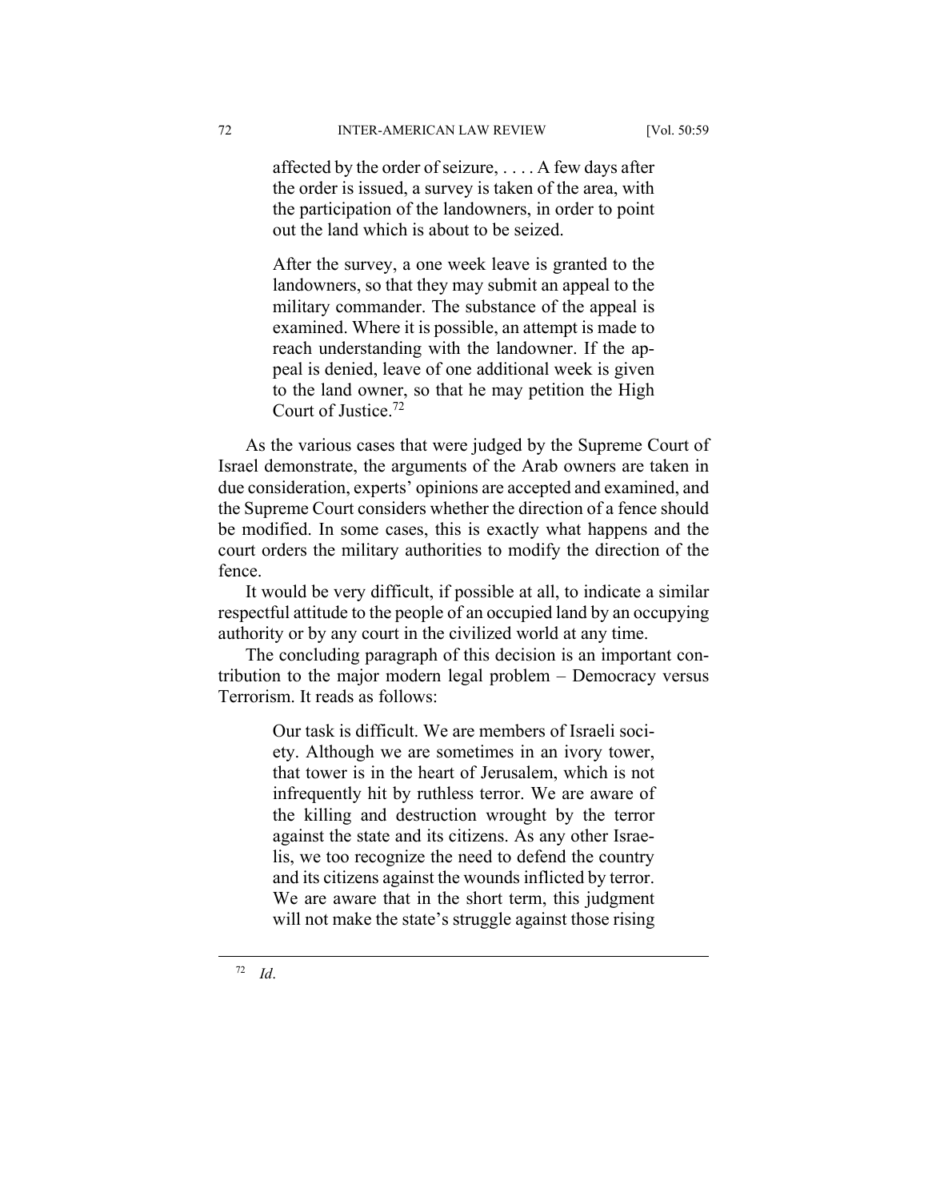> affected by the order of seizure, . . . . A few days after the order is issued, a survey is taken of the area, with the participation of the landowners, in order to point out the land which is about to be seized.
>
> After the survey, a one week leave is granted to the landowners, so that they may submit an appeal to the military commander. The substance of the appeal is examined. Where it is possible, an attempt is made to reach understanding with the landowner. If the appeal is denied, leave of one additional week is given to the land owner, so that he may petition the High Court of Justice.[72]

As the various cases that were judged by the Supreme Court of Israel demonstrate, the arguments of the Arab owners are taken in due consideration, experts' opinions are accepted and examined, and the Supreme Court considers whether the direction of a fence should be modified. In some cases, this is exactly what happens and the court orders the military authorities to modify the direction of the fence.

It would be very difficult, if possible at all, to indicate a similar respectful attitude to the people of an occupied land by an occupying authority or by any court in the civilized world at any time.

The concluding paragraph of this decision is an important contribution to the major modern legal problem – Democracy versus Terrorism. It reads as follows:

> Our task is difficult. We are members of Israeli society. Although we are sometimes in an ivory tower, that tower is in the heart of Jerusalem, which is not infrequently hit by ruthless terror. We are aware of the killing and destruction wrought by the terror against the state and its citizens. As any other Israelis, we too recognize the need to defend the country and its citizens against the wounds inflicted by terror. We are aware that in the short term, this judgment will not make the state's struggle against those rising

---

[72] *Id*.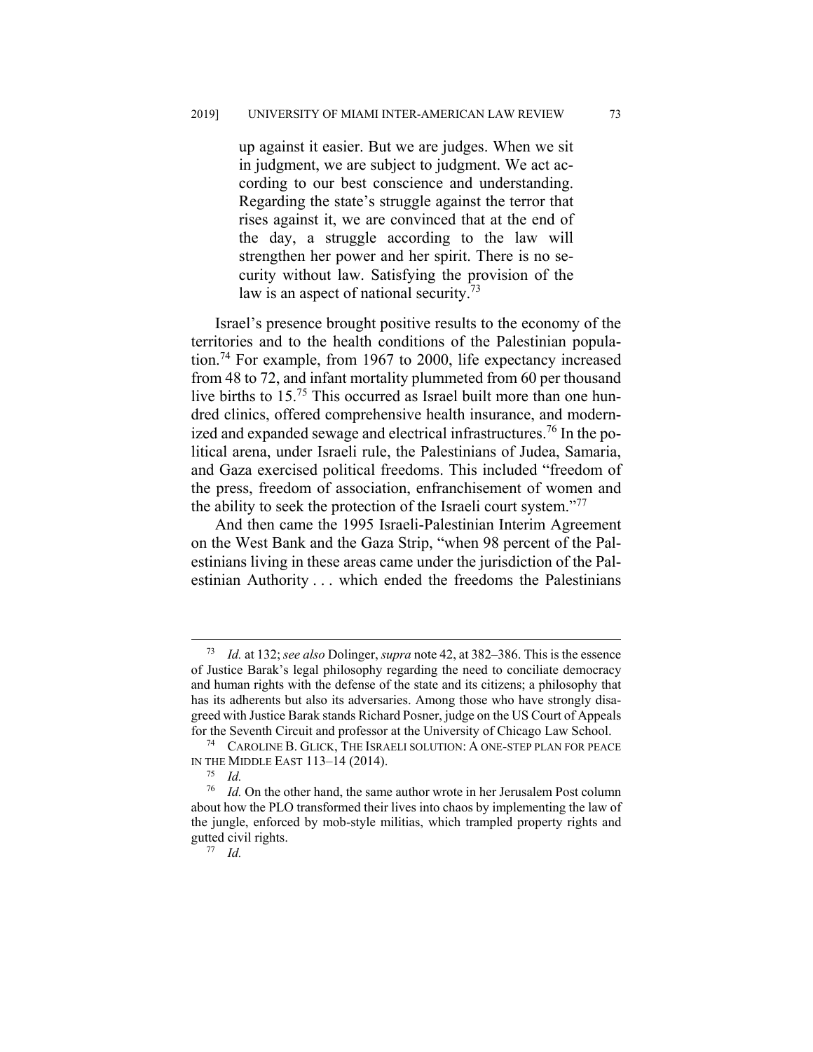> up against it easier. But we are judges. When we sit in judgment, we are subject to judgment. We act according to our best conscience and understanding. Regarding the state's struggle against the terror that rises against it, we are convinced that at the end of the day, a struggle according to the law will strengthen her power and her spirit. There is no security without law. Satisfying the provision of the law is an aspect of national security.[73]

Israel's presence brought positive results to the economy of the territories and to the health conditions of the Palestinian population.[74] For example, from 1967 to 2000, life expectancy increased from 48 to 72, and infant mortality plummeted from 60 per thousand live births to 15.[75] This occurred as Israel built more than one hundred clinics, offered comprehensive health insurance, and modernized and expanded sewage and electrical infrastructures.[76] In the political arena, under Israeli rule, the Palestinians of Judea, Samaria, and Gaza exercised political freedoms. This included "freedom of the press, freedom of association, enfranchisement of women and the ability to seek the protection of the Israeli court system."[77]

And then came the 1995 Israeli-Palestinian Interim Agreement on the West Bank and the Gaza Strip, "when 98 percent of the Palestinians living in these areas came under the jurisdiction of the Palestinian Authority . . . which ended the freedoms the Palestinians

---

[73] *Id.* at 132; *see also* Dolinger, *supra* note 42, at 382–386. This is the essence of Justice Barak's legal philosophy regarding the need to conciliate democracy and human rights with the defense of the state and its citizens; a philosophy that has its adherents but also its adversaries. Among those who have strongly disagreed with Justice Barak stands Richard Posner, judge on the US Court of Appeals for the Seventh Circuit and professor at the University of Chicago Law School.

[74] CAROLINE B. GLICK, THE ISRAELI SOLUTION: A ONE-STEP PLAN FOR PEACE IN THE MIDDLE EAST 113–14 (2014).

[75] *Id.*

[76] *Id.* On the other hand, the same author wrote in her Jerusalem Post column about how the PLO transformed their lives into chaos by implementing the law of the jungle, enforced by mob-style militias, which trampled property rights and gutted civil rights.

[77] *Id.*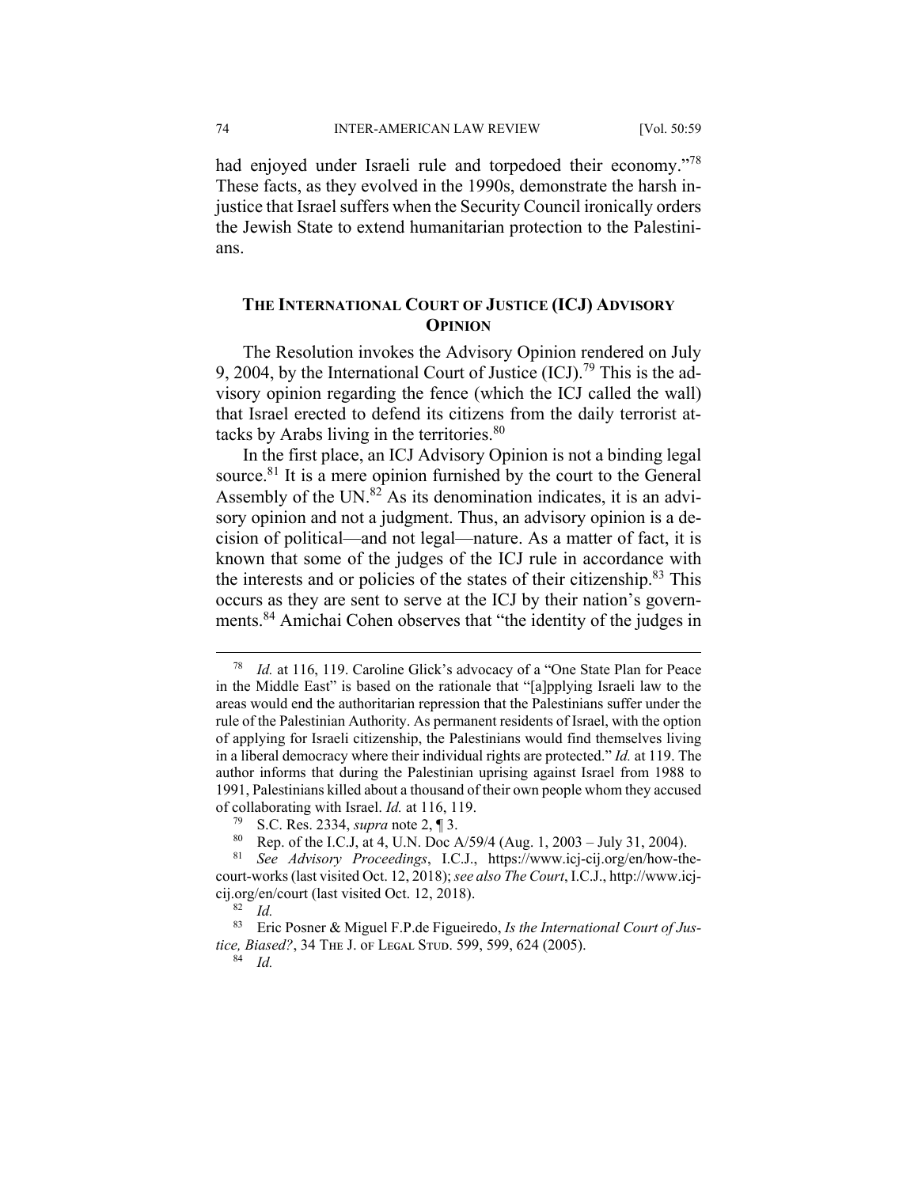had enjoyed under Israeli rule and torpedoed their economy."[78] These facts, as they evolved in the 1990s, demonstrate the harsh injustice that Israel suffers when the Security Council ironically orders the Jewish State to extend humanitarian protection to the Palestinians.

## **THE INTERNATIONAL COURT OF JUSTICE (ICJ) ADVISORY OPINION**

The Resolution invokes the Advisory Opinion rendered on July 9, 2004, by the International Court of Justice (ICJ).[79] This is the advisory opinion regarding the fence (which the ICJ called the wall) that Israel erected to defend its citizens from the daily terrorist attacks by Arabs living in the territories.[80]

In the first place, an ICJ Advisory Opinion is not a binding legal source.[81] It is a mere opinion furnished by the court to the General Assembly of the UN.[82] As its denomination indicates, it is an advisory opinion and not a judgment. Thus, an advisory opinion is a decision of political—and not legal—nature. As a matter of fact, it is known that some of the judges of the ICJ rule in accordance with the interests and or policies of the states of their citizenship.[83] This occurs as they are sent to serve at the ICJ by their nation's governments.[84] Amichai Cohen observes that "the identity of the judges in

---

[78] *Id.* at 116, 119. Caroline Glick's advocacy of a "One State Plan for Peace in the Middle East" is based on the rationale that "[a]pplying Israeli law to the areas would end the authoritarian repression that the Palestinians suffer under the rule of the Palestinian Authority. As permanent residents of Israel, with the option of applying for Israeli citizenship, the Palestinians would find themselves living in a liberal democracy where their individual rights are protected." *Id.* at 119. The author informs that during the Palestinian uprising against Israel from 1988 to 1991, Palestinians killed about a thousand of their own people whom they accused of collaborating with Israel. *Id.* at 116, 119.

[79] S.C. Res. 2334, *supra* note 2, ¶ 3.

[80] Rep. of the I.C.J, at 4, U.N. Doc A/59/4 (Aug. 1, 2003 – July 31, 2004).

[81] *See Advisory Proceedings*, I.C.J., https://www.icj-cij.org/en/how-the-court-works (last visited Oct. 12, 2018); *see also The Court*, I.C.J., http://www.icj-cij.org/en/court (last visited Oct. 12, 2018).

[82] *Id.*

[83] Eric Posner & Miguel F.P.de Figueiredo, *Is the International Court of Justice, Biased?*, 34 THE J. OF LEGAL STUD. 599, 599, 624 (2005).

[84] *Id.*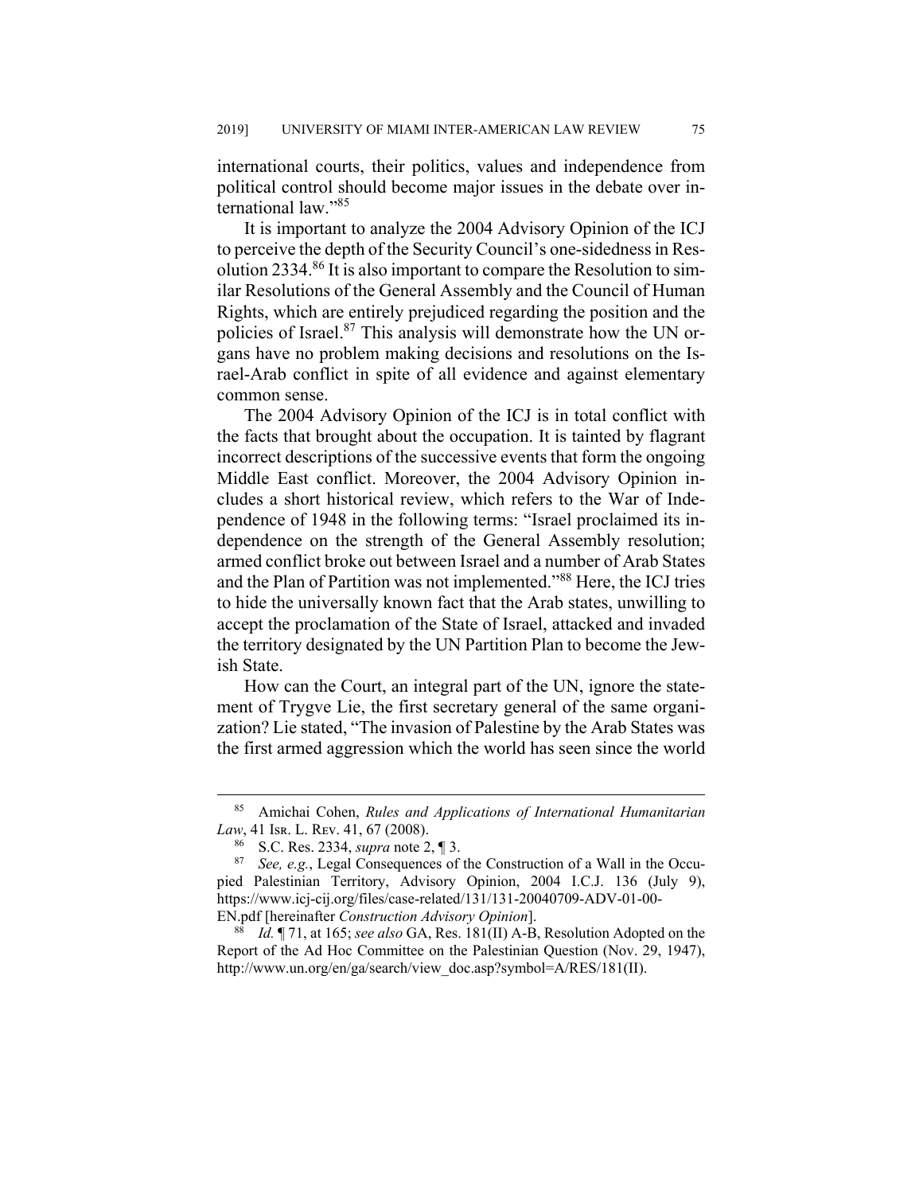international courts, their politics, values and independence from political control should become major issues in the debate over international law."[85]

It is important to analyze the 2004 Advisory Opinion of the ICJ to perceive the depth of the Security Council's one-sidedness in Resolution 2334.[86] It is also important to compare the Resolution to similar Resolutions of the General Assembly and the Council of Human Rights, which are entirely prejudiced regarding the position and the policies of Israel.[87] This analysis will demonstrate how the UN organs have no problem making decisions and resolutions on the Israel-Arab conflict in spite of all evidence and against elementary common sense.

The 2004 Advisory Opinion of the ICJ is in total conflict with the facts that brought about the occupation. It is tainted by flagrant incorrect descriptions of the successive events that form the ongoing Middle East conflict. Moreover, the 2004 Advisory Opinion includes a short historical review, which refers to the War of Independence of 1948 in the following terms: "Israel proclaimed its independence on the strength of the General Assembly resolution; armed conflict broke out between Israel and a number of Arab States and the Plan of Partition was not implemented."[88] Here, the ICJ tries to hide the universally known fact that the Arab states, unwilling to accept the proclamation of the State of Israel, attacked and invaded the territory designated by the UN Partition Plan to become the Jewish State.

How can the Court, an integral part of the UN, ignore the statement of Trygve Lie, the first secretary general of the same organization? Lie stated, "The invasion of Palestine by the Arab States was the first armed aggression which the world has seen since the world

---

[85] Amichai Cohen, *Rules and Applications of International Humanitarian Law*, 41 ISR. L. REV. 41, 67 (2008).

[86] S.C. Res. 2334, *supra* note 2, ¶ 3.

[87] *See, e.g.*, Legal Consequences of the Construction of a Wall in the Occupied Palestinian Territory, Advisory Opinion, 2004 I.C.J. 136 (July 9), https://www.icj-cij.org/files/case-related/131/131-20040709-ADV-01-00-EN.pdf [hereinafter *Construction Advisory Opinion*].

[88] *Id.* ¶ 71, at 165; *see also* GA, Res. 181(II) A-B, Resolution Adopted on the Report of the Ad Hoc Committee on the Palestinian Question (Nov. 29, 1947), http://www.un.org/en/ga/search/view_doc.asp?symbol=A/RES/181(II).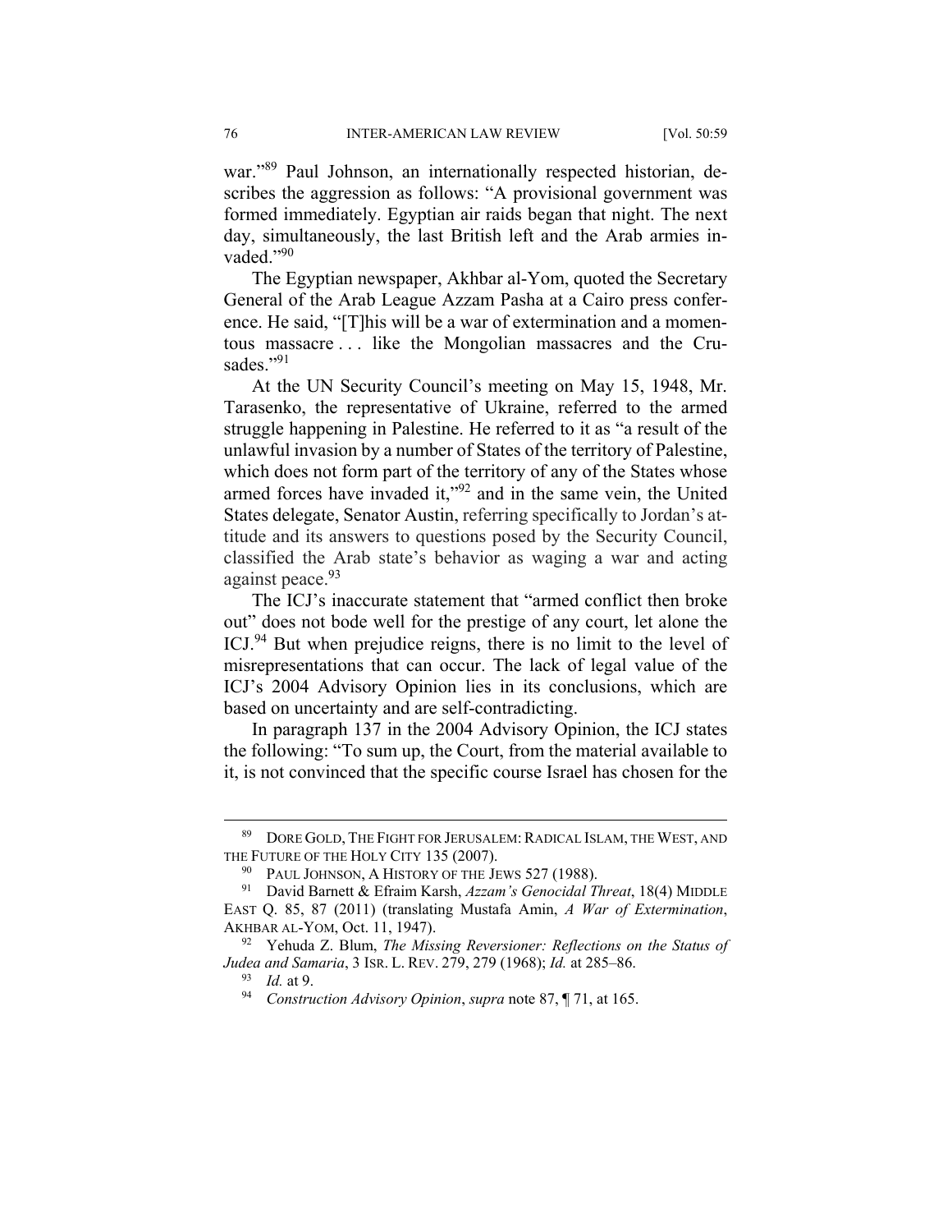war."[89] Paul Johnson, an internationally respected historian, describes the aggression as follows: "A provisional government was formed immediately. Egyptian air raids began that night. The next day, simultaneously, the last British left and the Arab armies invaded."[90]

The Egyptian newspaper, Akhbar al-Yom, quoted the Secretary General of the Arab League Azzam Pasha at a Cairo press conference. He said, "[T]his will be a war of extermination and a momentous massacre . . . like the Mongolian massacres and the Crusades."[91]

At the UN Security Council's meeting on May 15, 1948, Mr. Tarasenko, the representative of Ukraine, referred to the armed struggle happening in Palestine. He referred to it as "a result of the unlawful invasion by a number of States of the territory of Palestine, which does not form part of the territory of any of the States whose armed forces have invaded it,"[92] and in the same vein, the United States delegate, Senator Austin, referring specifically to Jordan's attitude and its answers to questions posed by the Security Council, classified the Arab state's behavior as waging a war and acting against peace.[93]

The ICJ's inaccurate statement that "armed conflict then broke out" does not bode well for the prestige of any court, let alone the ICJ.[94] But when prejudice reigns, there is no limit to the level of misrepresentations that can occur. The lack of legal value of the ICJ's 2004 Advisory Opinion lies in its conclusions, which are based on uncertainty and are self-contradicting.

In paragraph 137 in the 2004 Advisory Opinion, the ICJ states the following: "To sum up, the Court, from the material available to it, is not convinced that the specific course Israel has chosen for the

---

[89] DORE GOLD, THE FIGHT FOR JERUSALEM: RADICAL ISLAM, THE WEST, AND THE FUTURE OF THE HOLY CITY 135 (2007).

[90] PAUL JOHNSON, A HISTORY OF THE JEWS 527 (1988).

[91] David Barnett & Efraim Karsh, *Azzam's Genocidal Threat*, 18(4) MIDDLE EAST Q. 85, 87 (2011) (translating Mustafa Amin, *A War of Extermination*, AKHBAR AL-YOM, Oct. 11, 1947).

[92] Yehuda Z. Blum, *The Missing Reversioner: Reflections on the Status of Judea and Samaria*, 3 ISR. L. REV. 279, 279 (1968); *Id.* at 285–86.

[93] *Id.* at 9.

[94] *Construction Advisory Opinion*, *supra* note 87, ¶ 71, at 165.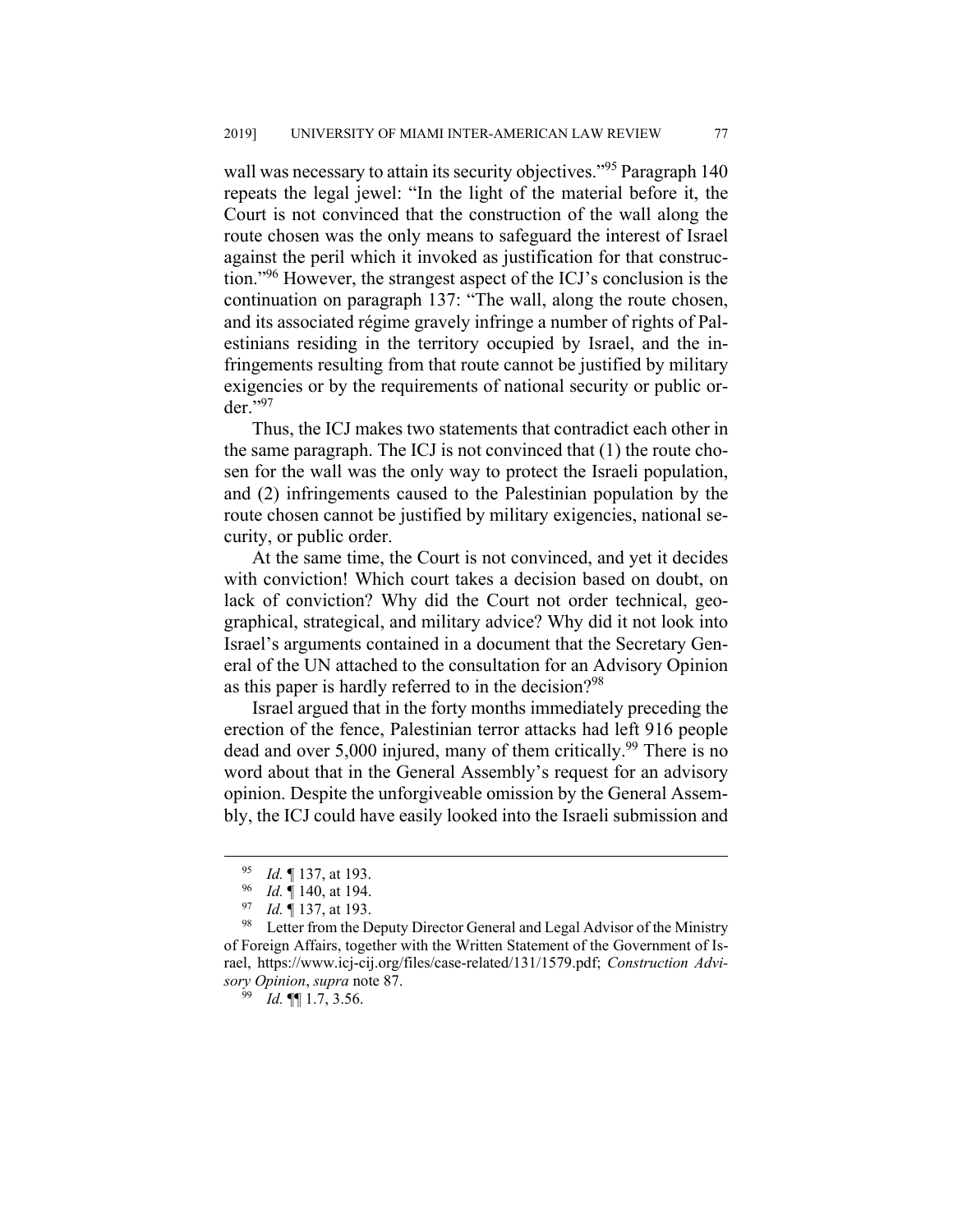wall was necessary to attain its security objectives."[95] Paragraph 140 repeats the legal jewel: "In the light of the material before it, the Court is not convinced that the construction of the wall along the route chosen was the only means to safeguard the interest of Israel against the peril which it invoked as justification for that construction."[96] However, the strangest aspect of the ICJ's conclusion is the continuation on paragraph 137: "The wall, along the route chosen, and its associated régime gravely infringe a number of rights of Palestinians residing in the territory occupied by Israel, and the infringements resulting from that route cannot be justified by military exigencies or by the requirements of national security or public order."[97]

Thus, the ICJ makes two statements that contradict each other in the same paragraph. The ICJ is not convinced that (1) the route chosen for the wall was the only way to protect the Israeli population, and (2) infringements caused to the Palestinian population by the route chosen cannot be justified by military exigencies, national security, or public order.

At the same time, the Court is not convinced, and yet it decides with conviction! Which court takes a decision based on doubt, on lack of conviction? Why did the Court not order technical, geographical, strategical, and military advice? Why did it not look into Israel's arguments contained in a document that the Secretary General of the UN attached to the consultation for an Advisory Opinion as this paper is hardly referred to in the decision?[98]

Israel argued that in the forty months immediately preceding the erection of the fence, Palestinian terror attacks had left 916 people dead and over 5,000 injured, many of them critically.[99] There is no word about that in the General Assembly's request for an advisory opinion. Despite the unforgiveable omission by the General Assembly, the ICJ could have easily looked into the Israeli submission and

---

[95] *Id.* ¶ 137, at 193.

[96] *Id.* ¶ 140, at 194.

[97] *Id.* ¶ 137, at 193.

[98] Letter from the Deputy Director General and Legal Advisor of the Ministry of Foreign Affairs, together with the Written Statement of the Government of Israel, https://www.icj-cij.org/files/case-related/131/1579.pdf; *Construction Advisory Opinion*, *supra* note 87.

[99] *Id.* ¶¶ 1.7, 3.56.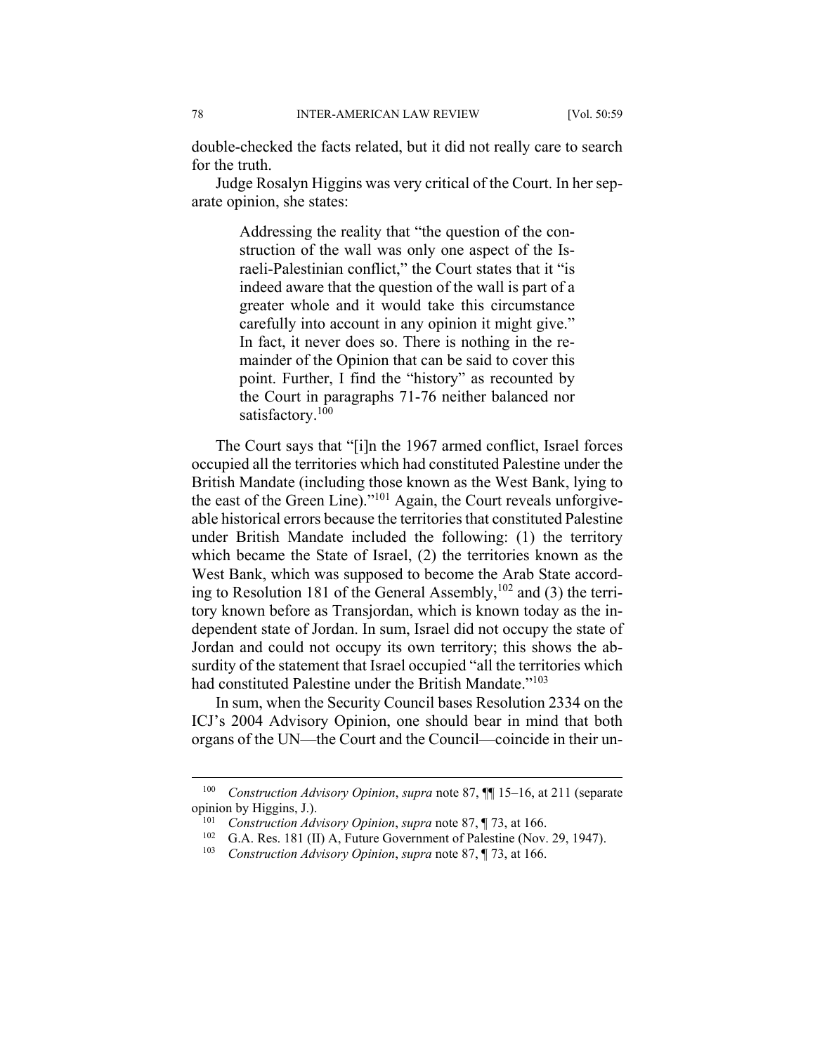double-checked the facts related, but it did not really care to search for the truth.

Judge Rosalyn Higgins was very critical of the Court. In her separate opinion, she states:

> Addressing the reality that "the question of the construction of the wall was only one aspect of the Israeli-Palestinian conflict," the Court states that it "is indeed aware that the question of the wall is part of a greater whole and it would take this circumstance carefully into account in any opinion it might give." In fact, it never does so. There is nothing in the remainder of the Opinion that can be said to cover this point. Further, I find the "history" as recounted by the Court in paragraphs 71-76 neither balanced nor satisfactory.[100]

The Court says that "[i]n the 1967 armed conflict, Israel forces occupied all the territories which had constituted Palestine under the British Mandate (including those known as the West Bank, lying to the east of the Green Line)."[101] Again, the Court reveals unforgiveable historical errors because the territories that constituted Palestine under British Mandate included the following: (1) the territory which became the State of Israel, (2) the territories known as the West Bank, which was supposed to become the Arab State according to Resolution 181 of the General Assembly,[102] and (3) the territory known before as Transjordan, which is known today as the independent state of Jordan. In sum, Israel did not occupy the state of Jordan and could not occupy its own territory; this shows the absurdity of the statement that Israel occupied "all the territories which had constituted Palestine under the British Mandate."[103]

In sum, when the Security Council bases Resolution 2334 on the ICJ's 2004 Advisory Opinion, one should bear in mind that both organs of the UN—the Court and the Council—coincide in their un-

---

[100] *Construction Advisory Opinion*, *supra* note 87, ¶¶ 15–16, at 211 (separate opinion by Higgins, J.).

[101] *Construction Advisory Opinion*, *supra* note 87, ¶ 73, at 166.

[102] G.A. Res. 181 (II) A, Future Government of Palestine (Nov. 29, 1947).

[103] *Construction Advisory Opinion*, *supra* note 87, ¶ 73, at 166.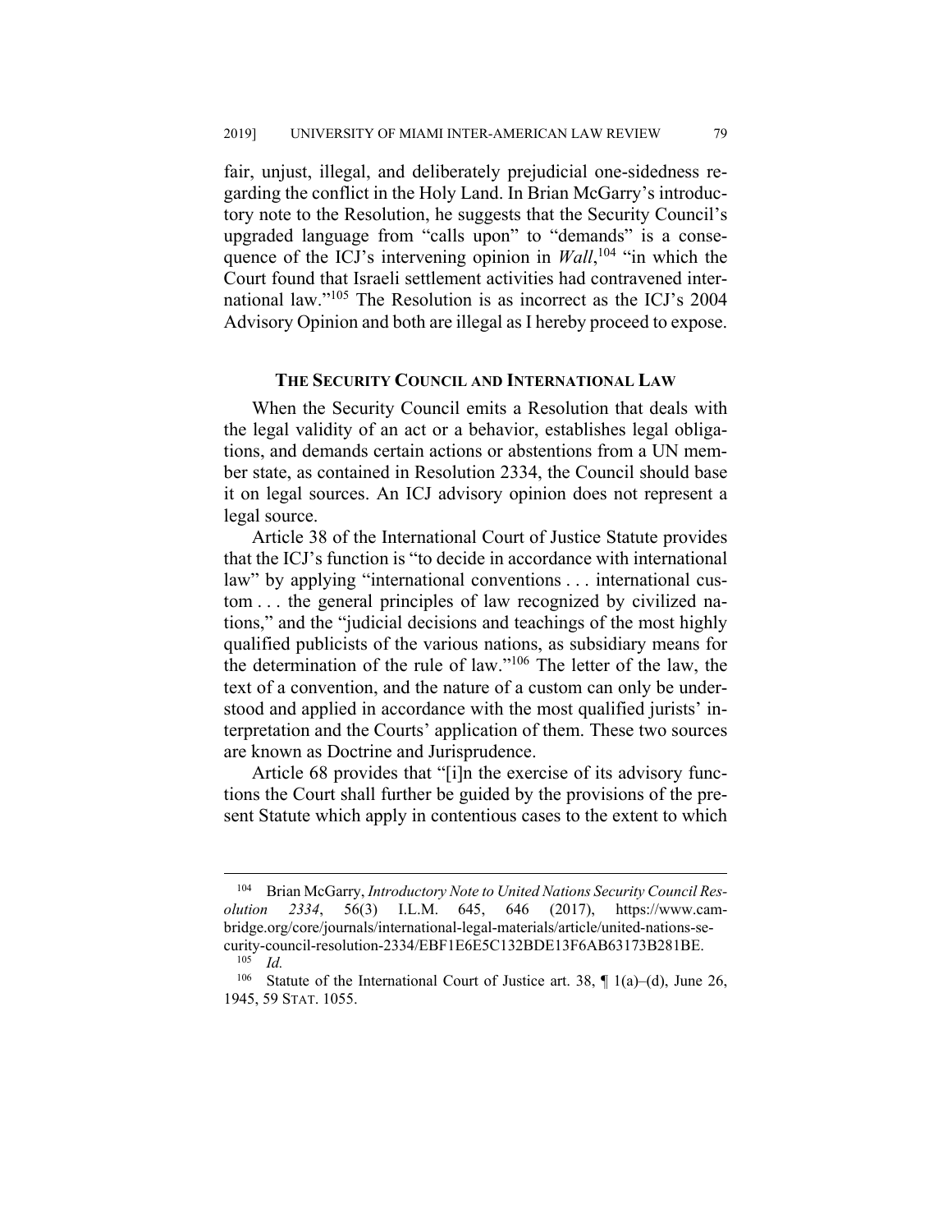fair, unjust, illegal, and deliberately prejudicial one-sidedness regarding the conflict in the Holy Land. In Brian McGarry's introductory note to the Resolution, he suggests that the Security Council's upgraded language from "calls upon" to "demands" is a consequence of the ICJ's intervening opinion in *Wall*,[104] "in which the Court found that Israeli settlement activities had contravened international law."[105] The Resolution is as incorrect as the ICJ's 2004 Advisory Opinion and both are illegal as I hereby proceed to expose.

## THE SECURITY COUNCIL AND INTERNATIONAL LAW

When the Security Council emits a Resolution that deals with the legal validity of an act or a behavior, establishes legal obligations, and demands certain actions or abstentions from a UN member state, as contained in Resolution 2334, the Council should base it on legal sources. An ICJ advisory opinion does not represent a legal source.

Article 38 of the International Court of Justice Statute provides that the ICJ's function is "to decide in accordance with international law" by applying "international conventions . . . international custom . . . the general principles of law recognized by civilized nations," and the "judicial decisions and teachings of the most highly qualified publicists of the various nations, as subsidiary means for the determination of the rule of law."[106] The letter of the law, the text of a convention, and the nature of a custom can only be understood and applied in accordance with the most qualified jurists' interpretation and the Courts' application of them. These two sources are known as Doctrine and Jurisprudence.

Article 68 provides that "[i]n the exercise of its advisory functions the Court shall further be guided by the provisions of the present Statute which apply in contentious cases to the extent to which

---

[104] Brian McGarry, *Introductory Note to United Nations Security Council Resolution 2334*, 56(3) I.L.M. 645, 646 (2017), https://www.cambridge.org/core/journals/international-legal-materials/article/united-nations-security-council-resolution-2334/EBF1E6E5C132BDE13F6AB63173B281BE.

[105] *Id.*

[106] Statute of the International Court of Justice art. 38, ¶ 1(a)–(d), June 26, 1945, 59 STAT. 1055.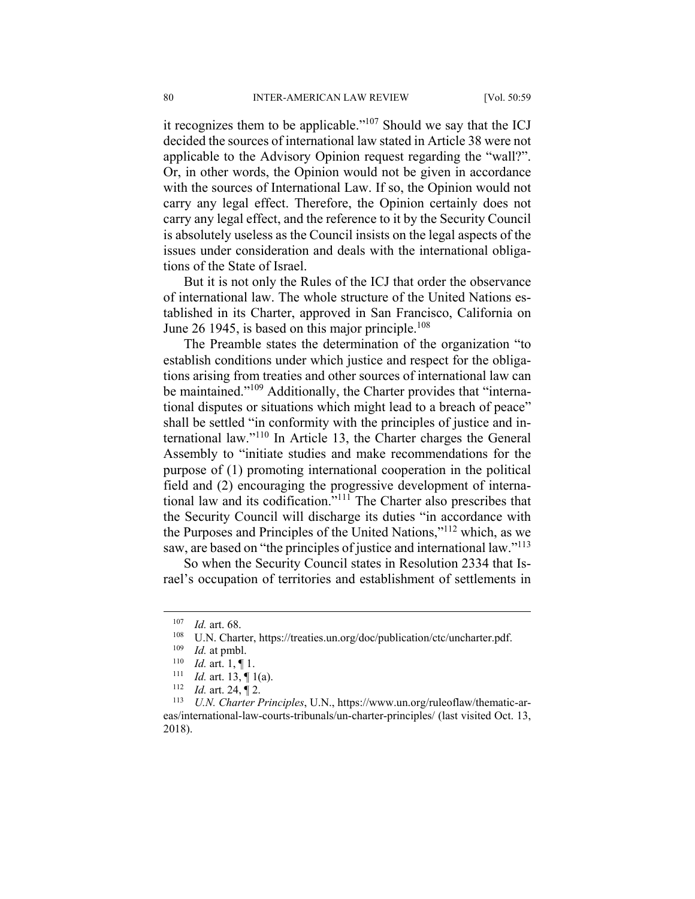it recognizes them to be applicable."[107] Should we say that the ICJ decided the sources of international law stated in Article 38 were not applicable to the Advisory Opinion request regarding the "wall?". Or, in other words, the Opinion would not be given in accordance with the sources of International Law. If so, the Opinion would not carry any legal effect. Therefore, the Opinion certainly does not carry any legal effect, and the reference to it by the Security Council is absolutely useless as the Council insists on the legal aspects of the issues under consideration and deals with the international obligations of the State of Israel.

But it is not only the Rules of the ICJ that order the observance of international law. The whole structure of the United Nations established in its Charter, approved in San Francisco, California on June 26 1945, is based on this major principle.[108]

The Preamble states the determination of the organization "to establish conditions under which justice and respect for the obligations arising from treaties and other sources of international law can be maintained."[109] Additionally, the Charter provides that "international disputes or situations which might lead to a breach of peace" shall be settled "in conformity with the principles of justice and international law."[110] In Article 13, the Charter charges the General Assembly to "initiate studies and make recommendations for the purpose of (1) promoting international cooperation in the political field and (2) encouraging the progressive development of international law and its codification."[111] The Charter also prescribes that the Security Council will discharge its duties "in accordance with the Purposes and Principles of the United Nations,"[112] which, as we saw, are based on "the principles of justice and international law."[113]

So when the Security Council states in Resolution 2334 that Israel's occupation of territories and establishment of settlements in

---

[107] *Id.* art. 68.

[108] U.N. Charter, https://treaties.un.org/doc/publication/ctc/uncharter.pdf.

[109] *Id.* at pmbl.

[110] *Id.* art. 1, ¶ 1.

[111] *Id.* art. 13, ¶ 1(a).

[112] *Id.* art. 24, ¶ 2.

[113] *U.N. Charter Principles*, U.N., https://www.un.org/ruleoflaw/thematic-areas/international-law-courts-tribunals/un-charter-principles/ (last visited Oct. 13, 2018).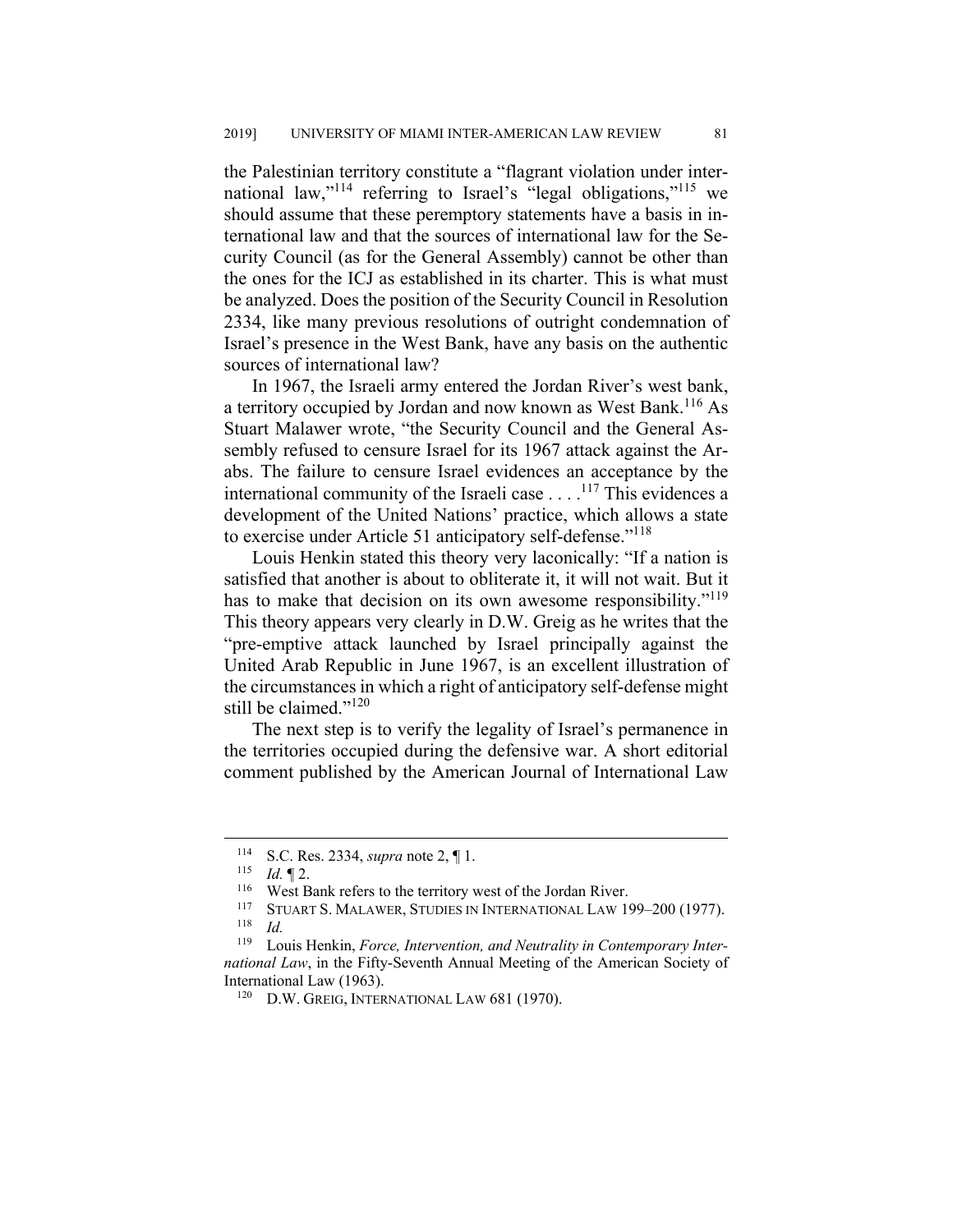the Palestinian territory constitute a "flagrant violation under international law,"[114] referring to Israel's "legal obligations,"[115] we should assume that these peremptory statements have a basis in international law and that the sources of international law for the Security Council (as for the General Assembly) cannot be other than the ones for the ICJ as established in its charter. This is what must be analyzed. Does the position of the Security Council in Resolution 2334, like many previous resolutions of outright condemnation of Israel's presence in the West Bank, have any basis on the authentic sources of international law?

In 1967, the Israeli army entered the Jordan River's west bank, a territory occupied by Jordan and now known as West Bank.[116] As Stuart Malawer wrote, "the Security Council and the General Assembly refused to censure Israel for its 1967 attack against the Arabs. The failure to censure Israel evidences an acceptance by the international community of the Israeli case . . . .[117] This evidences a development of the United Nations' practice, which allows a state to exercise under Article 51 anticipatory self-defense."[118]

Louis Henkin stated this theory very laconically: "If a nation is satisfied that another is about to obliterate it, it will not wait. But it has to make that decision on its own awesome responsibility."[119] This theory appears very clearly in D.W. Greig as he writes that the "pre-emptive attack launched by Israel principally against the United Arab Republic in June 1967, is an excellent illustration of the circumstances in which a right of anticipatory self-defense might still be claimed."[120]

The next step is to verify the legality of Israel's permanence in the territories occupied during the defensive war. A short editorial comment published by the American Journal of International Law

---

[114] S.C. Res. 2334, *supra* note 2, ¶ 1.

[115] *Id.* ¶ 2.

[116] West Bank refers to the territory west of the Jordan River.

[117] STUART S. MALAWER, STUDIES IN INTERNATIONAL LAW 199–200 (1977).

[118] *Id.*

[119] Louis Henkin, *Force, Intervention, and Neutrality in Contemporary International Law*, in the Fifty-Seventh Annual Meeting of the American Society of International Law (1963).

[120] D.W. GREIG, INTERNATIONAL LAW 681 (1970).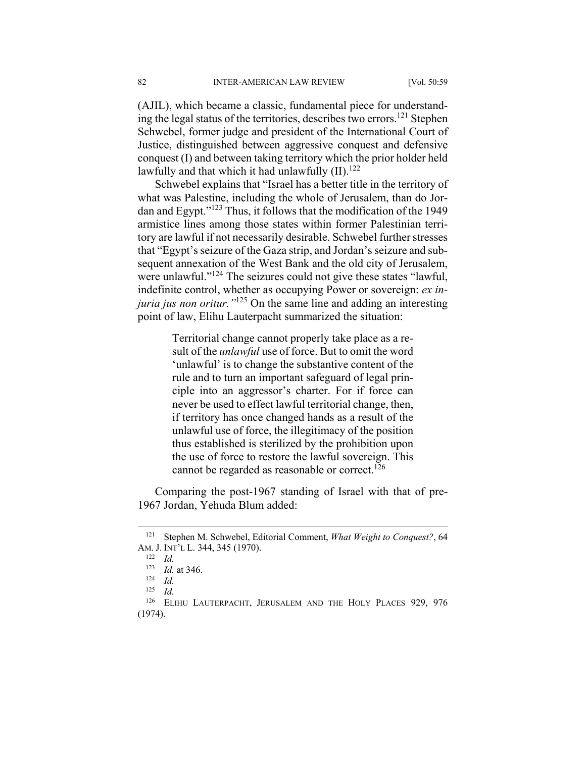(AJIL), which became a classic, fundamental piece for understanding the legal status of the territories, describes two errors.[121] Stephen Schwebel, former judge and president of the International Court of Justice, distinguished between aggressive conquest and defensive conquest (I) and between taking territory which the prior holder held lawfully and that which it had unlawfully (II).[122]

Schwebel explains that "Israel has a better title in the territory of what was Palestine, including the whole of Jerusalem, than do Jordan and Egypt."[123] Thus, it follows that the modification of the 1949 armistice lines among those states within former Palestinian territory are lawful if not necessarily desirable. Schwebel further stresses that "Egypt's seizure of the Gaza strip, and Jordan's seizure and subsequent annexation of the West Bank and the old city of Jerusalem, were unlawful."[124] The seizures could not give these states "lawful, indefinite control, whether as occupying Power or sovereign: *ex injuria jus non oritur.*"[125] On the same line and adding an interesting point of law, Elihu Lauterpacht summarized the situation:

> Territorial change cannot properly take place as a result of the *unlawful* use of force. But to omit the word 'unlawful' is to change the substantive content of the rule and to turn an important safeguard of legal principle into an aggressor's charter. For if force can never be used to effect lawful territorial change, then, if territory has once changed hands as a result of the unlawful use of force, the illegitimacy of the position thus established is sterilized by the prohibition upon the use of force to restore the lawful sovereign. This cannot be regarded as reasonable or correct.[126]

Comparing the post-1967 standing of Israel with that of pre-1967 Jordan, Yehuda Blum added:

---

[121] Stephen M. Schwebel, Editorial Comment, *What Weight to Conquest?*, 64 AM. J. INT'L L. 344, 345 (1970).

[122] *Id.*

[123] *Id.* at 346.

[124] *Id.*

[125] *Id.*

[126] ELIHU LAUTERPACHT, JERUSALEM AND THE HOLY PLACES 929, 976 (1974).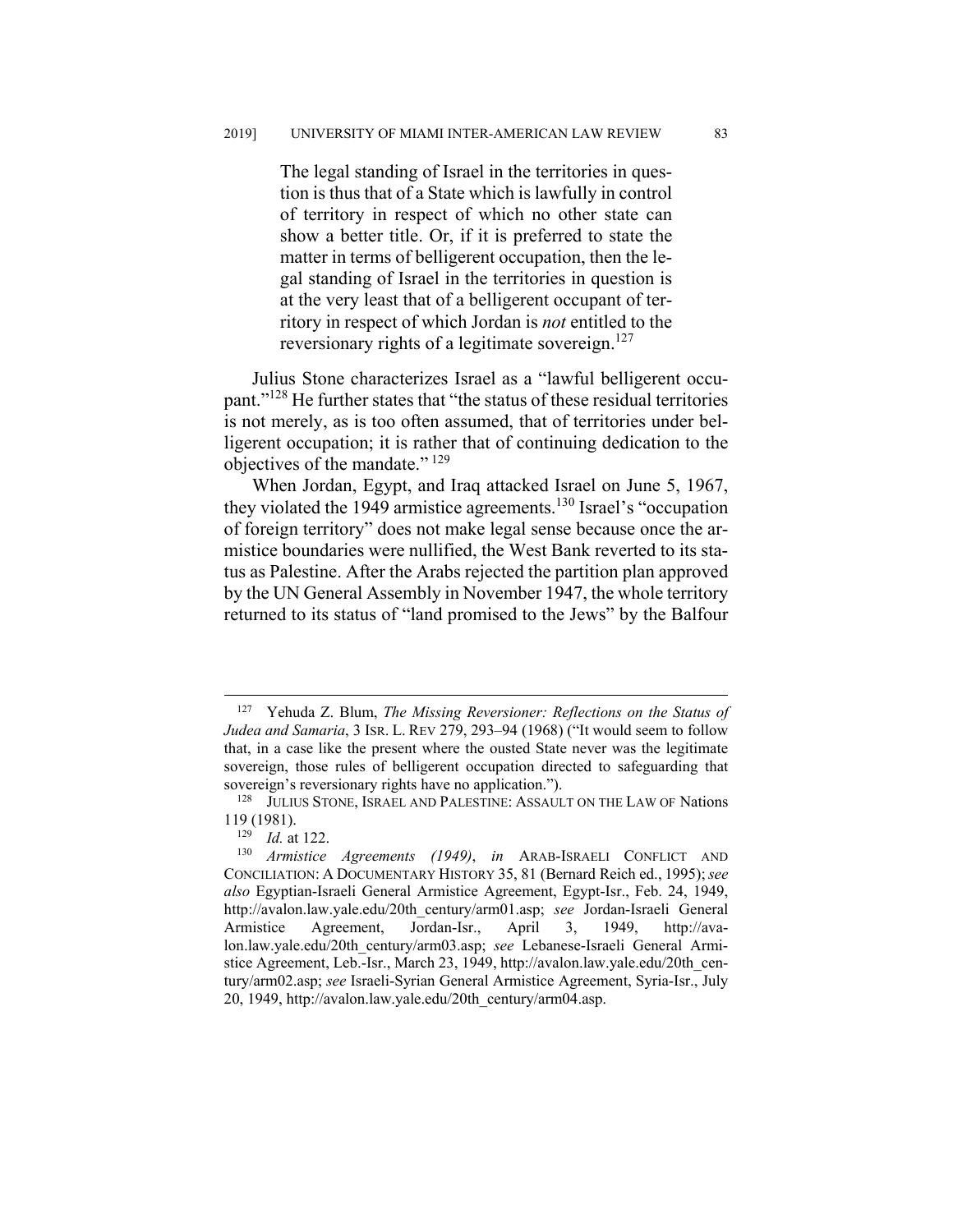> The legal standing of Israel in the territories in question is thus that of a State which is lawfully in control of territory in respect of which no other state can show a better title. Or, if it is preferred to state the matter in terms of belligerent occupation, then the legal standing of Israel in the territories in question is at the very least that of a belligerent occupant of territory in respect of which Jordan is *not* entitled to the reversionary rights of a legitimate sovereign.[127]

Julius Stone characterizes Israel as a "lawful belligerent occupant."[128] He further states that "the status of these residual territories is not merely, as is too often assumed, that of territories under belligerent occupation; it is rather that of continuing dedication to the objectives of the mandate."[129]

When Jordan, Egypt, and Iraq attacked Israel on June 5, 1967, they violated the 1949 armistice agreements.[130] Israel's "occupation of foreign territory" does not make legal sense because once the armistice boundaries were nullified, the West Bank reverted to its status as Palestine. After the Arabs rejected the partition plan approved by the UN General Assembly in November 1947, the whole territory returned to its status of "land promised to the Jews" by the Balfour

---

[127] Yehuda Z. Blum, *The Missing Reversioner: Reflections on the Status of Judea and Samaria*, 3 ISR. L. REV 279, 293–94 (1968) ("It would seem to follow that, in a case like the present where the ousted State never was the legitimate sovereign, those rules of belligerent occupation directed to safeguarding that sovereign's reversionary rights have no application.").

[128] JULIUS STONE, ISRAEL AND PALESTINE: ASSAULT ON THE LAW OF Nations 119 (1981).

[129] *Id.* at 122.

[130] *Armistice Agreements (1949)*, *in* ARAB-ISRAELI CONFLICT AND CONCILIATION: A DOCUMENTARY HISTORY 35, 81 (Bernard Reich ed., 1995); *see also* Egyptian-Israeli General Armistice Agreement, Egypt-Isr., Feb. 24, 1949, http://avalon.law.yale.edu/20th_century/arm01.asp; *see* Jordan-Israeli General Armistice Agreement, Jordan-Isr., April 3, 1949, http://avalon.law.yale.edu/20th_century/arm03.asp; *see* Lebanese-Israeli General Armistice Agreement, Leb.-Isr., March 23, 1949, http://avalon.law.yale.edu/20th_century/arm02.asp; *see* Israeli-Syrian General Armistice Agreement, Syria-Isr., July 20, 1949, http://avalon.law.yale.edu/20th_century/arm04.asp.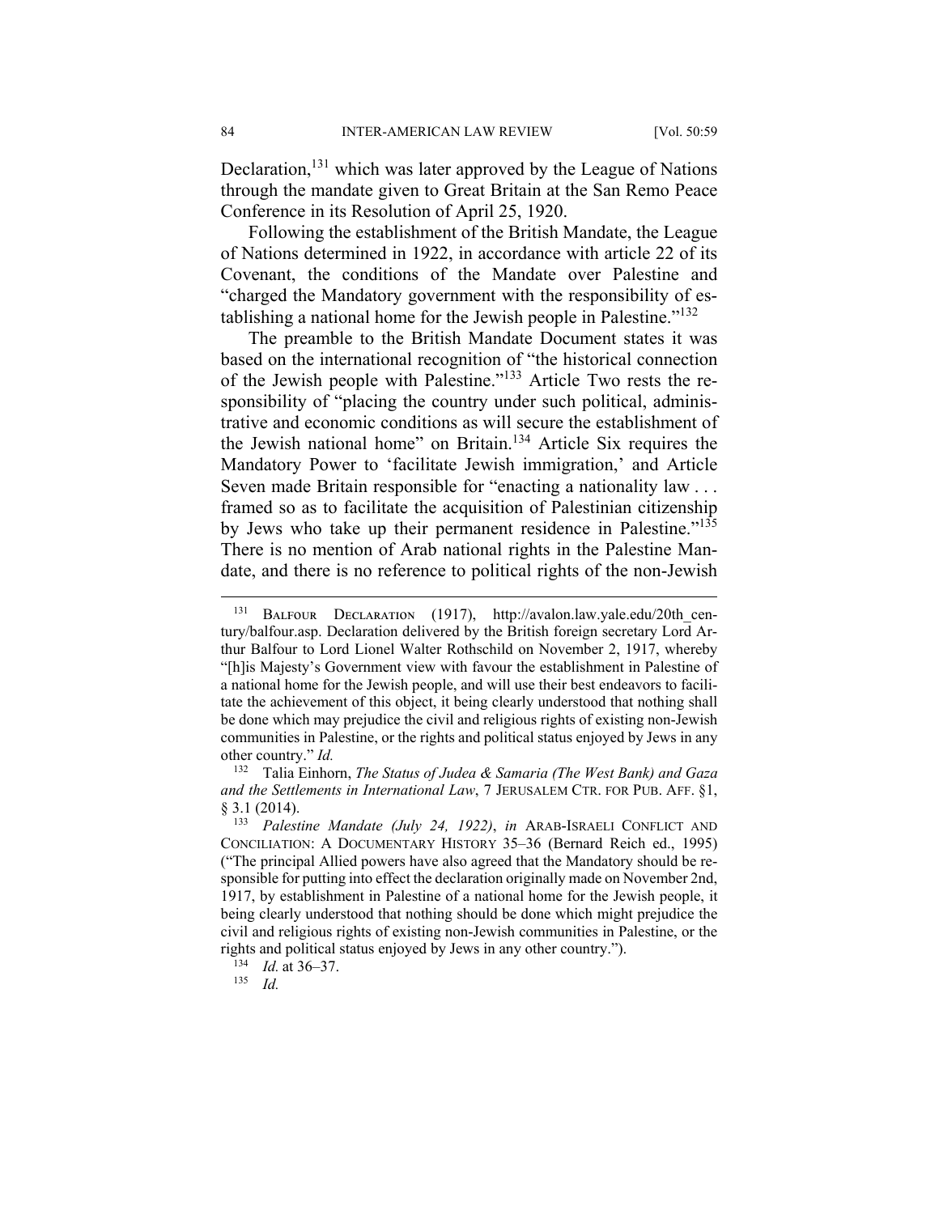Declaration,[131] which was later approved by the League of Nations through the mandate given to Great Britain at the San Remo Peace Conference in its Resolution of April 25, 1920.

Following the establishment of the British Mandate, the League of Nations determined in 1922, in accordance with article 22 of its Covenant, the conditions of the Mandate over Palestine and "charged the Mandatory government with the responsibility of establishing a national home for the Jewish people in Palestine."[132]

The preamble to the British Mandate Document states it was based on the international recognition of "the historical connection of the Jewish people with Palestine."[133] Article Two rests the responsibility of "placing the country under such political, administrative and economic conditions as will secure the establishment of the Jewish national home" on Britain.[134] Article Six requires the Mandatory Power to 'facilitate Jewish immigration,' and Article Seven made Britain responsible for "enacting a nationality law . . . framed so as to facilitate the acquisition of Palestinian citizenship by Jews who take up their permanent residence in Palestine."[135] There is no mention of Arab national rights in the Palestine Mandate, and there is no reference to political rights of the non-Jewish

---

[131] Balfour Declaration (1917), http://avalon.law.yale.edu/20th_century/balfour.asp. Declaration delivered by the British foreign secretary Lord Arthur Balfour to Lord Lionel Walter Rothschild on November 2, 1917, whereby "[h]is Majesty's Government view with favour the establishment in Palestine of a national home for the Jewish people, and will use their best endeavors to facilitate the achievement of this object, it being clearly understood that nothing shall be done which may prejudice the civil and religious rights of existing non-Jewish communities in Palestine, or the rights and political status enjoyed by Jews in any other country." *Id.*

[132] Talia Einhorn, *The Status of Judea & Samaria (The West Bank) and Gaza and the Settlements in International Law*, 7 Jerusalem Ctr. for Pub. Aff. §1, § 3.1 (2014).

[133] *Palestine Mandate (July 24, 1922)*, *in* Arab-Israeli Conflict and Conciliation: A Documentary History 35–36 (Bernard Reich ed., 1995) ("The principal Allied powers have also agreed that the Mandatory should be responsible for putting into effect the declaration originally made on November 2nd, 1917, by establishment in Palestine of a national home for the Jewish people, it being clearly understood that nothing should be done which might prejudice the civil and religious rights of existing non-Jewish communities in Palestine, or the rights and political status enjoyed by Jews in any other country.").

[134] *Id.* at 36–37.

[135] *Id.*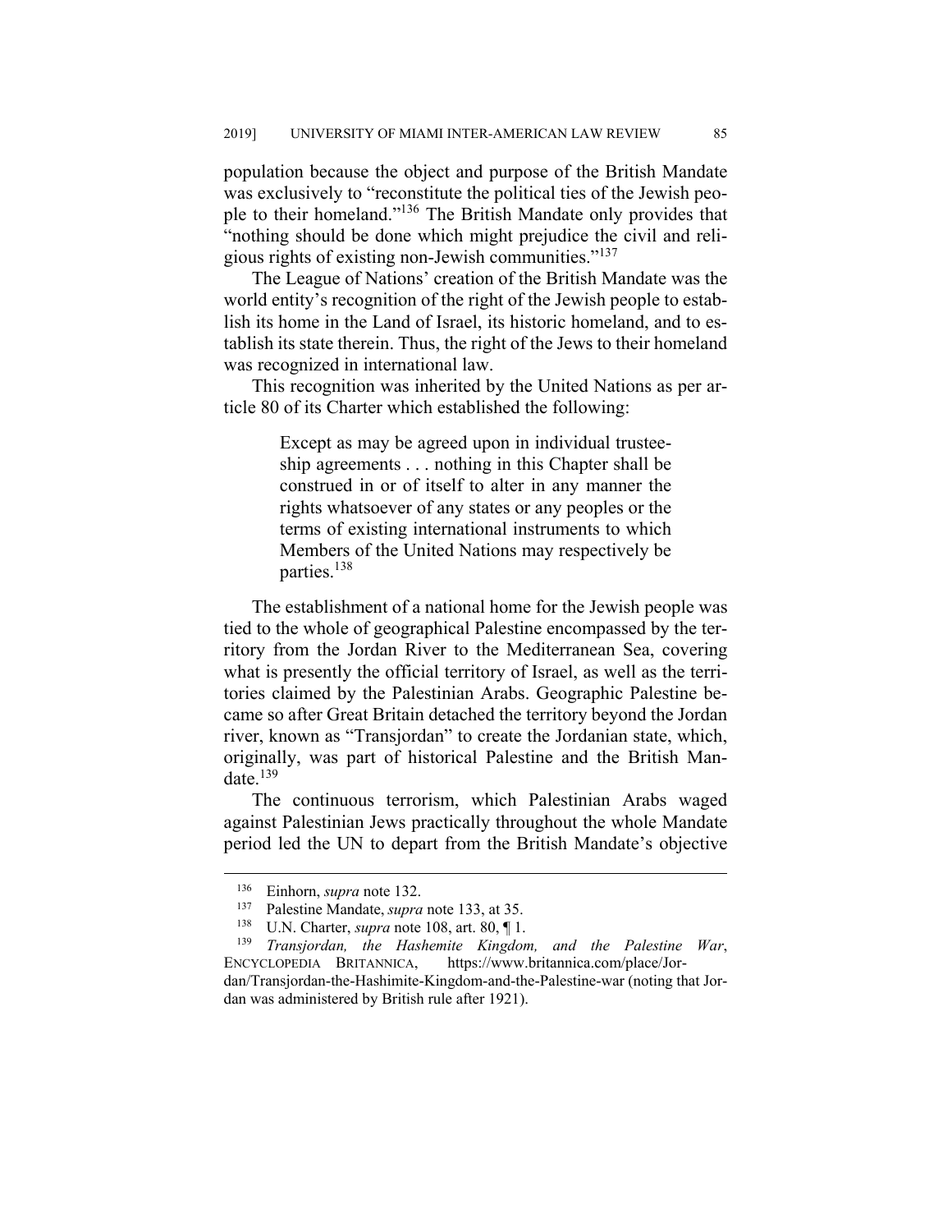population because the object and purpose of the British Mandate was exclusively to "reconstitute the political ties of the Jewish people to their homeland."[136] The British Mandate only provides that "nothing should be done which might prejudice the civil and religious rights of existing non-Jewish communities."[137]

The League of Nations' creation of the British Mandate was the world entity's recognition of the right of the Jewish people to establish its home in the Land of Israel, its historic homeland, and to establish its state therein. Thus, the right of the Jews to their homeland was recognized in international law.

This recognition was inherited by the United Nations as per article 80 of its Charter which established the following:

> Except as may be agreed upon in individual trusteeship agreements . . . nothing in this Chapter shall be construed in or of itself to alter in any manner the rights whatsoever of any states or any peoples or the terms of existing international instruments to which Members of the United Nations may respectively be parties.[138]

The establishment of a national home for the Jewish people was tied to the whole of geographical Palestine encompassed by the territory from the Jordan River to the Mediterranean Sea, covering what is presently the official territory of Israel, as well as the territories claimed by the Palestinian Arabs. Geographic Palestine became so after Great Britain detached the territory beyond the Jordan river, known as "Transjordan" to create the Jordanian state, which, originally, was part of historical Palestine and the British Mandate.[139]

The continuous terrorism, which Palestinian Arabs waged against Palestinian Jews practically throughout the whole Mandate period led the UN to depart from the British Mandate's objective

---

[136] Einhorn, *supra* note 132.

[137] Palestine Mandate, *supra* note 133, at 35.

[138] U.N. Charter, *supra* note 108, art. 80, ¶ 1.

[139] *Transjordan, the Hashemite Kingdom, and the Palestine War*, ENCYCLOPEDIA BRITANNICA, https://www.britannica.com/place/Jordan/Transjordan-the-Hashimite-Kingdom-and-the-Palestine-war (noting that Jordan was administered by British rule after 1921).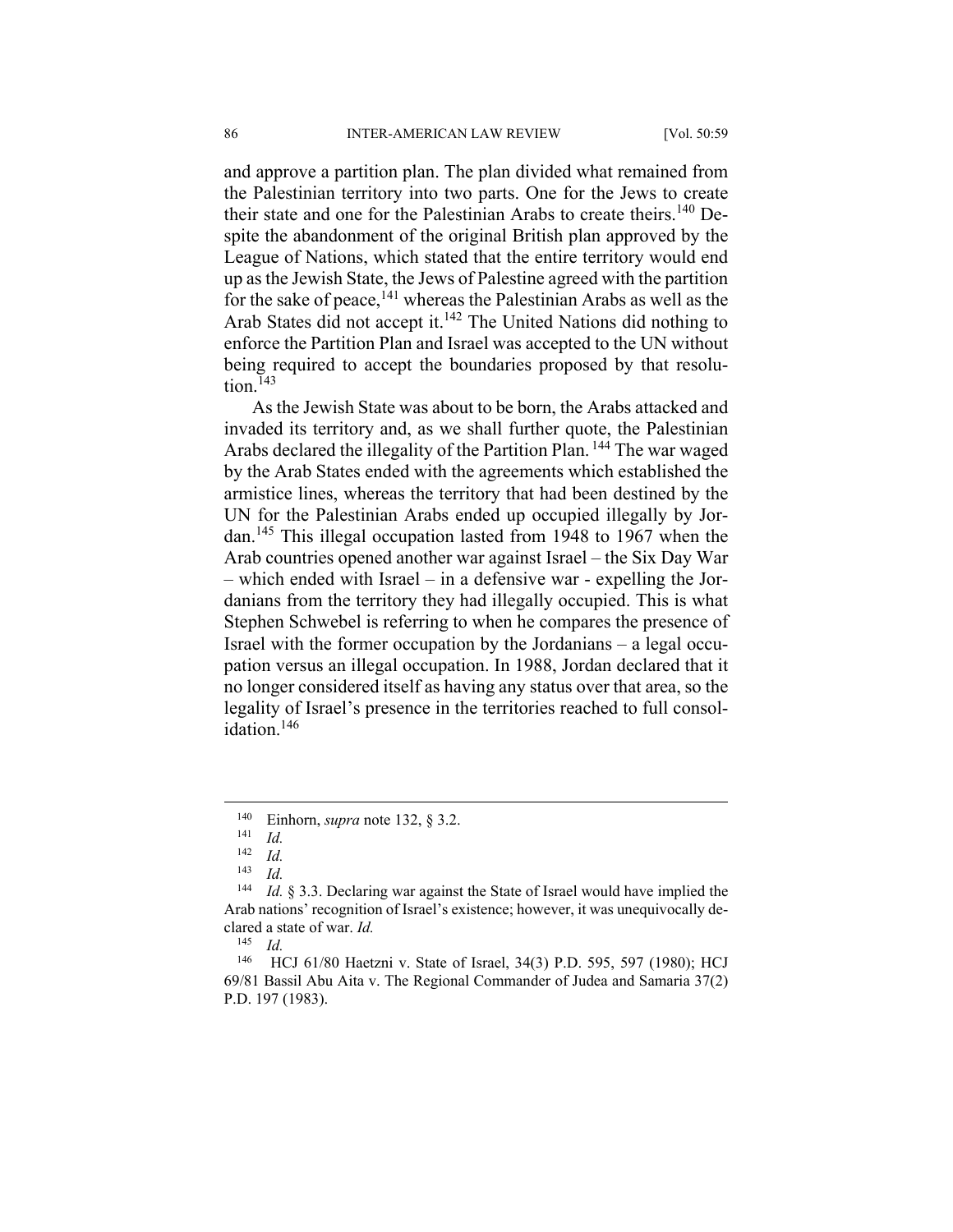and approve a partition plan. The plan divided what remained from the Palestinian territory into two parts. One for the Jews to create their state and one for the Palestinian Arabs to create theirs.[140] Despite the abandonment of the original British plan approved by the League of Nations, which stated that the entire territory would end up as the Jewish State, the Jews of Palestine agreed with the partition for the sake of peace,[141] whereas the Palestinian Arabs as well as the Arab States did not accept it.[142] The United Nations did nothing to enforce the Partition Plan and Israel was accepted to the UN without being required to accept the boundaries proposed by that resolution.[143]

As the Jewish State was about to be born, the Arabs attacked and invaded its territory and, as we shall further quote, the Palestinian Arabs declared the illegality of the Partition Plan.[144] The war waged by the Arab States ended with the agreements which established the armistice lines, whereas the territory that had been destined by the UN for the Palestinian Arabs ended up occupied illegally by Jordan.[145] This illegal occupation lasted from 1948 to 1967 when the Arab countries opened another war against Israel – the Six Day War – which ended with Israel – in a defensive war - expelling the Jordanians from the territory they had illegally occupied. This is what Stephen Schwebel is referring to when he compares the presence of Israel with the former occupation by the Jordanians – a legal occupation versus an illegal occupation. In 1988, Jordan declared that it no longer considered itself as having any status over that area, so the legality of Israel's presence in the territories reached to full consolidation.[146]

---

[140] Einhorn, *supra* note 132, § 3.2.

[141] *Id.*

[142] *Id.*

[143] *Id.*

[144] *Id.* § 3.3. Declaring war against the State of Israel would have implied the Arab nations' recognition of Israel's existence; however, it was unequivocally declared a state of war. *Id.*

[145] *Id.*

[146] HCJ 61/80 Haetzni v. State of Israel, 34(3) P.D. 595, 597 (1980); HCJ 69/81 Bassil Abu Aita v. The Regional Commander of Judea and Samaria 37(2) P.D. 197 (1983).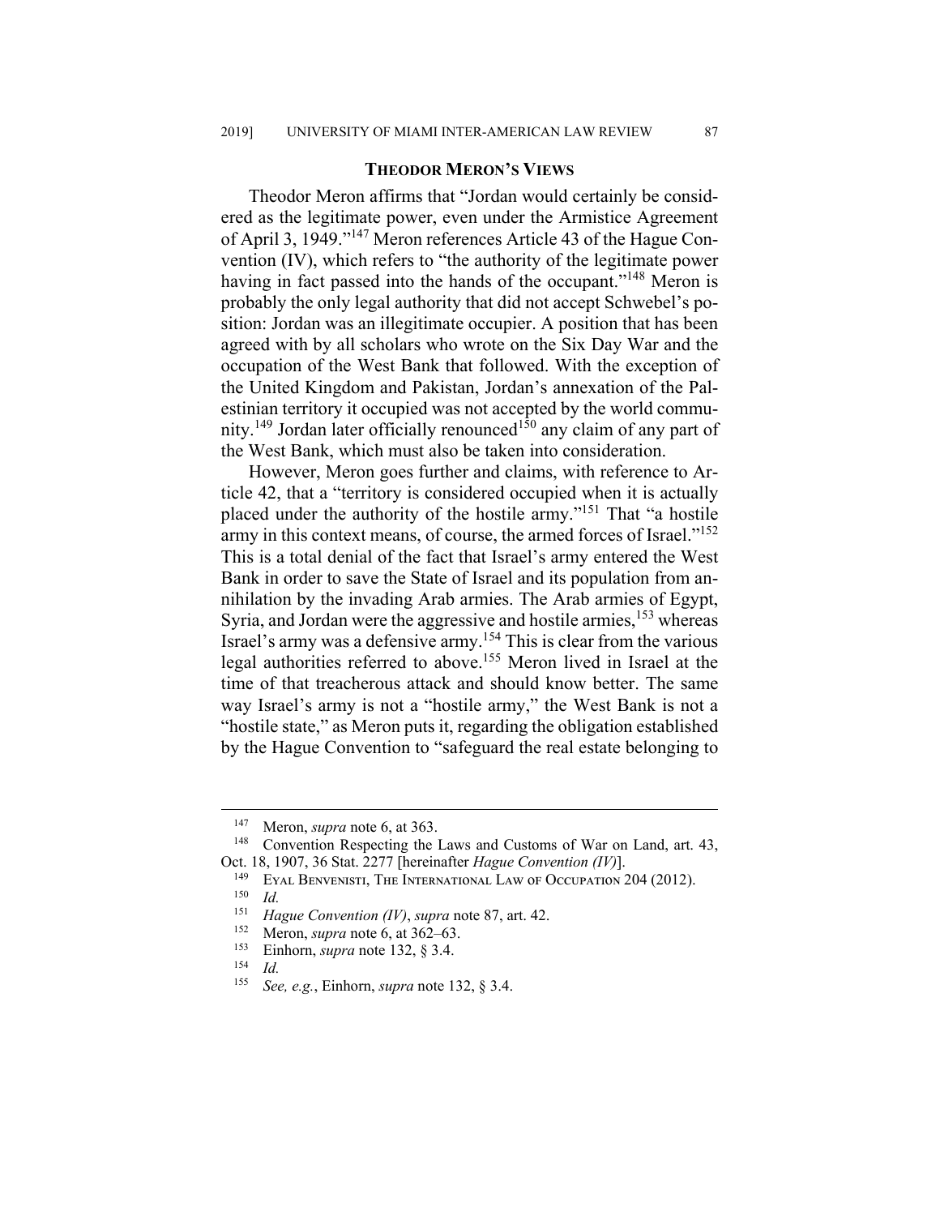## THEODOR MERON'S VIEWS

Theodor Meron affirms that "Jordan would certainly be considered as the legitimate power, even under the Armistice Agreement of April 3, 1949."[147] Meron references Article 43 of the Hague Convention (IV), which refers to "the authority of the legitimate power having in fact passed into the hands of the occupant."[148] Meron is probably the only legal authority that did not accept Schwebel's position: Jordan was an illegitimate occupier. A position that has been agreed with by all scholars who wrote on the Six Day War and the occupation of the West Bank that followed. With the exception of the United Kingdom and Pakistan, Jordan's annexation of the Palestinian territory it occupied was not accepted by the world community.[149] Jordan later officially renounced[150] any claim of any part of the West Bank, which must also be taken into consideration.

However, Meron goes further and claims, with reference to Article 42, that a "territory is considered occupied when it is actually placed under the authority of the hostile army."[151] That "a hostile army in this context means, of course, the armed forces of Israel."[152] This is a total denial of the fact that Israel's army entered the West Bank in order to save the State of Israel and its population from annihilation by the invading Arab armies. The Arab armies of Egypt, Syria, and Jordan were the aggressive and hostile armies,[153] whereas Israel's army was a defensive army.[154] This is clear from the various legal authorities referred to above.[155] Meron lived in Israel at the time of that treacherous attack and should know better. The same way Israel's army is not a "hostile army," the West Bank is not a "hostile state," as Meron puts it, regarding the obligation established by the Hague Convention to "safeguard the real estate belonging to

---

[147] Meron, *supra* note 6, at 363.

[148] Convention Respecting the Laws and Customs of War on Land, art. 43, Oct. 18, 1907, 36 Stat. 2277 [hereinafter *Hague Convention (IV)*].

[149] EYAL BENVENISTI, THE INTERNATIONAL LAW OF OCCUPATION 204 (2012).

[150] *Id.*

[151] *Hague Convention (IV)*, *supra* note 87, art. 42.

[152] Meron, *supra* note 6, at 362–63.

[153] Einhorn, *supra* note 132, § 3.4.

[154] *Id.*

[155] *See, e.g.*, Einhorn, *supra* note 132, § 3.4.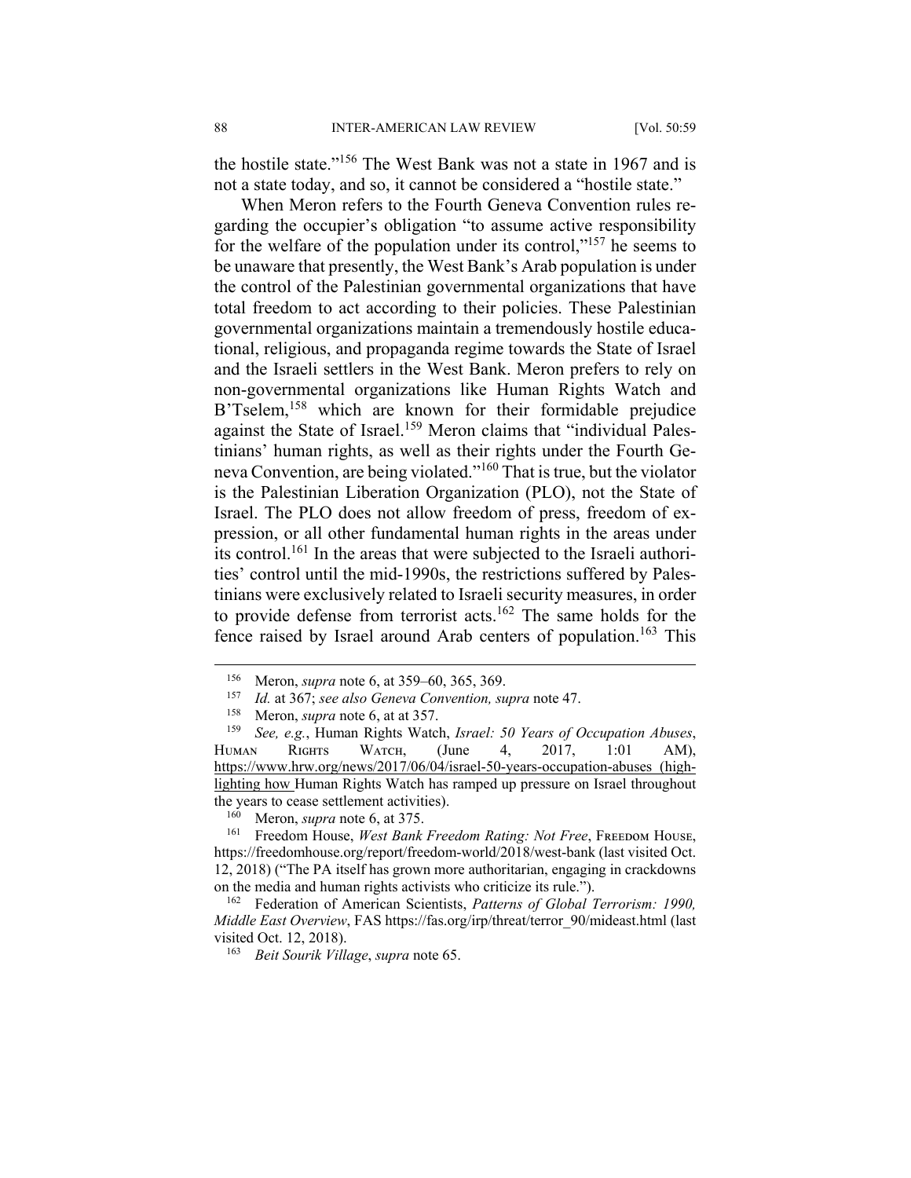the hostile state."[156] The West Bank was not a state in 1967 and is not a state today, and so, it cannot be considered a "hostile state."

When Meron refers to the Fourth Geneva Convention rules regarding the occupier's obligation "to assume active responsibility for the welfare of the population under its control,"[157] he seems to be unaware that presently, the West Bank's Arab population is under the control of the Palestinian governmental organizations that have total freedom to act according to their policies. These Palestinian governmental organizations maintain a tremendously hostile educational, religious, and propaganda regime towards the State of Israel and the Israeli settlers in the West Bank. Meron prefers to rely on non-governmental organizations like Human Rights Watch and B'Tselem,[158] which are known for their formidable prejudice against the State of Israel.[159] Meron claims that "individual Palestinians' human rights, as well as their rights under the Fourth Geneva Convention, are being violated."[160] That is true, but the violator is the Palestinian Liberation Organization (PLO), not the State of Israel. The PLO does not allow freedom of press, freedom of expression, or all other fundamental human rights in the areas under its control.[161] In the areas that were subjected to the Israeli authorities' control until the mid-1990s, the restrictions suffered by Palestinians were exclusively related to Israeli security measures, in order to provide defense from terrorist acts.[162] The same holds for the fence raised by Israel around Arab centers of population.[163] This

---

[156] Meron, *supra* note 6, at 359–60, 365, 369.

[157] *Id.* at 367; *see also Geneva Convention, supra* note 47.

[158] Meron, *supra* note 6, at at 357.

[159] *See, e.g.*, Human Rights Watch, *Israel: 50 Years of Occupation Abuses*, Human Rights Watch, (June 4, 2017, 1:01 AM), https://www.hrw.org/news/2017/06/04/israel-50-years-occupation-abuses (highlighting how Human Rights Watch has ramped up pressure on Israel throughout the years to cease settlement activities).

[160] Meron, *supra* note 6, at 375.

[161] Freedom House, *West Bank Freedom Rating: Not Free*, Freedom House, https://freedomhouse.org/report/freedom-world/2018/west-bank (last visited Oct. 12, 2018) ("The PA itself has grown more authoritarian, engaging in crackdowns on the media and human rights activists who criticize its rule.").

[162] Federation of American Scientists, *Patterns of Global Terrorism: 1990, Middle East Overview*, FAS https://fas.org/irp/threat/terror_90/mideast.html (last visited Oct. 12, 2018).

[163] *Beit Sourik Village*, *supra* note 65.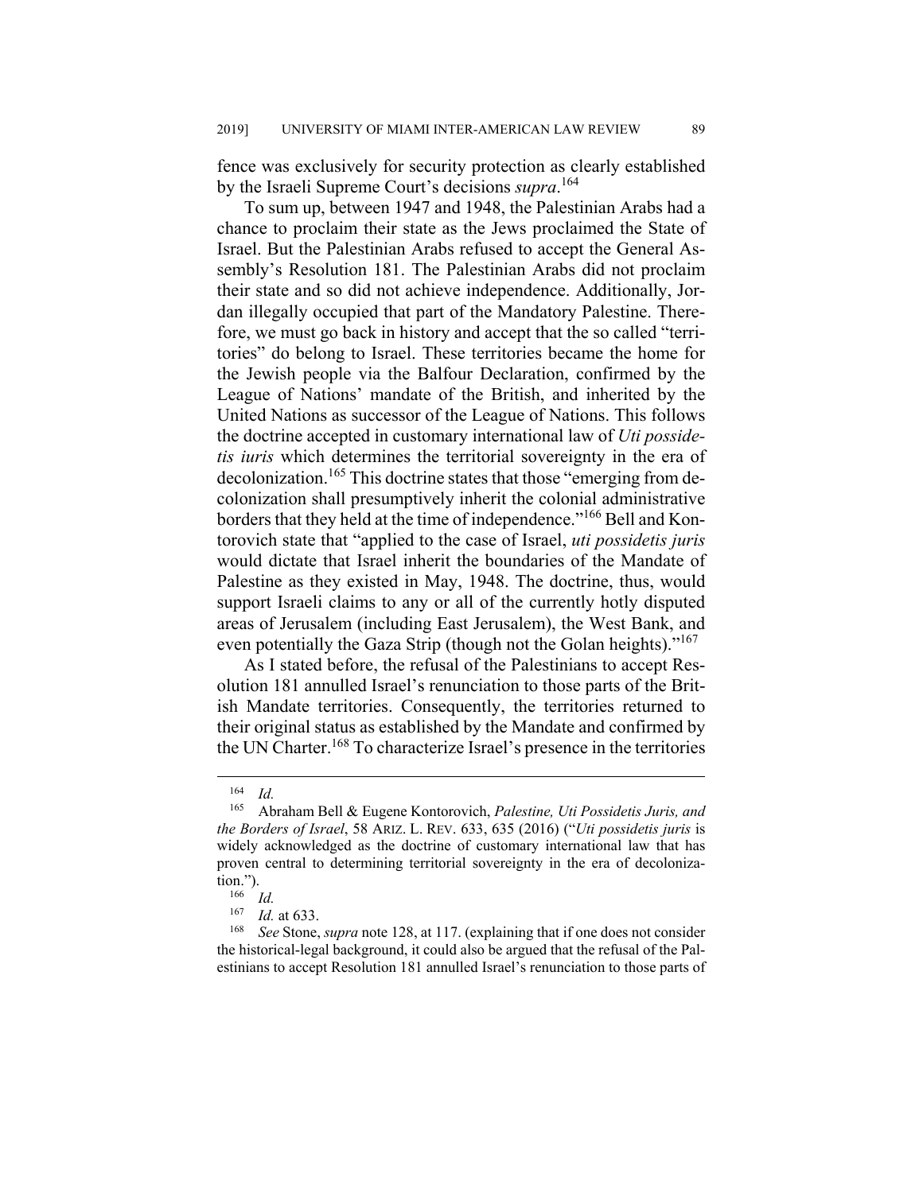fence was exclusively for security protection as clearly established by the Israeli Supreme Court's decisions *supra*.[164]

To sum up, between 1947 and 1948, the Palestinian Arabs had a chance to proclaim their state as the Jews proclaimed the State of Israel. But the Palestinian Arabs refused to accept the General Assembly's Resolution 181. The Palestinian Arabs did not proclaim their state and so did not achieve independence. Additionally, Jordan illegally occupied that part of the Mandatory Palestine. Therefore, we must go back in history and accept that the so called "territories" do belong to Israel. These territories became the home for the Jewish people via the Balfour Declaration, confirmed by the League of Nations' mandate of the British, and inherited by the United Nations as successor of the League of Nations. This follows the doctrine accepted in customary international law of *Uti possidetis iuris* which determines the territorial sovereignty in the era of decolonization.[165] This doctrine states that those "emerging from decolonization shall presumptively inherit the colonial administrative borders that they held at the time of independence."[166] Bell and Kontorovich state that "applied to the case of Israel, *uti possidetis juris* would dictate that Israel inherit the boundaries of the Mandate of Palestine as they existed in May, 1948. The doctrine, thus, would support Israeli claims to any or all of the currently hotly disputed areas of Jerusalem (including East Jerusalem), the West Bank, and even potentially the Gaza Strip (though not the Golan heights)."[167]

As I stated before, the refusal of the Palestinians to accept Resolution 181 annulled Israel's renunciation to those parts of the British Mandate territories. Consequently, the territories returned to their original status as established by the Mandate and confirmed by the UN Charter.[168] To characterize Israel's presence in the territories

---

[164] *Id.*

[165] Abraham Bell & Eugene Kontorovich, *Palestine, Uti Possidetis Juris, and the Borders of Israel*, 58 ARIZ. L. REV. 633, 635 (2016) ("*Uti possidetis juris* is widely acknowledged as the doctrine of customary international law that has proven central to determining territorial sovereignty in the era of decolonization.").

[166] *Id.*

[167] *Id.* at 633.

[168] *See* Stone, *supra* note 128, at 117. (explaining that if one does not consider the historical-legal background, it could also be argued that the refusal of the Palestinians to accept Resolution 181 annulled Israel's renunciation to those parts of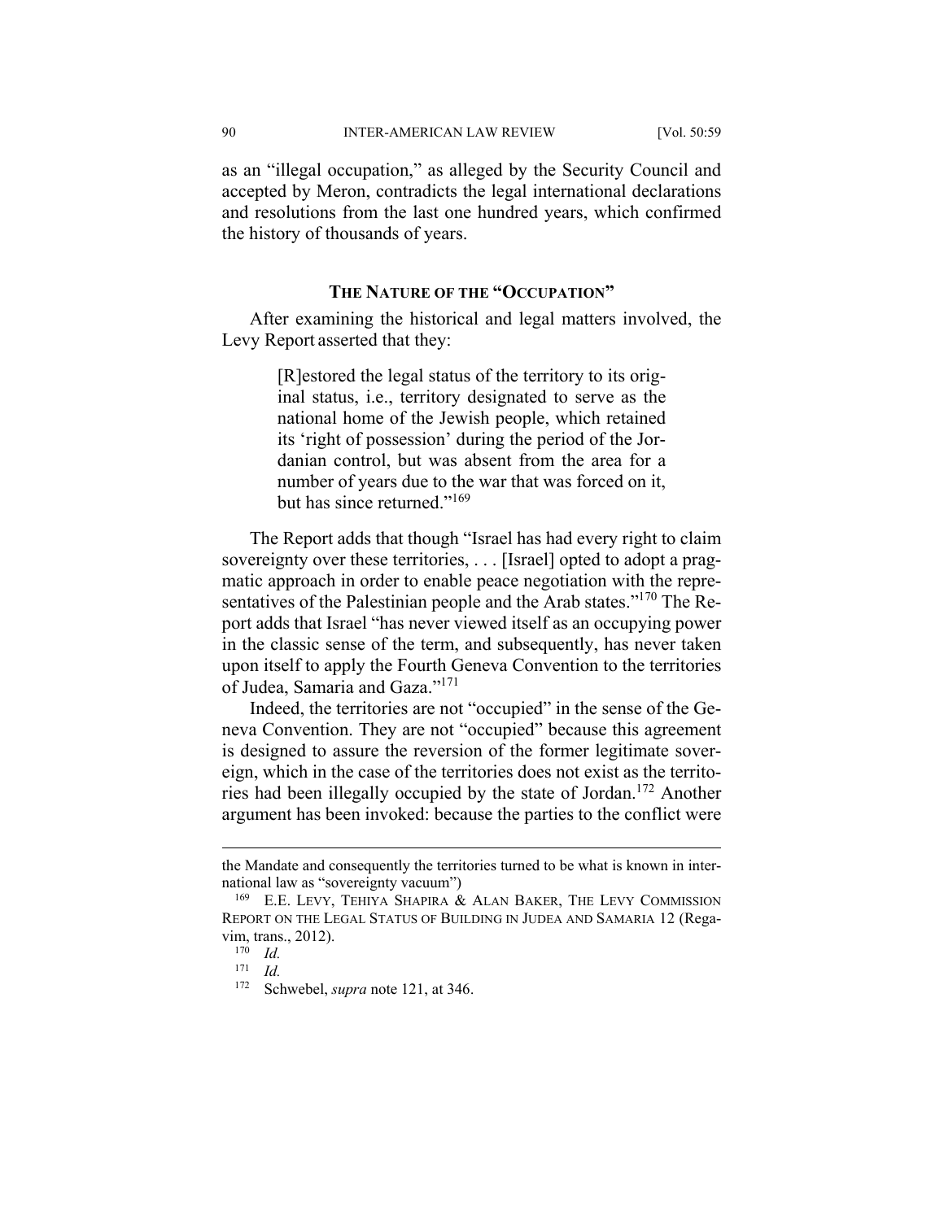as an "illegal occupation," as alleged by the Security Council and accepted by Meron, contradicts the legal international declarations and resolutions from the last one hundred years, which confirmed the history of thousands of years.

## THE NATURE OF THE "OCCUPATION"

After examining the historical and legal matters involved, the Levy Report asserted that they:

> [R]estored the legal status of the territory to its original status, i.e., territory designated to serve as the national home of the Jewish people, which retained its 'right of possession' during the period of the Jordanian control, but was absent from the area for a number of years due to the war that was forced on it, but has since returned."[169]

The Report adds that though "Israel has had every right to claim sovereignty over these territories, . . . [Israel] opted to adopt a pragmatic approach in order to enable peace negotiation with the representatives of the Palestinian people and the Arab states."[170] The Report adds that Israel "has never viewed itself as an occupying power in the classic sense of the term, and subsequently, has never taken upon itself to apply the Fourth Geneva Convention to the territories of Judea, Samaria and Gaza."[171]

Indeed, the territories are not "occupied" in the sense of the Geneva Convention. They are not "occupied" because this agreement is designed to assure the reversion of the former legitimate sovereign, which in the case of the territories does not exist as the territories had been illegally occupied by the state of Jordan.[172] Another argument has been invoked: because the parties to the conflict were

---

the Mandate and consequently the territories turned to be what is known in international law as "sovereignty vacuum")

[169] E.E. LEVY, TEHIYA SHAPIRA & ALAN BAKER, THE LEVY COMMISSION REPORT ON THE LEGAL STATUS OF BUILDING IN JUDEA AND SAMARIA 12 (Regavim, trans., 2012).

[170] *Id.*

[171] *Id.*

[172] Schwebel, *supra* note 121, at 346.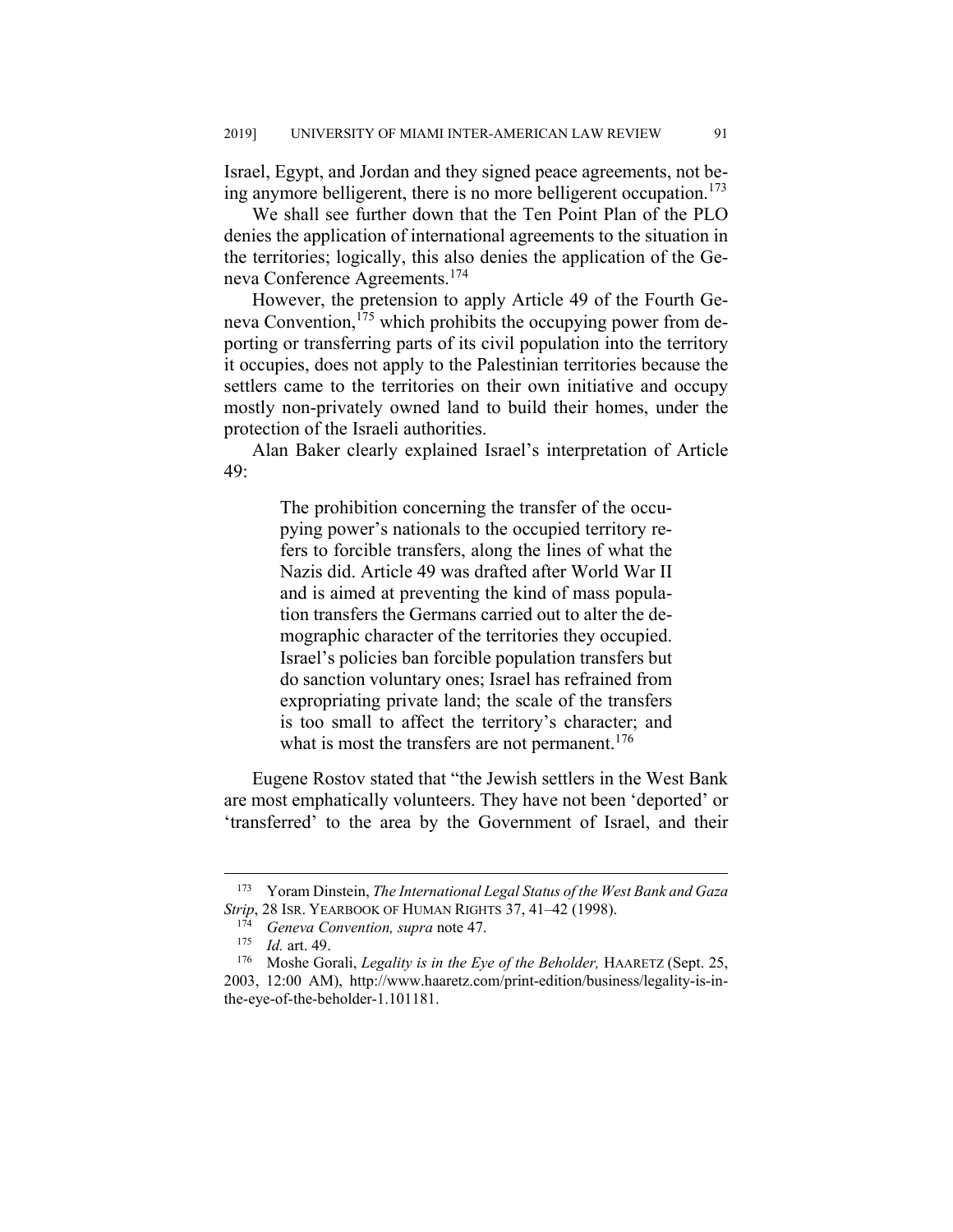Israel, Egypt, and Jordan and they signed peace agreements, not being anymore belligerent, there is no more belligerent occupation.[173]

We shall see further down that the Ten Point Plan of the PLO denies the application of international agreements to the situation in the territories; logically, this also denies the application of the Geneva Conference Agreements.[174]

However, the pretension to apply Article 49 of the Fourth Geneva Convention,[175] which prohibits the occupying power from deporting or transferring parts of its civil population into the territory it occupies, does not apply to the Palestinian territories because the settlers came to the territories on their own initiative and occupy mostly non-privately owned land to build their homes, under the protection of the Israeli authorities.

Alan Baker clearly explained Israel's interpretation of Article 49:

> The prohibition concerning the transfer of the occupying power's nationals to the occupied territory refers to forcible transfers, along the lines of what the Nazis did. Article 49 was drafted after World War II and is aimed at preventing the kind of mass population transfers the Germans carried out to alter the demographic character of the territories they occupied. Israel's policies ban forcible population transfers but do sanction voluntary ones; Israel has refrained from expropriating private land; the scale of the transfers is too small to affect the territory's character; and what is most the transfers are not permanent.[176]

Eugene Rostov stated that "the Jewish settlers in the West Bank are most emphatically volunteers. They have not been 'deported' or 'transferred' to the area by the Government of Israel, and their

---

[173] Yoram Dinstein, *The International Legal Status of the West Bank and Gaza Strip*, 28 ISR. YEARBOOK OF HUMAN RIGHTS 37, 41–42 (1998).

[174] *Geneva Convention, supra* note 47.

[175] *Id.* art. 49.

[176] Moshe Gorali, *Legality is in the Eye of the Beholder,* HAARETZ (Sept. 25, 2003, 12:00 AM), http://www.haaretz.com/print-edition/business/legality-is-in-the-eye-of-the-beholder-1.101181.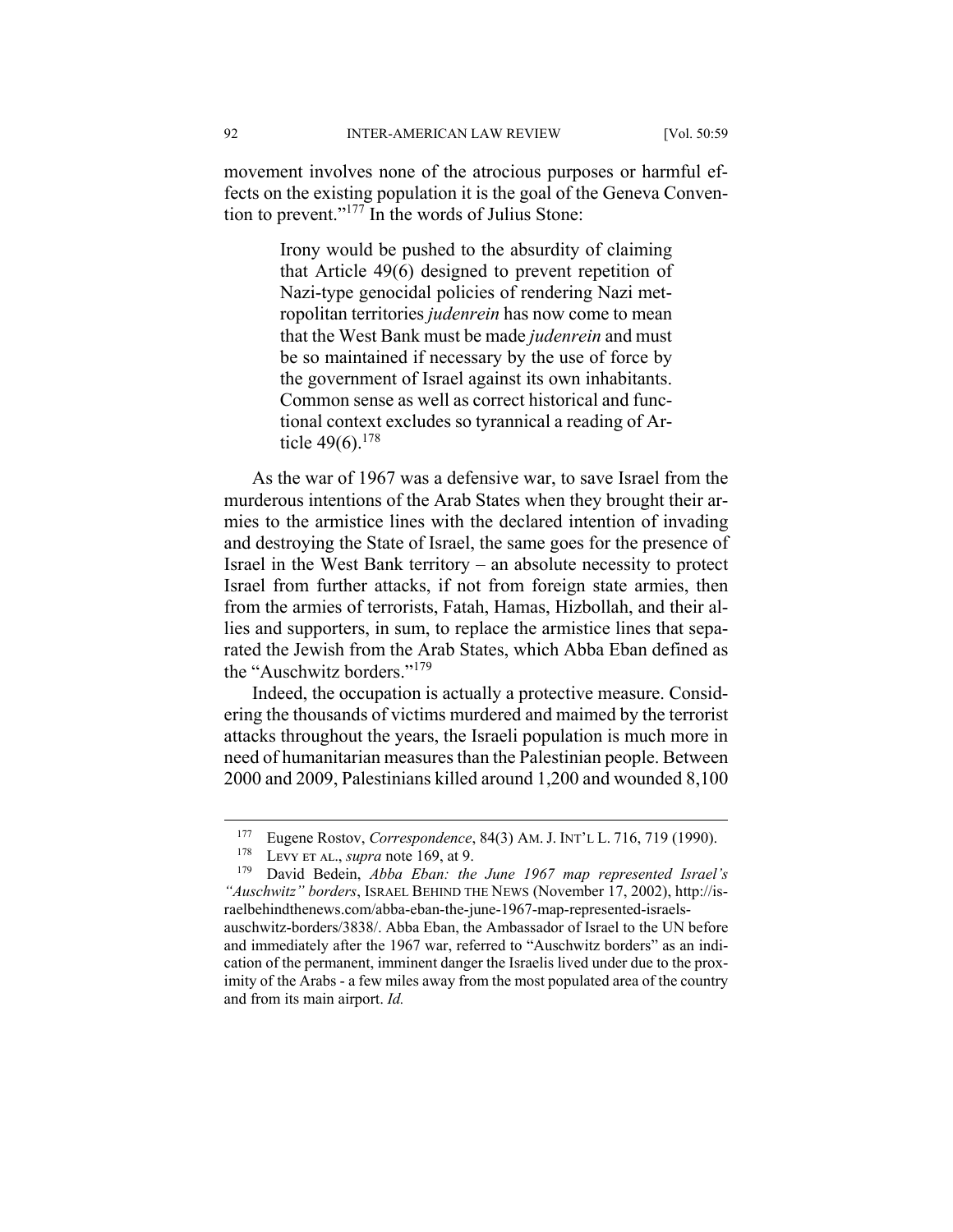movement involves none of the atrocious purposes or harmful effects on the existing population it is the goal of the Geneva Convention to prevent."[177] In the words of Julius Stone:

> Irony would be pushed to the absurdity of claiming that Article 49(6) designed to prevent repetition of Nazi-type genocidal policies of rendering Nazi metropolitan territories *judenrein* has now come to mean that the West Bank must be made *judenrein* and must be so maintained if necessary by the use of force by the government of Israel against its own inhabitants. Common sense as well as correct historical and functional context excludes so tyrannical a reading of Article 49(6).[178]

As the war of 1967 was a defensive war, to save Israel from the murderous intentions of the Arab States when they brought their armies to the armistice lines with the declared intention of invading and destroying the State of Israel, the same goes for the presence of Israel in the West Bank territory – an absolute necessity to protect Israel from further attacks, if not from foreign state armies, then from the armies of terrorists, Fatah, Hamas, Hizbollah, and their allies and supporters, in sum, to replace the armistice lines that separated the Jewish from the Arab States, which Abba Eban defined as the "Auschwitz borders."[179]

Indeed, the occupation is actually a protective measure. Considering the thousands of victims murdered and maimed by the terrorist attacks throughout the years, the Israeli population is much more in need of humanitarian measures than the Palestinian people. Between 2000 and 2009, Palestinians killed around 1,200 and wounded 8,100

---

[177] Eugene Rostov, *Correspondence*, 84(3) AM. J. INT'L L. 716, 719 (1990).

[178] LEVY ET AL., *supra* note 169, at 9.

[179] David Bedein, *Abba Eban: the June 1967 map represented Israel's "Auschwitz" borders*, ISRAEL BEHIND THE NEWS (November 17, 2002), http://israelbehindthenews.com/abba-eban-the-june-1967-map-represented-israels-auschwitz-borders/3838/. Abba Eban, the Ambassador of Israel to the UN before and immediately after the 1967 war, referred to "Auschwitz borders" as an indication of the permanent, imminent danger the Israelis lived under due to the proximity of the Arabs - a few miles away from the most populated area of the country and from its main airport. *Id.*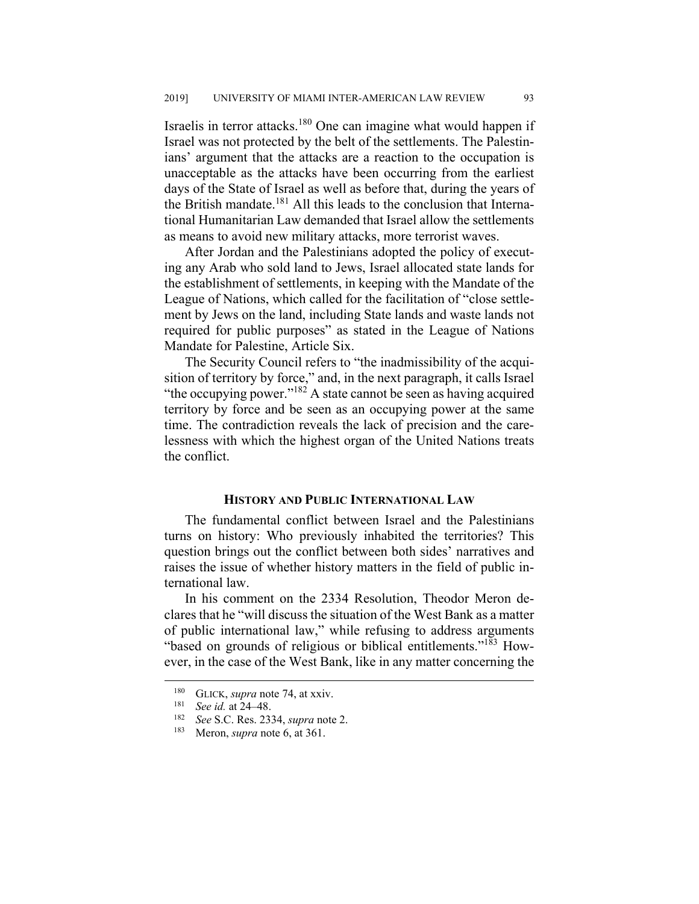Israelis in terror attacks.[180] One can imagine what would happen if Israel was not protected by the belt of the settlements. The Palestinians' argument that the attacks are a reaction to the occupation is unacceptable as the attacks have been occurring from the earliest days of the State of Israel as well as before that, during the years of the British mandate.[181] All this leads to the conclusion that International Humanitarian Law demanded that Israel allow the settlements as means to avoid new military attacks, more terrorist waves.

After Jordan and the Palestinians adopted the policy of executing any Arab who sold land to Jews, Israel allocated state lands for the establishment of settlements, in keeping with the Mandate of the League of Nations, which called for the facilitation of "close settlement by Jews on the land, including State lands and waste lands not required for public purposes" as stated in the League of Nations Mandate for Palestine, Article Six.

The Security Council refers to "the inadmissibility of the acquisition of territory by force," and, in the next paragraph, it calls Israel "the occupying power."[182] A state cannot be seen as having acquired territory by force and be seen as an occupying power at the same time. The contradiction reveals the lack of precision and the carelessness with which the highest organ of the United Nations treats the conflict.

## HISTORY AND PUBLIC INTERNATIONAL LAW

The fundamental conflict between Israel and the Palestinians turns on history: Who previously inhabited the territories? This question brings out the conflict between both sides' narratives and raises the issue of whether history matters in the field of public international law.

In his comment on the 2334 Resolution, Theodor Meron declares that he "will discuss the situation of the West Bank as a matter of public international law," while refusing to address arguments "based on grounds of religious or biblical entitlements."[183] However, in the case of the West Bank, like in any matter concerning the

---

[180] GLICK, *supra* note 74, at xxiv.

[181] *See id.* at 24–48.

[182] *See* S.C. Res. 2334, *supra* note 2.

[183] Meron, *supra* note 6, at 361.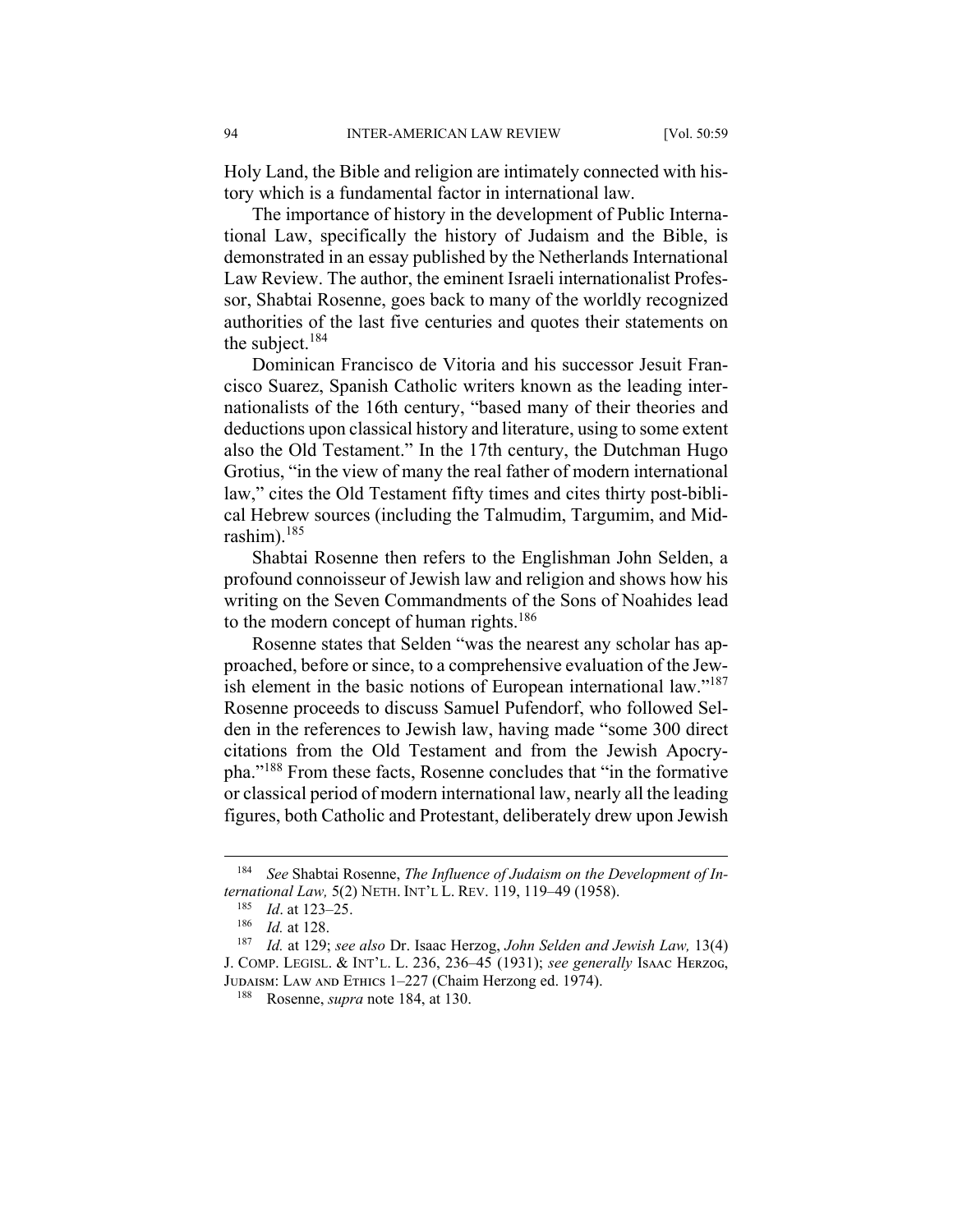Holy Land, the Bible and religion are intimately connected with history which is a fundamental factor in international law.

The importance of history in the development of Public International Law, specifically the history of Judaism and the Bible, is demonstrated in an essay published by the Netherlands International Law Review. The author, the eminent Israeli internationalist Professor, Shabtai Rosenne, goes back to many of the worldly recognized authorities of the last five centuries and quotes their statements on the subject.[184]

Dominican Francisco de Vitoria and his successor Jesuit Francisco Suarez, Spanish Catholic writers known as the leading internationalists of the 16th century, "based many of their theories and deductions upon classical history and literature, using to some extent also the Old Testament." In the 17th century, the Dutchman Hugo Grotius, "in the view of many the real father of modern international law," cites the Old Testament fifty times and cites thirty post-biblical Hebrew sources (including the Talmudim, Targumim, and Midrashim).[185]

Shabtai Rosenne then refers to the Englishman John Selden, a profound connoisseur of Jewish law and religion and shows how his writing on the Seven Commandments of the Sons of Noahides lead to the modern concept of human rights.[186]

Rosenne states that Selden "was the nearest any scholar has approached, before or since, to a comprehensive evaluation of the Jewish element in the basic notions of European international law."[187] Rosenne proceeds to discuss Samuel Pufendorf, who followed Selden in the references to Jewish law, having made "some 300 direct citations from the Old Testament and from the Jewish Apocrypha."[188] From these facts, Rosenne concludes that "in the formative or classical period of modern international law, nearly all the leading figures, both Catholic and Protestant, deliberately drew upon Jewish

---

[184] *See* Shabtai Rosenne, *The Influence of Judaism on the Development of International Law,* 5(2) NETH. INT'L L. REV. 119, 119–49 (1958).

[185] *Id*. at 123–25.

[186] *Id.* at 128.

[187] *Id.* at 129; *see also* Dr. Isaac Herzog, *John Selden and Jewish Law,* 13(4) J. COMP. LEGISL. & INT'L. L. 236, 236–45 (1931); *see generally* ISAAC HERZOG, JUDAISM: LAW AND ETHICS 1–227 (Chaim Herzong ed. 1974).

[188] Rosenne, *supra* note 184, at 130.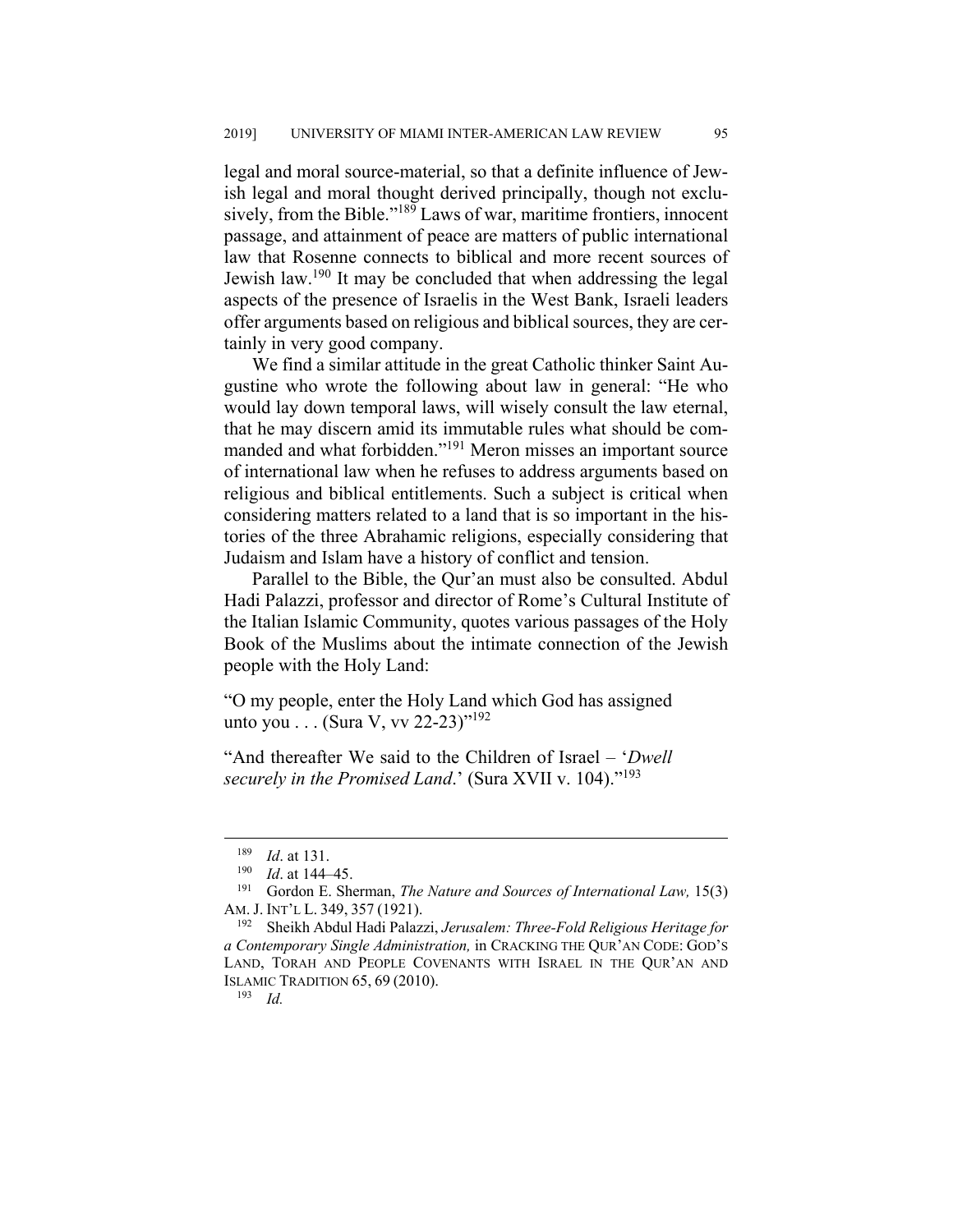legal and moral source-material, so that a definite influence of Jewish legal and moral thought derived principally, though not exclusively, from the Bible."[189] Laws of war, maritime frontiers, innocent passage, and attainment of peace are matters of public international law that Rosenne connects to biblical and more recent sources of Jewish law.[190] It may be concluded that when addressing the legal aspects of the presence of Israelis in the West Bank, Israeli leaders offer arguments based on religious and biblical sources, they are certainly in very good company.

We find a similar attitude in the great Catholic thinker Saint Augustine who wrote the following about law in general: "He who would lay down temporal laws, will wisely consult the law eternal, that he may discern amid its immutable rules what should be commanded and what forbidden."[191] Meron misses an important source of international law when he refuses to address arguments based on religious and biblical entitlements. Such a subject is critical when considering matters related to a land that is so important in the histories of the three Abrahamic religions, especially considering that Judaism and Islam have a history of conflict and tension.

Parallel to the Bible, the Qur'an must also be consulted. Abdul Hadi Palazzi, professor and director of Rome's Cultural Institute of the Italian Islamic Community, quotes various passages of the Holy Book of the Muslims about the intimate connection of the Jewish people with the Holy Land:

"O my people, enter the Holy Land which God has assigned unto you . . . (Sura V, vv 22-23)"[192]

"And thereafter We said to the Children of Israel – '*Dwell securely in the Promised Land*.' (Sura XVII v. 104)."[193]

---

[189] *Id*. at 131.

[190] *Id*. at 144–45.

[191] Gordon E. Sherman, *The Nature and Sources of International Law,* 15(3) AM. J. INT'L L. 349, 357 (1921).

[192] Sheikh Abdul Hadi Palazzi, *Jerusalem: Three-Fold Religious Heritage for a Contemporary Single Administration,* in CRACKING THE QUR'AN CODE: GOD'S LAND, TORAH AND PEOPLE COVENANTS WITH ISRAEL IN THE QUR'AN AND ISLAMIC TRADITION 65, 69 (2010).

[193] *Id.*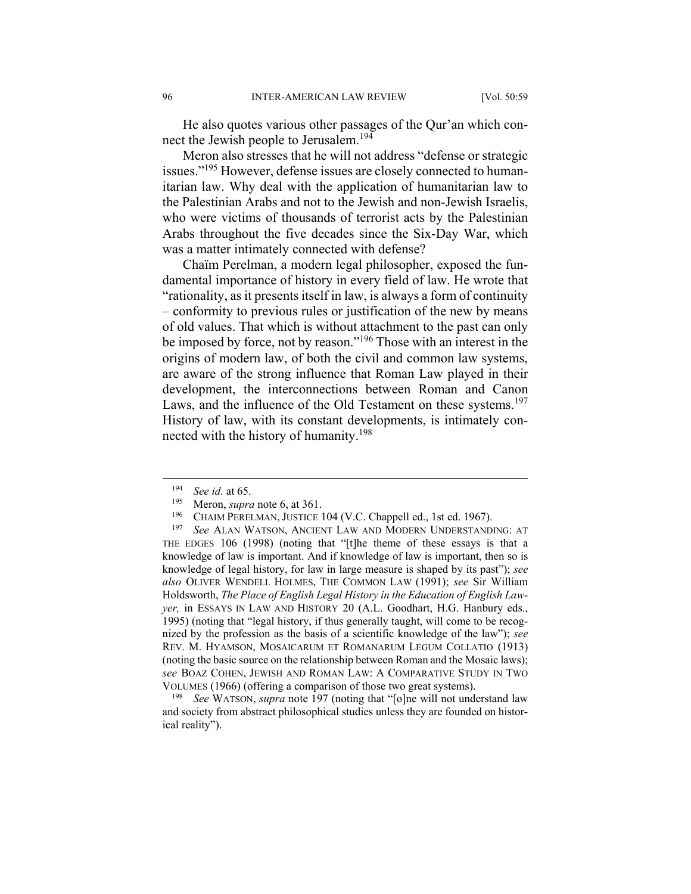He also quotes various other passages of the Qur'an which connect the Jewish people to Jerusalem.[194]

Meron also stresses that he will not address "defense or strategic issues."[195] However, defense issues are closely connected to humanitarian law. Why deal with the application of humanitarian law to the Palestinian Arabs and not to the Jewish and non-Jewish Israelis, who were victims of thousands of terrorist acts by the Palestinian Arabs throughout the five decades since the Six-Day War, which was a matter intimately connected with defense?

Chaïm Perelman, a modern legal philosopher, exposed the fundamental importance of history in every field of law. He wrote that "rationality, as it presents itself in law, is always a form of continuity – conformity to previous rules or justification of the new by means of old values. That which is without attachment to the past can only be imposed by force, not by reason."[196] Those with an interest in the origins of modern law, of both the civil and common law systems, are aware of the strong influence that Roman Law played in their development, the interconnections between Roman and Canon Laws, and the influence of the Old Testament on these systems.[197] History of law, with its constant developments, is intimately connected with the history of humanity.[198]

---

[194] *See id.* at 65.

[195] Meron, *supra* note 6, at 361.

[196] CHAIM PERELMAN, JUSTICE 104 (V.C. Chappell ed., 1st ed. 1967).

[197] *See* ALAN WATSON, ANCIENT LAW AND MODERN UNDERSTANDING: AT THE EDGES 106 (1998) (noting that "[t]he theme of these essays is that a knowledge of law is important. And if knowledge of law is important, then so is knowledge of legal history, for law in large measure is shaped by its past"); *see also* OLIVER WENDELL HOLMES, THE COMMON LAW (1991); *see* Sir William Holdsworth, *The Place of English Legal History in the Education of English Lawyer,* in ESSAYS IN LAW AND HISTORY 20 (A.L. Goodhart, H.G. Hanbury eds., 1995) (noting that "legal history, if thus generally taught, will come to be recognized by the profession as the basis of a scientific knowledge of the law"); *see* REV. M. HYAMSON, MOSAICARUM ET ROMANARUM LEGUM COLLATIO (1913) (noting the basic source on the relationship between Roman and the Mosaic laws); *see* BOAZ COHEN, JEWISH AND ROMAN LAW: A COMPARATIVE STUDY IN TWO VOLUMES (1966) (offering a comparison of those two great systems).

[198] *See* WATSON, *supra* note 197 (noting that "[o]ne will not understand law and society from abstract philosophical studies unless they are founded on historical reality").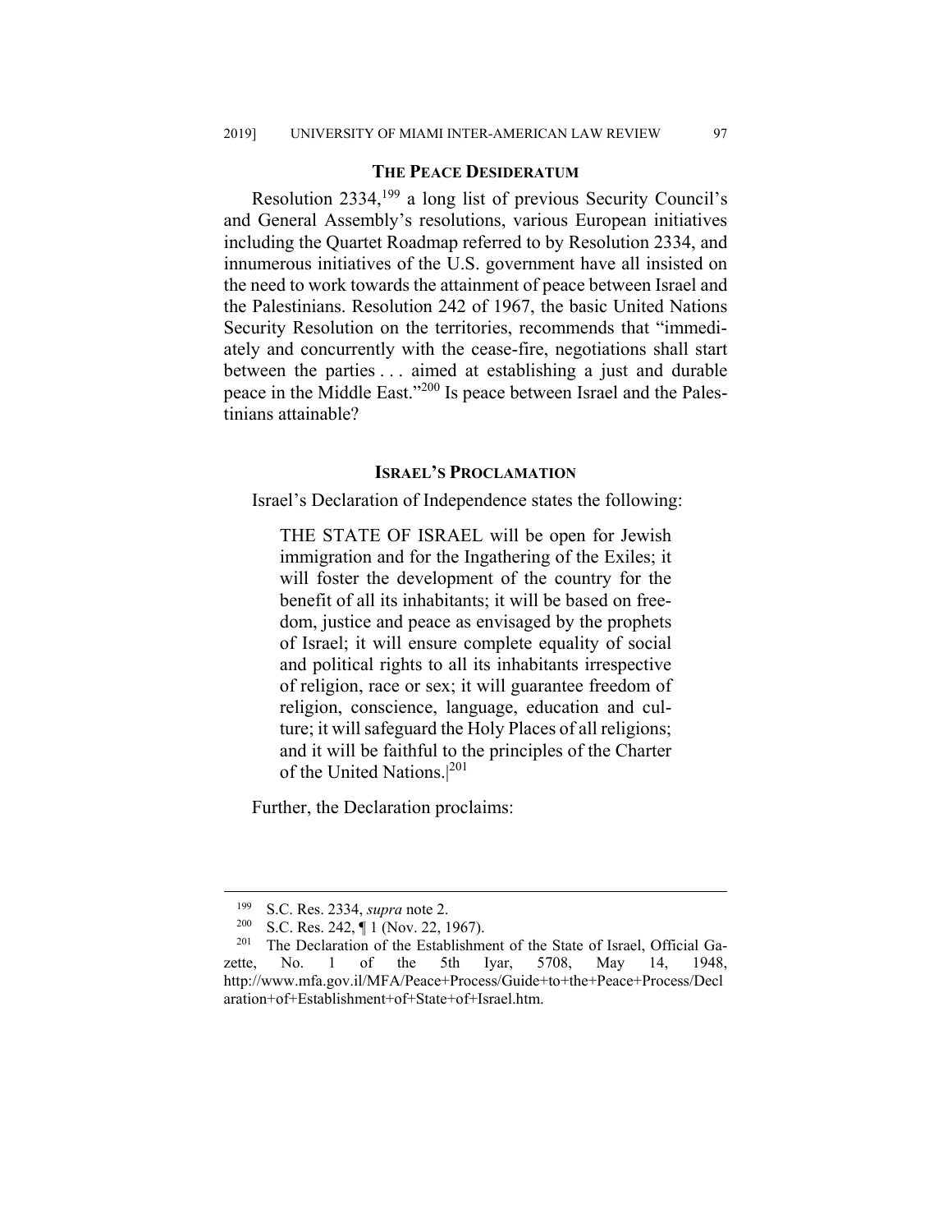## THE PEACE DESIDERATUM

Resolution 2334,[199] a long list of previous Security Council's and General Assembly's resolutions, various European initiatives including the Quartet Roadmap referred to by Resolution 2334, and innumerous initiatives of the U.S. government have all insisted on the need to work towards the attainment of peace between Israel and the Palestinians. Resolution 242 of 1967, the basic United Nations Security Resolution on the territories, recommends that "immediately and concurrently with the cease-fire, negotiations shall start between the parties . . . aimed at establishing a just and durable peace in the Middle East."[200] Is peace between Israel and the Palestinians attainable?

## ISRAEL'S PROCLAMATION

Israel's Declaration of Independence states the following:

> THE STATE OF ISRAEL will be open for Jewish immigration and for the Ingathering of the Exiles; it will foster the development of the country for the benefit of all its inhabitants; it will be based on freedom, justice and peace as envisaged by the prophets of Israel; it will ensure complete equality of social and political rights to all its inhabitants irrespective of religion, race or sex; it will guarantee freedom of religion, conscience, language, education and culture; it will safeguard the Holy Places of all religions; and it will be faithful to the principles of the Charter of the United Nations.[201]

Further, the Declaration proclaims:

---

[199] S.C. Res. 2334, *supra* note 2.

[200] S.C. Res. 242, ¶ 1 (Nov. 22, 1967).

[201] The Declaration of the Establishment of the State of Israel, Official Gazette, No. 1 of the 5th Iyar, 5708, May 14, 1948, http://www.mfa.gov.il/MFA/Peace+Process/Guide+to+the+Peace+Process/Declaration+of+Establishment+of+State+of+Israel.htm.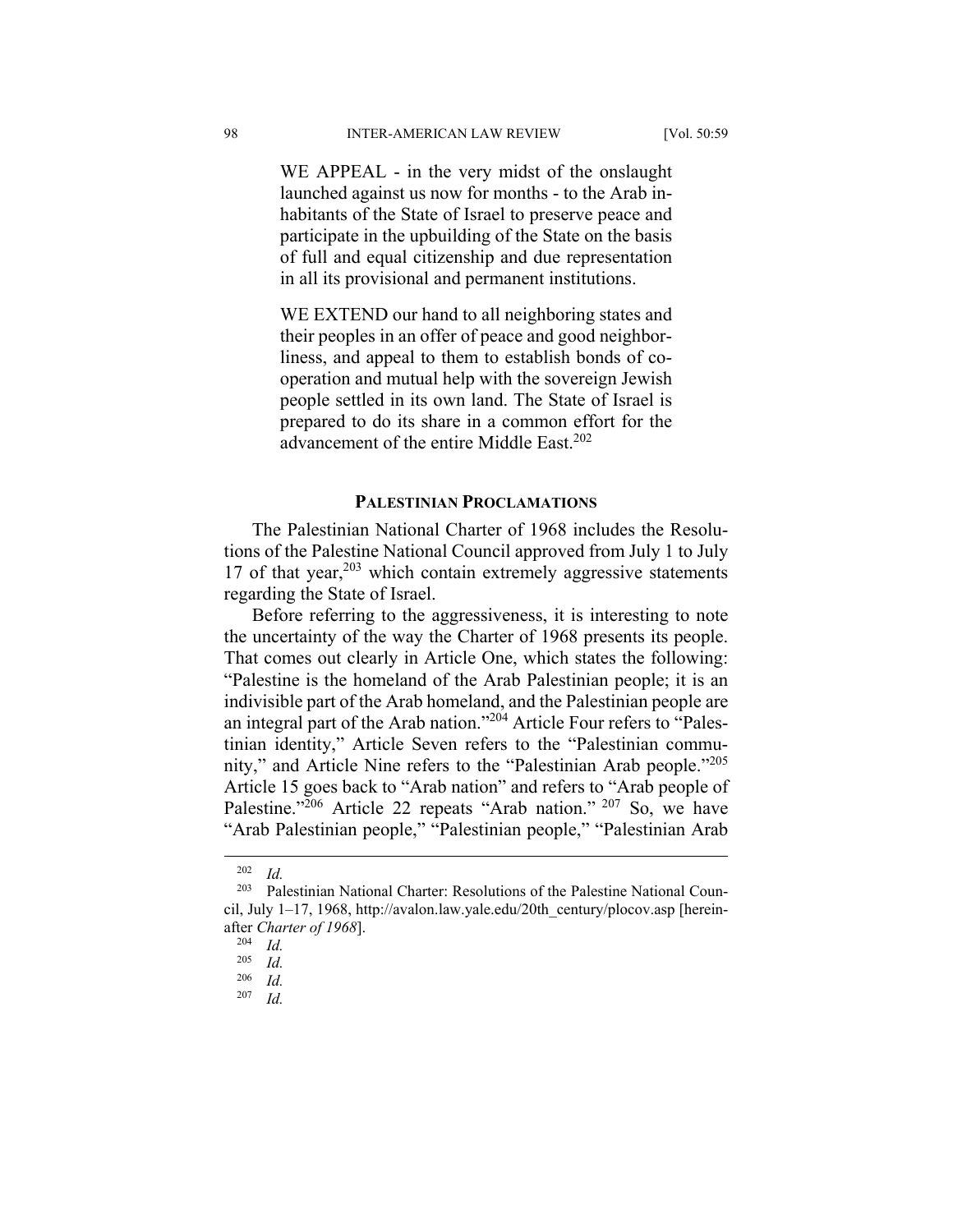> WE APPEAL - in the very midst of the onslaught launched against us now for months - to the Arab inhabitants of the State of Israel to preserve peace and participate in the upbuilding of the State on the basis of full and equal citizenship and due representation in all its provisional and permanent institutions.
>
> WE EXTEND our hand to all neighboring states and their peoples in an offer of peace and good neighborliness, and appeal to them to establish bonds of cooperation and mutual help with the sovereign Jewish people settled in its own land. The State of Israel is prepared to do its share in a common effort for the advancement of the entire Middle East.[202]

## PALESTINIAN PROCLAMATIONS

The Palestinian National Charter of 1968 includes the Resolutions of the Palestine National Council approved from July 1 to July 17 of that year,[203] which contain extremely aggressive statements regarding the State of Israel.

Before referring to the aggressiveness, it is interesting to note the uncertainty of the way the Charter of 1968 presents its people. That comes out clearly in Article One, which states the following: "Palestine is the homeland of the Arab Palestinian people; it is an indivisible part of the Arab homeland, and the Palestinian people are an integral part of the Arab nation."[204] Article Four refers to "Palestinian identity," Article Seven refers to the "Palestinian community," and Article Nine refers to the "Palestinian Arab people."[205] Article 15 goes back to "Arab nation" and refers to "Arab people of Palestine."[206] Article 22 repeats "Arab nation." [207] So, we have "Arab Palestinian people," "Palestinian people," "Palestinian Arab

---

[202] *Id.*

[203] Palestinian National Charter: Resolutions of the Palestine National Council, July 1–17, 1968, http://avalon.law.yale.edu/20th_century/plocov.asp [hereinafter *Charter of 1968*].

[204] *Id.*

[205] *Id.*

[206] *Id.*

[207] *Id.*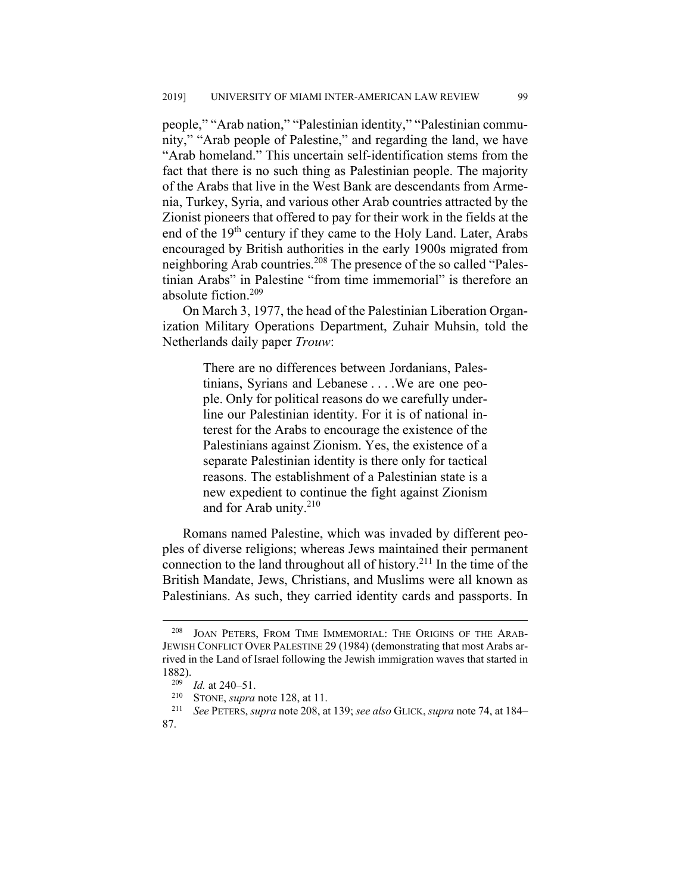people," "Arab nation," "Palestinian identity," "Palestinian community," "Arab people of Palestine," and regarding the land, we have "Arab homeland." This uncertain self-identification stems from the fact that there is no such thing as Palestinian people. The majority of the Arabs that live in the West Bank are descendants from Armenia, Turkey, Syria, and various other Arab countries attracted by the Zionist pioneers that offered to pay for their work in the fields at the end of the 19th century if they came to the Holy Land. Later, Arabs encouraged by British authorities in the early 1900s migrated from neighboring Arab countries.[208] The presence of the so called "Palestinian Arabs" in Palestine "from time immemorial" is therefore an absolute fiction.[209]

On March 3, 1977, the head of the Palestinian Liberation Organization Military Operations Department, Zuhair Muhsin, told the Netherlands daily paper *Trouw*:

> There are no differences between Jordanians, Palestinians, Syrians and Lebanese . . . .We are one people. Only for political reasons do we carefully underline our Palestinian identity. For it is of national interest for the Arabs to encourage the existence of the Palestinians against Zionism. Yes, the existence of a separate Palestinian identity is there only for tactical reasons. The establishment of a Palestinian state is a new expedient to continue the fight against Zionism and for Arab unity.[210]

Romans named Palestine, which was invaded by different peoples of diverse religions; whereas Jews maintained their permanent connection to the land throughout all of history.[211] In the time of the British Mandate, Jews, Christians, and Muslims were all known as Palestinians. As such, they carried identity cards and passports. In

---

[208] JOAN PETERS, FROM TIME IMMEMORIAL: THE ORIGINS OF THE ARAB-JEWISH CONFLICT OVER PALESTINE 29 (1984) (demonstrating that most Arabs arrived in the Land of Israel following the Jewish immigration waves that started in 1882).

[209] *Id.* at 240–51.

[210] STONE, *supra* note 128, at 11.

[211] *See* PETERS, *supra* note 208, at 139; *see also* GLICK, *supra* note 74, at 184–87.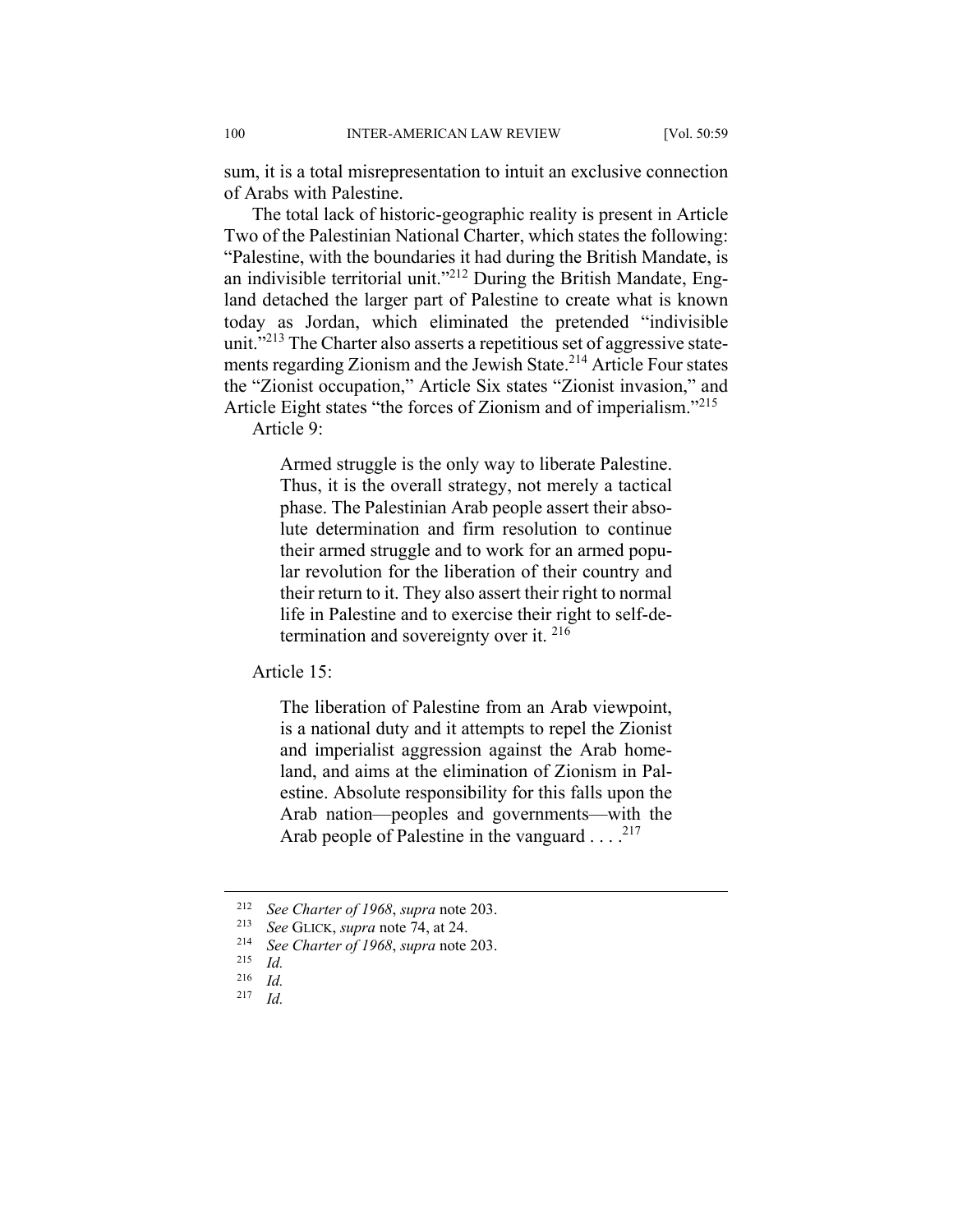sum, it is a total misrepresentation to intuit an exclusive connection of Arabs with Palestine.

The total lack of historic-geographic reality is present in Article Two of the Palestinian National Charter, which states the following: "Palestine, with the boundaries it had during the British Mandate, is an indivisible territorial unit."[212] During the British Mandate, England detached the larger part of Palestine to create what is known today as Jordan, which eliminated the pretended "indivisible unit."[213] The Charter also asserts a repetitious set of aggressive statements regarding Zionism and the Jewish State.[214] Article Four states the "Zionist occupation," Article Six states "Zionist invasion," and Article Eight states "the forces of Zionism and of imperialism."[215]

Article 9:

> Armed struggle is the only way to liberate Palestine. Thus, it is the overall strategy, not merely a tactical phase. The Palestinian Arab people assert their absolute determination and firm resolution to continue their armed struggle and to work for an armed popular revolution for the liberation of their country and their return to it. They also assert their right to normal life in Palestine and to exercise their right to self-determination and sovereignty over it. [216]

Article 15:

> The liberation of Palestine from an Arab viewpoint, is a national duty and it attempts to repel the Zionist and imperialist aggression against the Arab homeland, and aims at the elimination of Zionism in Palestine. Absolute responsibility for this falls upon the Arab nation—peoples and governments—with the Arab people of Palestine in the vanguard . . . .[217]

---

[212] *See Charter of 1968*, *supra* note 203.

[213] *See* GLICK, *supra* note 74, at 24.

[214] *See Charter of 1968*, *supra* note 203.

[215] *Id.*

[216] *Id.*

[217] *Id.*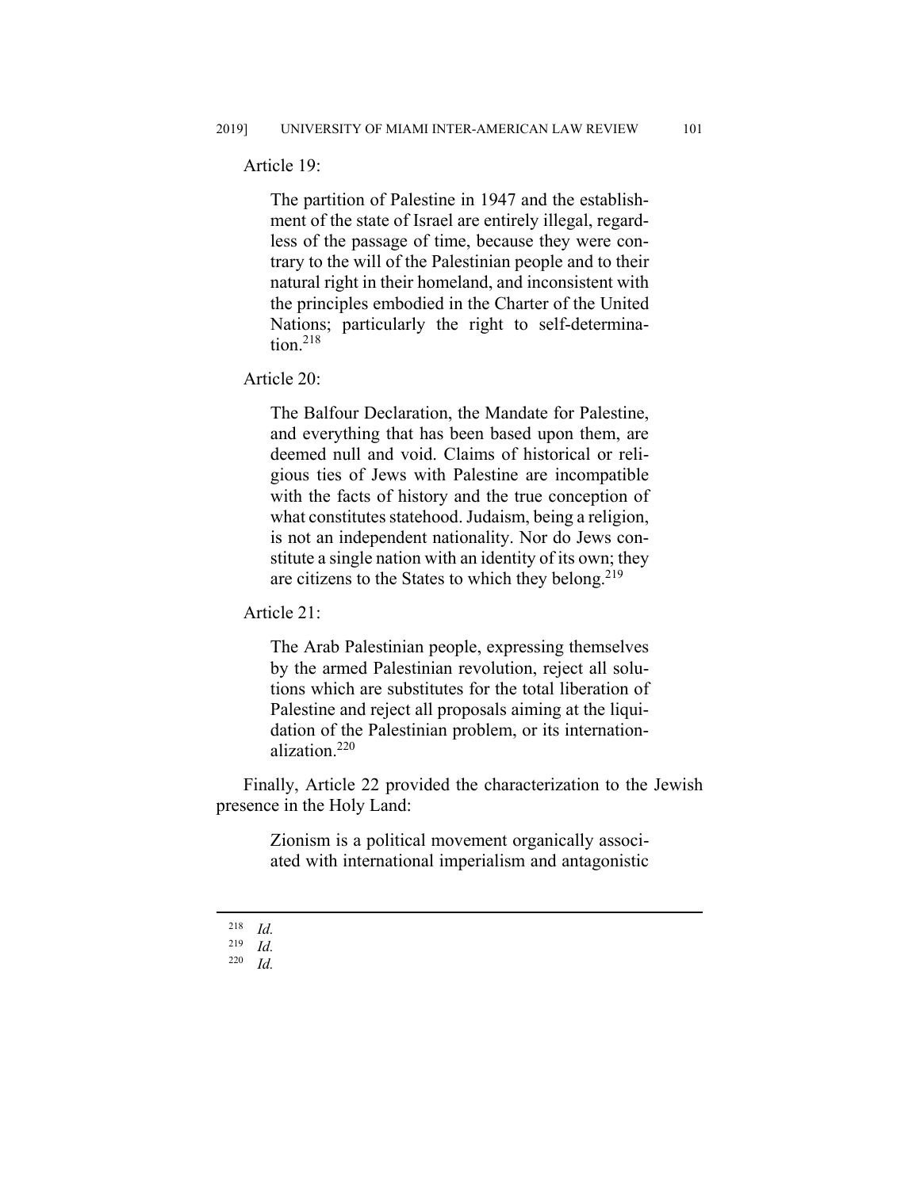Article 19:

> The partition of Palestine in 1947 and the establishment of the state of Israel are entirely illegal, regardless of the passage of time, because they were contrary to the will of the Palestinian people and to their natural right in their homeland, and inconsistent with the principles embodied in the Charter of the United Nations; particularly the right to self-determination.[218]

Article 20:

> The Balfour Declaration, the Mandate for Palestine, and everything that has been based upon them, are deemed null and void. Claims of historical or religious ties of Jews with Palestine are incompatible with the facts of history and the true conception of what constitutes statehood. Judaism, being a religion, is not an independent nationality. Nor do Jews constitute a single nation with an identity of its own; they are citizens to the States to which they belong.[219]

Article 21:

> The Arab Palestinian people, expressing themselves by the armed Palestinian revolution, reject all solutions which are substitutes for the total liberation of Palestine and reject all proposals aiming at the liquidation of the Palestinian problem, or its internationalization.[220]

Finally, Article 22 provided the characterization to the Jewish presence in the Holy Land:

> Zionism is a political movement organically associated with international imperialism and antagonistic

---

[218] *Id.*

[219] *Id.*

[220] *Id.*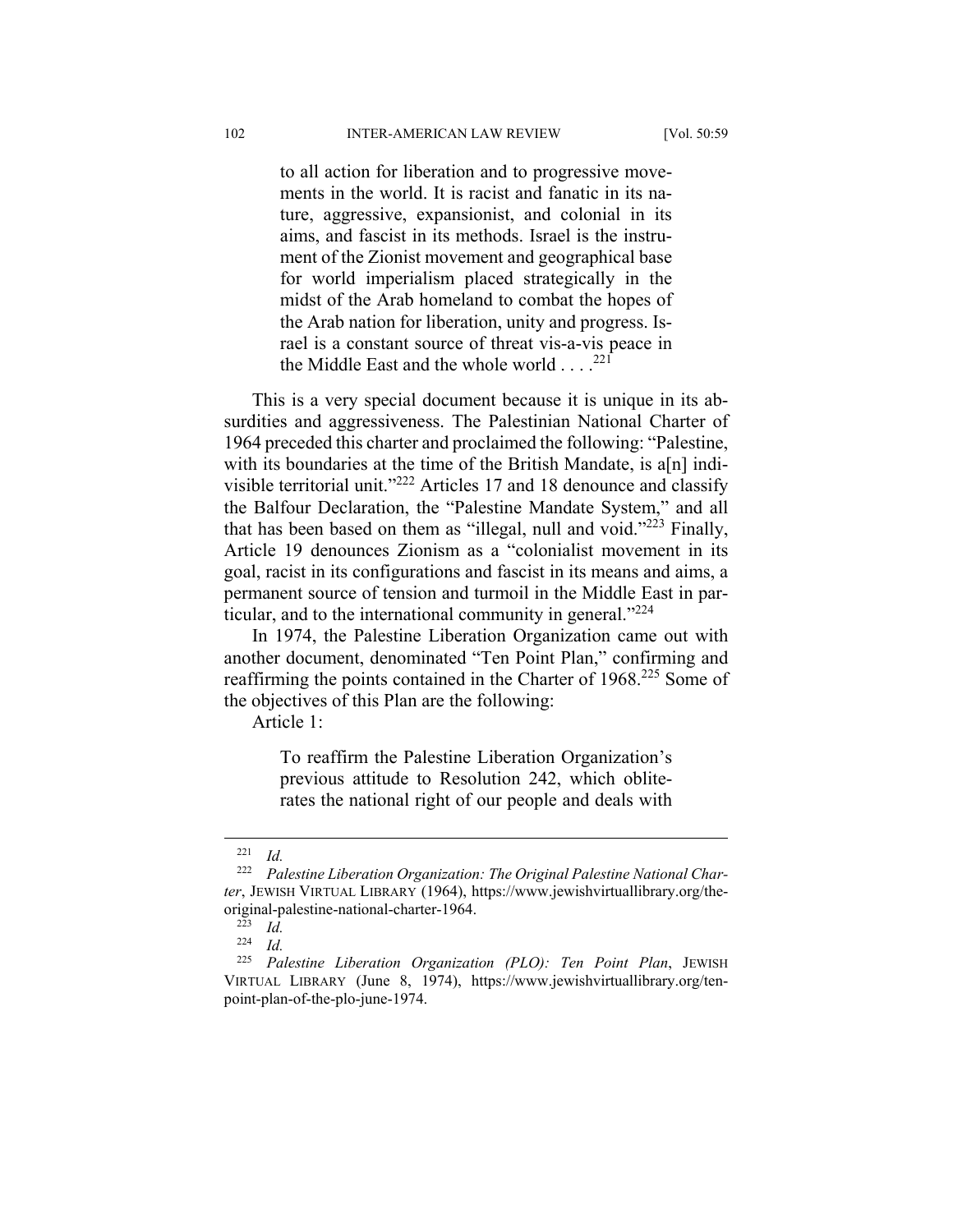> to all action for liberation and to progressive movements in the world. It is racist and fanatic in its nature, aggressive, expansionist, and colonial in its aims, and fascist in its methods. Israel is the instrument of the Zionist movement and geographical base for world imperialism placed strategically in the midst of the Arab homeland to combat the hopes of the Arab nation for liberation, unity and progress. Israel is a constant source of threat vis-a-vis peace in the Middle East and the whole world . . . .[221]

This is a very special document because it is unique in its absurdities and aggressiveness. The Palestinian National Charter of 1964 preceded this charter and proclaimed the following: "Palestine, with its boundaries at the time of the British Mandate, is a[n] indivisible territorial unit."[222] Articles 17 and 18 denounce and classify the Balfour Declaration, the "Palestine Mandate System," and all that has been based on them as "illegal, null and void."[223] Finally, Article 19 denounces Zionism as a "colonialist movement in its goal, racist in its configurations and fascist in its means and aims, a permanent source of tension and turmoil in the Middle East in particular, and to the international community in general."[224]

In 1974, the Palestine Liberation Organization came out with another document, denominated "Ten Point Plan," confirming and reaffirming the points contained in the Charter of 1968.[225] Some of the objectives of this Plan are the following:

Article 1:

> To reaffirm the Palestine Liberation Organization's previous attitude to Resolution 242, which obliterates the national right of our people and deals with

---

[221] *Id.*

[222] *Palestine Liberation Organization: The Original Palestine National Charter*, JEWISH VIRTUAL LIBRARY (1964), https://www.jewishvirtuallibrary.org/the-original-palestine-national-charter-1964.

[223] *Id.*

[224] *Id.*

[225] *Palestine Liberation Organization (PLO): Ten Point Plan*, JEWISH VIRTUAL LIBRARY (June 8, 1974), https://www.jewishvirtuallibrary.org/ten-point-plan-of-the-plo-june-1974.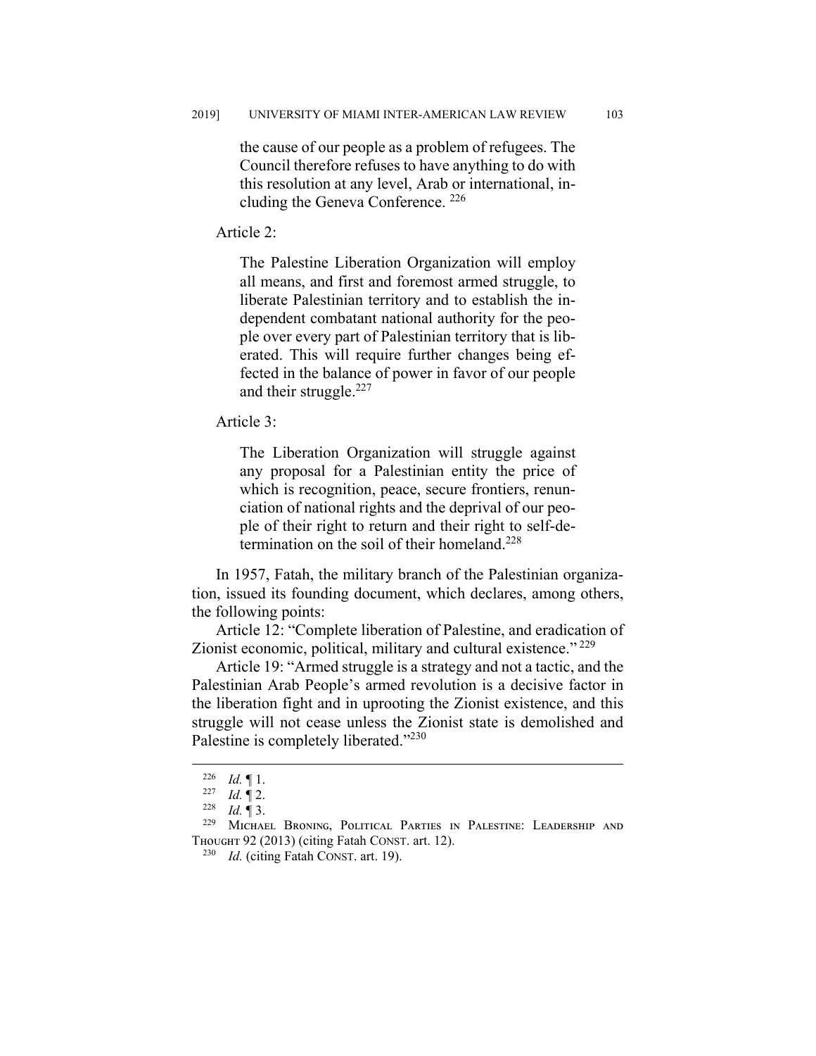> the cause of our people as a problem of refugees. The Council therefore refuses to have anything to do with this resolution at any level, Arab or international, including the Geneva Conference. [226]

Article 2:

> The Palestine Liberation Organization will employ all means, and first and foremost armed struggle, to liberate Palestinian territory and to establish the independent combatant national authority for the people over every part of Palestinian territory that is liberated. This will require further changes being effected in the balance of power in favor of our people and their struggle.[227]

Article 3:

> The Liberation Organization will struggle against any proposal for a Palestinian entity the price of which is recognition, peace, secure frontiers, renunciation of national rights and the deprival of our people of their right to return and their right to self-determination on the soil of their homeland.[228]

In 1957, Fatah, the military branch of the Palestinian organization, issued its founding document, which declares, among others, the following points:

Article 12: "Complete liberation of Palestine, and eradication of Zionist economic, political, military and cultural existence." [229]

Article 19: "Armed struggle is a strategy and not a tactic, and the Palestinian Arab People's armed revolution is a decisive factor in the liberation fight and in uprooting the Zionist existence, and this struggle will not cease unless the Zionist state is demolished and Palestine is completely liberated."[230]

---

[226] *Id.* ¶ 1.

[227] *Id.* ¶ 2.

[228] *Id.* ¶ 3.

[229] Michael Broning, Political Parties in Palestine: Leadership and Thought 92 (2013) (citing Fatah Const. art. 12).

[230] *Id.* (citing Fatah Const. art. 19).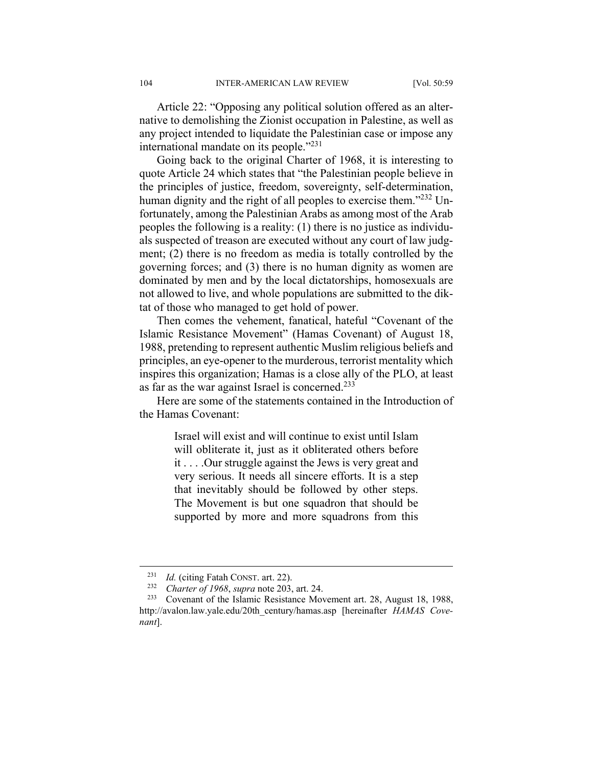Article 22: "Opposing any political solution offered as an alternative to demolishing the Zionist occupation in Palestine, as well as any project intended to liquidate the Palestinian case or impose any international mandate on its people."[231]

Going back to the original Charter of 1968, it is interesting to quote Article 24 which states that "the Palestinian people believe in the principles of justice, freedom, sovereignty, self-determination, human dignity and the right of all peoples to exercise them."[232] Unfortunately, among the Palestinian Arabs as among most of the Arab peoples the following is a reality: (1) there is no justice as individuals suspected of treason are executed without any court of law judgment; (2) there is no freedom as media is totally controlled by the governing forces; and (3) there is no human dignity as women are dominated by men and by the local dictatorships, homosexuals are not allowed to live, and whole populations are submitted to the diktat of those who managed to get hold of power.

Then comes the vehement, fanatical, hateful "Covenant of the Islamic Resistance Movement" (Hamas Covenant) of August 18, 1988, pretending to represent authentic Muslim religious beliefs and principles, an eye-opener to the murderous, terrorist mentality which inspires this organization; Hamas is a close ally of the PLO, at least as far as the war against Israel is concerned.[233]

Here are some of the statements contained in the Introduction of the Hamas Covenant:

> Israel will exist and will continue to exist until Islam will obliterate it, just as it obliterated others before it . . . .Our struggle against the Jews is very great and very serious. It needs all sincere efforts. It is a step that inevitably should be followed by other steps. The Movement is but one squadron that should be supported by more and more squadrons from this

---

[231] *Id.* (citing Fatah CONST. art. 22).

[232] *Charter of 1968*, *supra* note 203, art. 24.

[233] Covenant of the Islamic Resistance Movement art. 28, August 18, 1988, http://avalon.law.yale.edu/20th_century/hamas.asp [hereinafter *HAMAS Covenant*].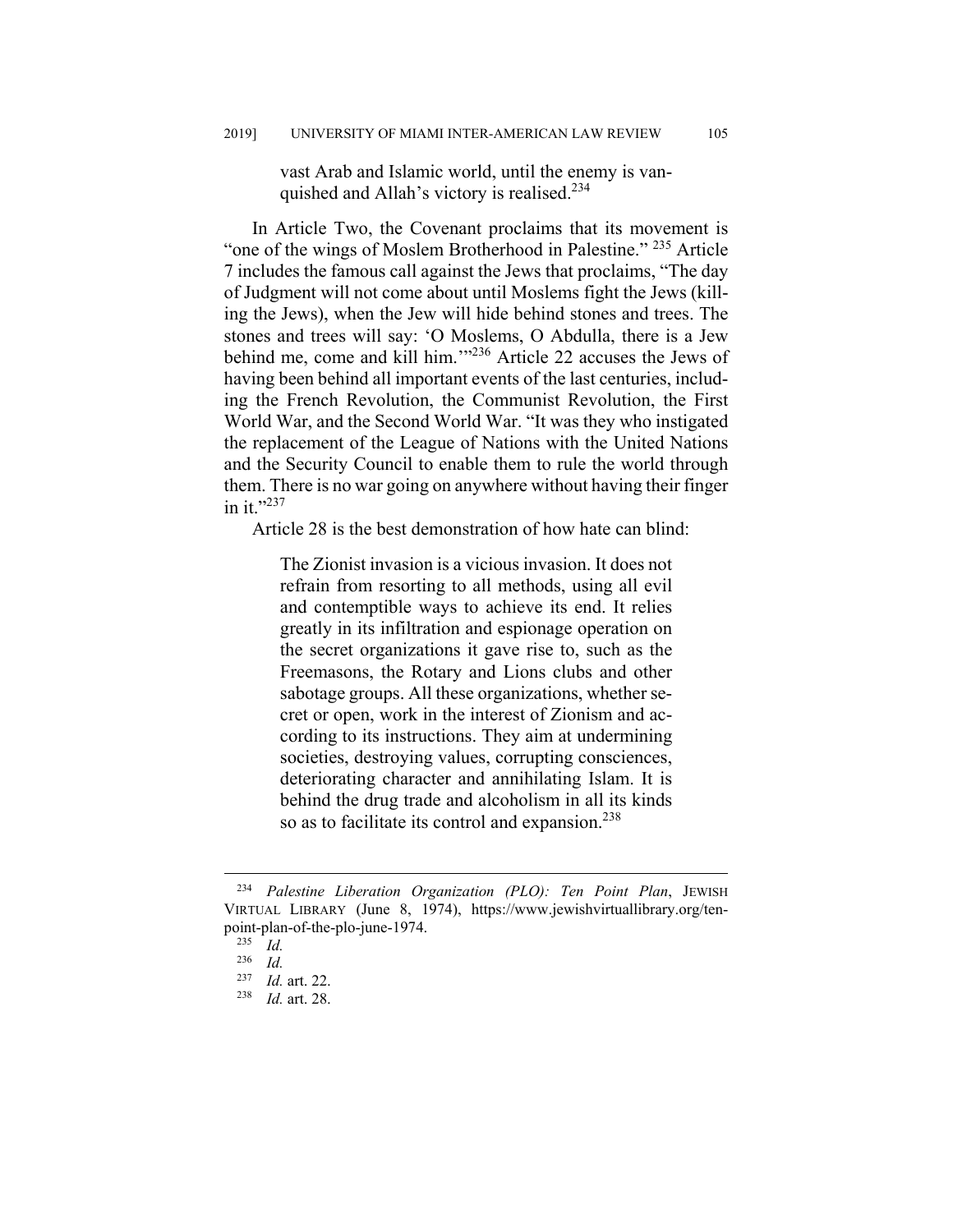> vast Arab and Islamic world, until the enemy is vanquished and Allah's victory is realised.[234]

In Article Two, the Covenant proclaims that its movement is "one of the wings of Moslem Brotherhood in Palestine." [235] Article 7 includes the famous call against the Jews that proclaims, "The day of Judgment will not come about until Moslems fight the Jews (killing the Jews), when the Jew will hide behind stones and trees. The stones and trees will say: 'O Moslems, O Abdulla, there is a Jew behind me, come and kill him.'"[236] Article 22 accuses the Jews of having been behind all important events of the last centuries, including the French Revolution, the Communist Revolution, the First World War, and the Second World War. "It was they who instigated the replacement of the League of Nations with the United Nations and the Security Council to enable them to rule the world through them. There is no war going on anywhere without having their finger in it."[237]

Article 28 is the best demonstration of how hate can blind:

> The Zionist invasion is a vicious invasion. It does not refrain from resorting to all methods, using all evil and contemptible ways to achieve its end. It relies greatly in its infiltration and espionage operation on the secret organizations it gave rise to, such as the Freemasons, the Rotary and Lions clubs and other sabotage groups. All these organizations, whether secret or open, work in the interest of Zionism and according to its instructions. They aim at undermining societies, destroying values, corrupting consciences, deteriorating character and annihilating Islam. It is behind the drug trade and alcoholism in all its kinds so as to facilitate its control and expansion.[238]

---

[234] *Palestine Liberation Organization (PLO): Ten Point Plan*, JEWISH VIRTUAL LIBRARY (June 8, 1974), https://www.jewishvirtuallibrary.org/ten-point-plan-of-the-plo-june-1974.

[235] *Id.*

[236] *Id.*

[237] *Id.* art. 22.

[238] *Id.* art. 28.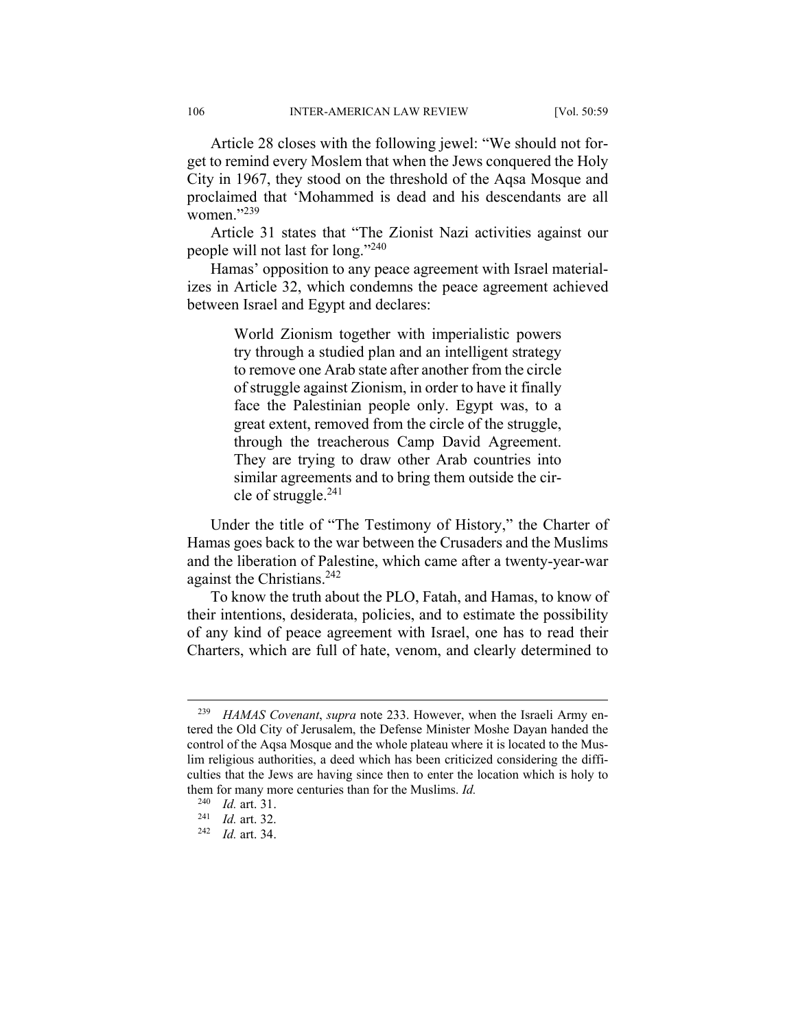Article 28 closes with the following jewel: "We should not forget to remind every Moslem that when the Jews conquered the Holy City in 1967, they stood on the threshold of the Aqsa Mosque and proclaimed that 'Mohammed is dead and his descendants are all women."[239]

Article 31 states that "The Zionist Nazi activities against our people will not last for long."[240]

Hamas' opposition to any peace agreement with Israel materializes in Article 32, which condemns the peace agreement achieved between Israel and Egypt and declares:

> World Zionism together with imperialistic powers try through a studied plan and an intelligent strategy to remove one Arab state after another from the circle of struggle against Zionism, in order to have it finally face the Palestinian people only. Egypt was, to a great extent, removed from the circle of the struggle, through the treacherous Camp David Agreement. They are trying to draw other Arab countries into similar agreements and to bring them outside the circle of struggle.[241]

Under the title of "The Testimony of History," the Charter of Hamas goes back to the war between the Crusaders and the Muslims and the liberation of Palestine, which came after a twenty-year-war against the Christians.[242]

To know the truth about the PLO, Fatah, and Hamas, to know of their intentions, desiderata, policies, and to estimate the possibility of any kind of peace agreement with Israel, one has to read their Charters, which are full of hate, venom, and clearly determined to

---

[239] *HAMAS Covenant*, *supra* note 233. However, when the Israeli Army entered the Old City of Jerusalem, the Defense Minister Moshe Dayan handed the control of the Aqsa Mosque and the whole plateau where it is located to the Muslim religious authorities, a deed which has been criticized considering the difficulties that the Jews are having since then to enter the location which is holy to them for many more centuries than for the Muslims. *Id.*

[240] *Id.* art. 31.

[241] *Id.* art. 32.

[242] *Id.* art. 34.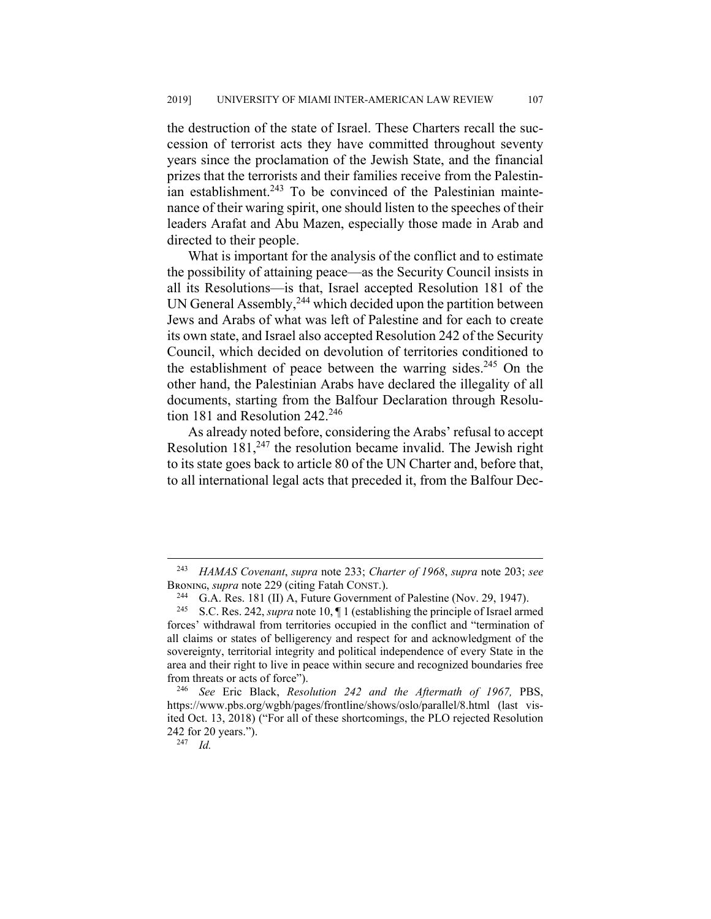the destruction of the state of Israel. These Charters recall the succession of terrorist acts they have committed throughout seventy years since the proclamation of the Jewish State, and the financial prizes that the terrorists and their families receive from the Palestinian establishment.[243] To be convinced of the Palestinian maintenance of their waring spirit, one should listen to the speeches of their leaders Arafat and Abu Mazen, especially those made in Arab and directed to their people.

What is important for the analysis of the conflict and to estimate the possibility of attaining peace—as the Security Council insists in all its Resolutions—is that, Israel accepted Resolution 181 of the UN General Assembly,[244] which decided upon the partition between Jews and Arabs of what was left of Palestine and for each to create its own state, and Israel also accepted Resolution 242 of the Security Council, which decided on devolution of territories conditioned to the establishment of peace between the warring sides.[245] On the other hand, the Palestinian Arabs have declared the illegality of all documents, starting from the Balfour Declaration through Resolution 181 and Resolution 242.[246]

As already noted before, considering the Arabs' refusal to accept Resolution 181,[247] the resolution became invalid. The Jewish right to its state goes back to article 80 of the UN Charter and, before that, to all international legal acts that preceded it, from the Balfour Dec-

---

[243] *HAMAS Covenant*, *supra* note 233; *Charter of 1968*, *supra* note 203; *see* BRONING, *supra* note 229 (citing Fatah CONST.).

[244] G.A. Res. 181 (II) A, Future Government of Palestine (Nov. 29, 1947).

[245] S.C. Res. 242, *supra* note 10, ¶ 1 (establishing the principle of Israel armed forces' withdrawal from territories occupied in the conflict and "termination of all claims or states of belligerency and respect for and acknowledgment of the sovereignty, territorial integrity and political independence of every State in the area and their right to live in peace within secure and recognized boundaries free from threats or acts of force").

[246] *See* Eric Black, *Resolution 242 and the Aftermath of 1967,* PBS, https://www.pbs.org/wgbh/pages/frontline/shows/oslo/parallel/8.html (last visited Oct. 13, 2018) ("For all of these shortcomings, the PLO rejected Resolution 242 for 20 years.").

[247] *Id.*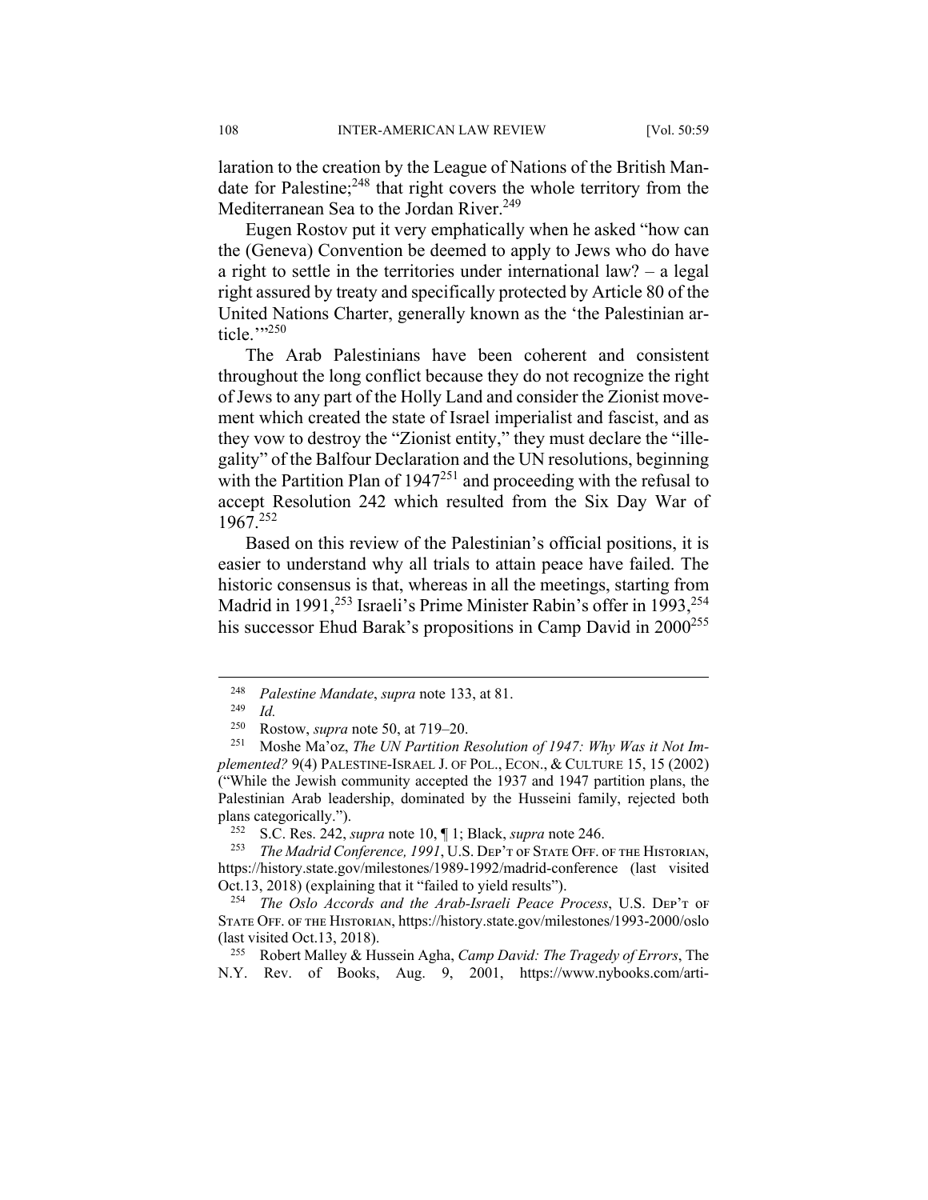laration to the creation by the League of Nations of the British Mandate for Palestine;[248] that right covers the whole territory from the Mediterranean Sea to the Jordan River.[249]

Eugen Rostov put it very emphatically when he asked "how can the (Geneva) Convention be deemed to apply to Jews who do have a right to settle in the territories under international law? – a legal right assured by treaty and specifically protected by Article 80 of the United Nations Charter, generally known as the 'the Palestinian article.'"[250]

The Arab Palestinians have been coherent and consistent throughout the long conflict because they do not recognize the right of Jews to any part of the Holly Land and consider the Zionist movement which created the state of Israel imperialist and fascist, and as they vow to destroy the "Zionist entity," they must declare the "illegality" of the Balfour Declaration and the UN resolutions, beginning with the Partition Plan of 1947[251] and proceeding with the refusal to accept Resolution 242 which resulted from the Six Day War of 1967.[252]

Based on this review of the Palestinian's official positions, it is easier to understand why all trials to attain peace have failed. The historic consensus is that, whereas in all the meetings, starting from Madrid in 1991,[253] Israeli's Prime Minister Rabin's offer in 1993,[254] his successor Ehud Barak's propositions in Camp David in 2000[255]

---

[248] *Palestine Mandate*, *supra* note 133, at 81.

[249] *Id.*

[250] Rostow, *supra* note 50, at 719–20.

[251] Moshe Ma'oz, *The UN Partition Resolution of 1947: Why Was it Not Implemented?* 9(4) PALESTINE-ISRAEL J. OF POL., ECON., & CULTURE 15, 15 (2002) ("While the Jewish community accepted the 1937 and 1947 partition plans, the Palestinian Arab leadership, dominated by the Husseini family, rejected both plans categorically.").

[252] S.C. Res. 242, *supra* note 10, ¶ 1; Black, *supra* note 246.

[253] *The Madrid Conference, 1991*, U.S. DEP'T OF STATE OFF. OF THE HISTORIAN, https://history.state.gov/milestones/1989-1992/madrid-conference (last visited Oct.13, 2018) (explaining that it "failed to yield results").

[254] *The Oslo Accords and the Arab-Israeli Peace Process*, U.S. DEP'T OF STATE OFF. OF THE HISTORIAN, https://history.state.gov/milestones/1993-2000/oslo (last visited Oct.13, 2018).

[255] Robert Malley & Hussein Agha, *Camp David: The Tragedy of Errors*, The N.Y. Rev. of Books, Aug. 9, 2001, https://www.nybooks.com/arti-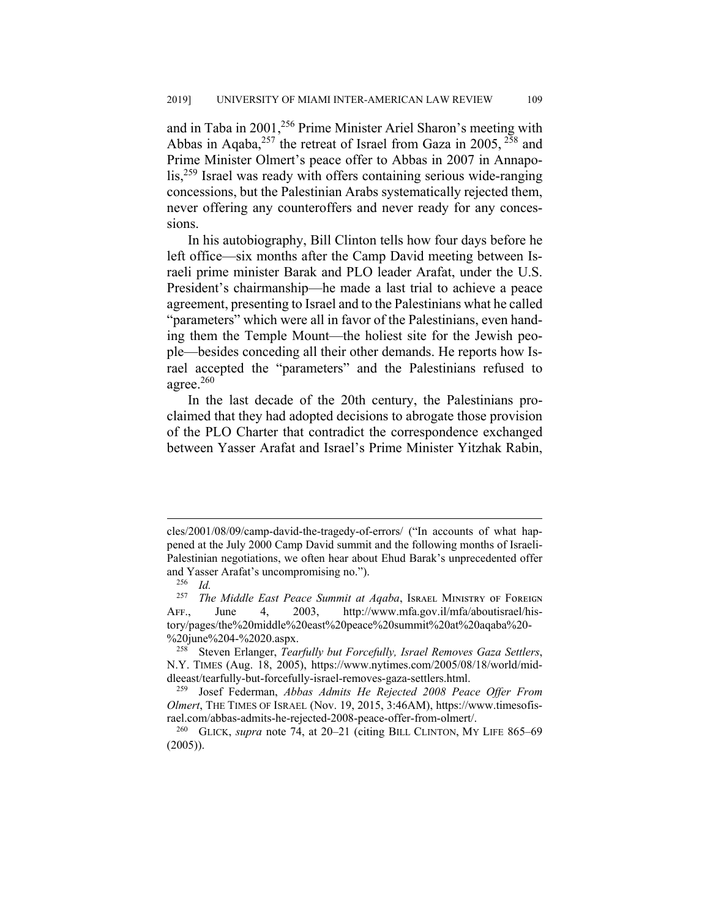and in Taba in 2001,[256] Prime Minister Ariel Sharon's meeting with Abbas in Aqaba,[257] the retreat of Israel from Gaza in 2005, [258] and Prime Minister Olmert's peace offer to Abbas in 2007 in Annapolis,[259] Israel was ready with offers containing serious wide-ranging concessions, but the Palestinian Arabs systematically rejected them, never offering any counteroffers and never ready for any concessions.

In his autobiography, Bill Clinton tells how four days before he left office—six months after the Camp David meeting between Israeli prime minister Barak and PLO leader Arafat, under the U.S. President's chairmanship—he made a last trial to achieve a peace agreement, presenting to Israel and to the Palestinians what he called "parameters" which were all in favor of the Palestinians, even handing them the Temple Mount—the holiest site for the Jewish people—besides conceding all their other demands. He reports how Israel accepted the "parameters" and the Palestinians refused to agree.[260]

In the last decade of the 20th century, the Palestinians proclaimed that they had adopted decisions to abrogate those provision of the PLO Charter that contradict the correspondence exchanged between Yasser Arafat and Israel's Prime Minister Yitzhak Rabin,

---

cles/2001/08/09/camp-david-the-tragedy-of-errors/ ("In accounts of what happened at the July 2000 Camp David summit and the following months of Israeli-Palestinian negotiations, we often hear about Ehud Barak's unprecedented offer and Yasser Arafat's uncompromising no.").

[256] *Id.*

[257] *The Middle East Peace Summit at Aqaba*, ISRAEL MINISTRY OF FOREIGN AFF., June 4, 2003, http://www.mfa.gov.il/mfa/aboutisrael/history/pages/the%20middle%20east%20peace%20summit%20at%20aqaba%20-%20june%204-%2020.aspx.

[258] Steven Erlanger, *Tearfully but Forcefully, Israel Removes Gaza Settlers*, N.Y. TIMES (Aug. 18, 2005), https://www.nytimes.com/2005/08/18/world/middleeast/tearfully-but-forcefully-israel-removes-gaza-settlers.html.

[259] Josef Federman, *Abbas Admits He Rejected 2008 Peace Offer From Olmert*, THE TIMES OF ISRAEL (Nov. 19, 2015, 3:46AM), https://www.timesofisrael.com/abbas-admits-he-rejected-2008-peace-offer-from-olmert/.

[260] GLICK, *supra* note 74, at 20–21 (citing BILL CLINTON, MY LIFE 865–69 (2005)).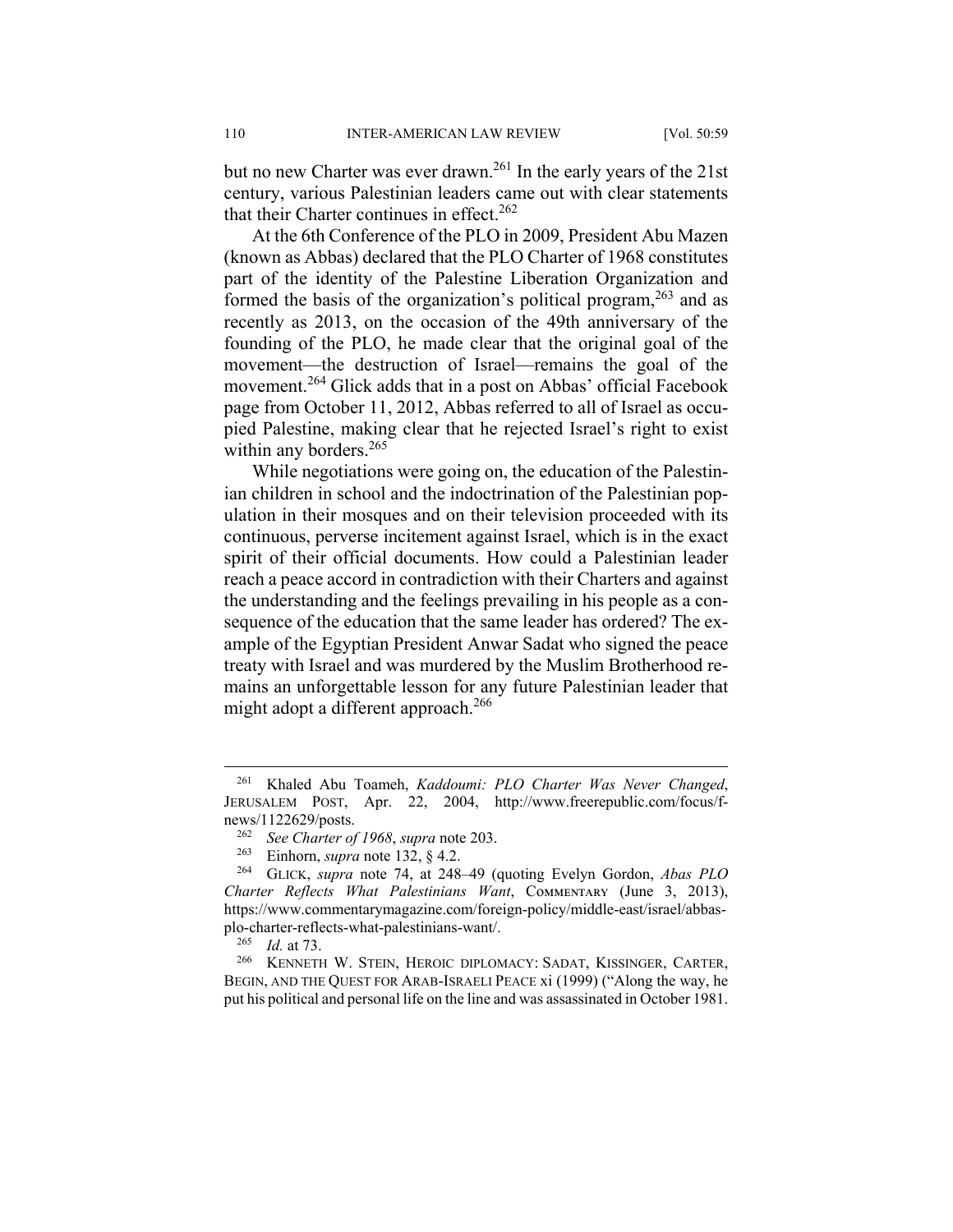but no new Charter was ever drawn.[261] In the early years of the 21st century, various Palestinian leaders came out with clear statements that their Charter continues in effect.[262]

At the 6th Conference of the PLO in 2009, President Abu Mazen (known as Abbas) declared that the PLO Charter of 1968 constitutes part of the identity of the Palestine Liberation Organization and formed the basis of the organization's political program,[263] and as recently as 2013, on the occasion of the 49th anniversary of the founding of the PLO, he made clear that the original goal of the movement—the destruction of Israel—remains the goal of the movement.[264] Glick adds that in a post on Abbas' official Facebook page from October 11, 2012, Abbas referred to all of Israel as occupied Palestine, making clear that he rejected Israel's right to exist within any borders.[265]

While negotiations were going on, the education of the Palestinian children in school and the indoctrination of the Palestinian population in their mosques and on their television proceeded with its continuous, perverse incitement against Israel, which is in the exact spirit of their official documents. How could a Palestinian leader reach a peace accord in contradiction with their Charters and against the understanding and the feelings prevailing in his people as a consequence of the education that the same leader has ordered? The example of the Egyptian President Anwar Sadat who signed the peace treaty with Israel and was murdered by the Muslim Brotherhood remains an unforgettable lesson for any future Palestinian leader that might adopt a different approach.[266]

---

[261] Khaled Abu Toameh, *Kaddoumi: PLO Charter Was Never Changed*, JERUSALEM POST, Apr. 22, 2004, http://www.freerepublic.com/focus/f-news/1122629/posts.

[262] *See Charter of 1968*, *supra* note 203.

[263] Einhorn, *supra* note 132, § 4.2.

[264] GLICK, *supra* note 74, at 248–49 (quoting Evelyn Gordon, *Abas PLO Charter Reflects What Palestinians Want*, COMMENTARY (June 3, 2013), https://www.commentarymagazine.com/foreign-policy/middle-east/israel/abbas-plo-charter-reflects-what-palestinians-want/.

[265] *Id.* at 73.

[266] KENNETH W. STEIN, HEROIC DIPLOMACY: SADAT, KISSINGER, CARTER, BEGIN, AND THE QUEST FOR ARAB-ISRAELI PEACE xi (1999) ("Along the way, he put his political and personal life on the line and was assassinated in October 1981.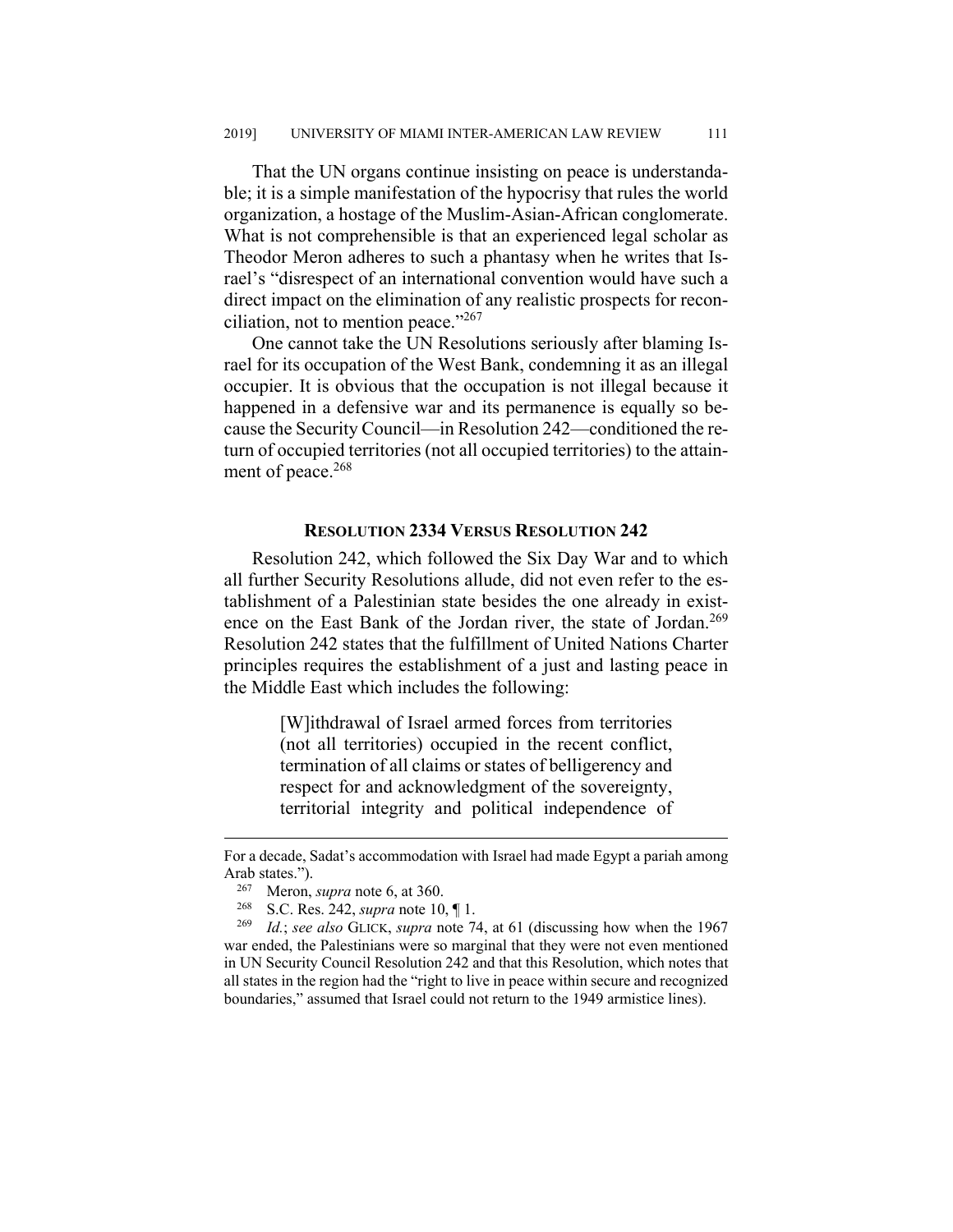That the UN organs continue insisting on peace is understandable; it is a simple manifestation of the hypocrisy that rules the world organization, a hostage of the Muslim-Asian-African conglomerate. What is not comprehensible is that an experienced legal scholar as Theodor Meron adheres to such a phantasy when he writes that Israel's "disrespect of an international convention would have such a direct impact on the elimination of any realistic prospects for reconciliation, not to mention peace."[267]

One cannot take the UN Resolutions seriously after blaming Israel for its occupation of the West Bank, condemning it as an illegal occupier. It is obvious that the occupation is not illegal because it happened in a defensive war and its permanence is equally so because the Security Council—in Resolution 242—conditioned the return of occupied territories (not all occupied territories) to the attainment of peace.[268]

## RESOLUTION 2334 VERSUS RESOLUTION 242

Resolution 242, which followed the Six Day War and to which all further Security Resolutions allude, did not even refer to the establishment of a Palestinian state besides the one already in existence on the East Bank of the Jordan river, the state of Jordan.[269] Resolution 242 states that the fulfillment of United Nations Charter principles requires the establishment of a just and lasting peace in the Middle East which includes the following:

> [W]ithdrawal of Israel armed forces from territories (not all territories) occupied in the recent conflict, termination of all claims or states of belligerency and respect for and acknowledgment of the sovereignty, territorial integrity and political independence of

---

For a decade, Sadat's accommodation with Israel had made Egypt a pariah among Arab states.").

[267] Meron, *supra* note 6, at 360.

[268] S.C. Res. 242, *supra* note 10, ¶ 1.

[269] *Id.*; *see also* GLICK, *supra* note 74, at 61 (discussing how when the 1967 war ended, the Palestinians were so marginal that they were not even mentioned in UN Security Council Resolution 242 and that this Resolution, which notes that all states in the region had the "right to live in peace within secure and recognized boundaries," assumed that Israel could not return to the 1949 armistice lines).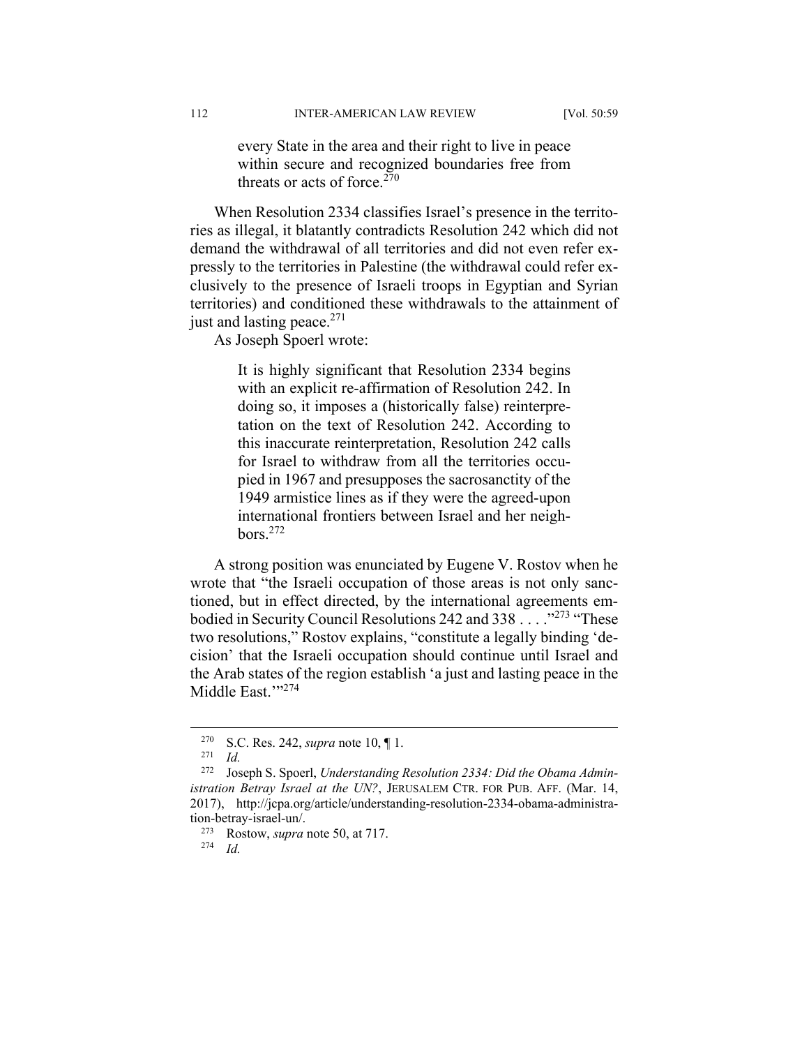> every State in the area and their right to live in peace within secure and recognized boundaries free from threats or acts of force.[270]

When Resolution 2334 classifies Israel's presence in the territories as illegal, it blatantly contradicts Resolution 242 which did not demand the withdrawal of all territories and did not even refer expressly to the territories in Palestine (the withdrawal could refer exclusively to the presence of Israeli troops in Egyptian and Syrian territories) and conditioned these withdrawals to the attainment of just and lasting peace.[271]

As Joseph Spoerl wrote:

> It is highly significant that Resolution 2334 begins with an explicit re-affirmation of Resolution 242. In doing so, it imposes a (historically false) reinterpretation on the text of Resolution 242. According to this inaccurate reinterpretation, Resolution 242 calls for Israel to withdraw from all the territories occupied in 1967 and presupposes the sacrosanctity of the 1949 armistice lines as if they were the agreed-upon international frontiers between Israel and her neighbors.[272]

A strong position was enunciated by Eugene V. Rostov when he wrote that "the Israeli occupation of those areas is not only sanctioned, but in effect directed, by the international agreements embodied in Security Council Resolutions 242 and 338 . . . ."[273] "These two resolutions," Rostov explains, "constitute a legally binding 'decision' that the Israeli occupation should continue until Israel and the Arab states of the region establish 'a just and lasting peace in the Middle East.'"[274]

---

[270] S.C. Res. 242, *supra* note 10, ¶ 1.

[271] *Id.*

[272] Joseph S. Spoerl, *Understanding Resolution 2334: Did the Obama Administration Betray Israel at the UN?*, JERUSALEM CTR. FOR PUB. AFF. (Mar. 14, 2017), http://jcpa.org/article/understanding-resolution-2334-obama-administration-betray-israel-un/.

[273] Rostow, *supra* note 50, at 717.

[274] *Id.*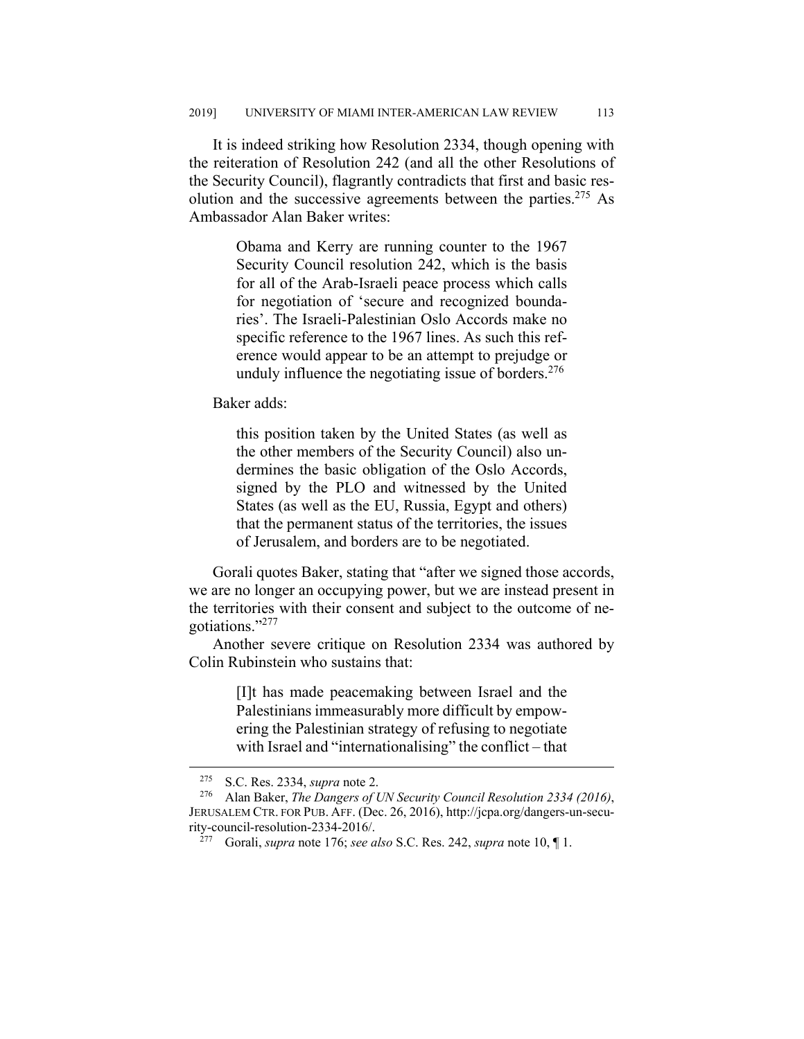It is indeed striking how Resolution 2334, though opening with the reiteration of Resolution 242 (and all the other Resolutions of the Security Council), flagrantly contradicts that first and basic resolution and the successive agreements between the parties.[275] As Ambassador Alan Baker writes:

> Obama and Kerry are running counter to the 1967 Security Council resolution 242, which is the basis for all of the Arab-Israeli peace process which calls for negotiation of 'secure and recognized boundaries'. The Israeli-Palestinian Oslo Accords make no specific reference to the 1967 lines. As such this reference would appear to be an attempt to prejudge or unduly influence the negotiating issue of borders.[276]

Baker adds:

> this position taken by the United States (as well as the other members of the Security Council) also undermines the basic obligation of the Oslo Accords, signed by the PLO and witnessed by the United States (as well as the EU, Russia, Egypt and others) that the permanent status of the territories, the issues of Jerusalem, and borders are to be negotiated.

Gorali quotes Baker, stating that "after we signed those accords, we are no longer an occupying power, but we are instead present in the territories with their consent and subject to the outcome of negotiations."[277]

Another severe critique on Resolution 2334 was authored by Colin Rubinstein who sustains that:

> [I]t has made peacemaking between Israel and the Palestinians immeasurably more difficult by empowering the Palestinian strategy of refusing to negotiate with Israel and "internationalising" the conflict – that

---

[275] S.C. Res. 2334, *supra* note 2.

[276] Alan Baker, *The Dangers of UN Security Council Resolution 2334 (2016)*, JERUSALEM CTR. FOR PUB. AFF. (Dec. 26, 2016), http://jcpa.org/dangers-un-security-council-resolution-2334-2016/.

[277] Gorali, *supra* note 176; *see also* S.C. Res. 242, *supra* note 10, ¶ 1.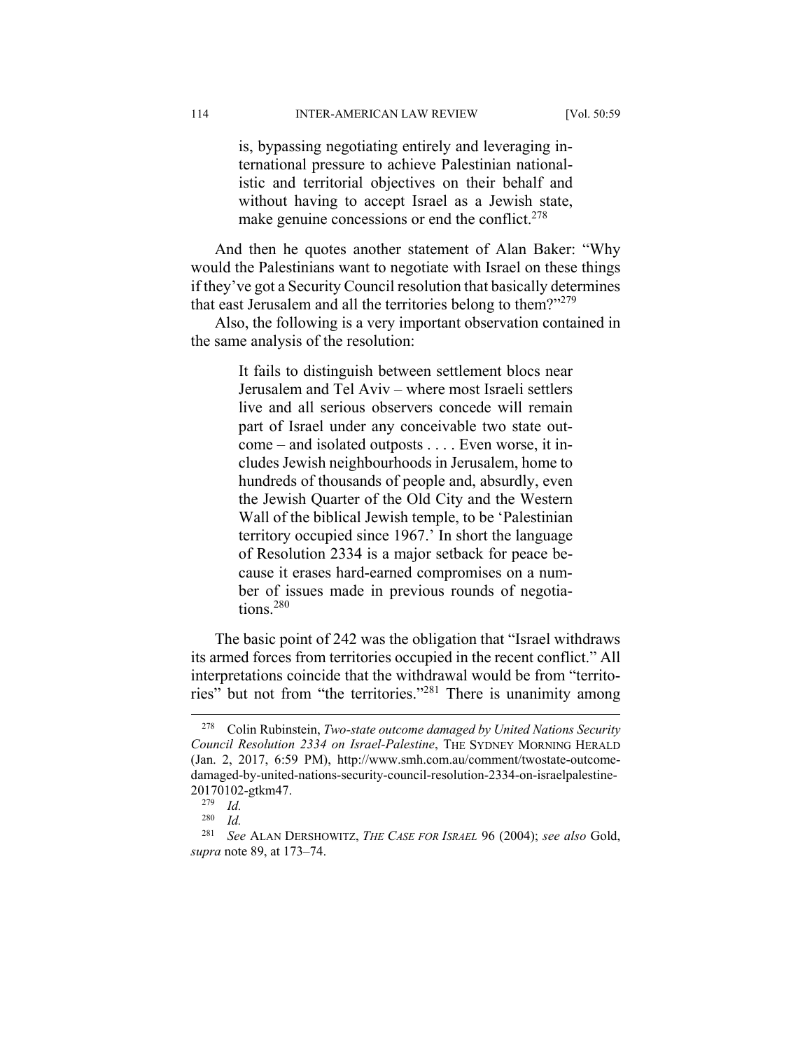> is, bypassing negotiating entirely and leveraging international pressure to achieve Palestinian nationalistic and territorial objectives on their behalf and without having to accept Israel as a Jewish state, make genuine concessions or end the conflict.[278]

And then he quotes another statement of Alan Baker: "Why would the Palestinians want to negotiate with Israel on these things if they've got a Security Council resolution that basically determines that east Jerusalem and all the territories belong to them?"[279]

Also, the following is a very important observation contained in the same analysis of the resolution:

> It fails to distinguish between settlement blocs near Jerusalem and Tel Aviv – where most Israeli settlers live and all serious observers concede will remain part of Israel under any conceivable two state outcome – and isolated outposts . . . . Even worse, it includes Jewish neighbourhoods in Jerusalem, home to hundreds of thousands of people and, absurdly, even the Jewish Quarter of the Old City and the Western Wall of the biblical Jewish temple, to be 'Palestinian territory occupied since 1967.' In short the language of Resolution 2334 is a major setback for peace because it erases hard-earned compromises on a number of issues made in previous rounds of negotiations.[280]

The basic point of 242 was the obligation that "Israel withdraws its armed forces from territories occupied in the recent conflict." All interpretations coincide that the withdrawal would be from "territories" but not from "the territories."[281] There is unanimity among

---

[278] Colin Rubinstein, *Two-state outcome damaged by United Nations Security Council Resolution 2334 on Israel-Palestine*, THE SYDNEY MORNING HERALD (Jan. 2, 2017, 6:59 PM), http://www.smh.com.au/comment/twostate-outcome-damaged-by-united-nations-security-council-resolution-2334-on-israelpalestine-20170102-gtkm47.

[279] *Id.*

[280] *Id.*

[281] *See* ALAN DERSHOWITZ, *THE CASE FOR ISRAEL* 96 (2004); *see also* Gold, *supra* note 89, at 173–74.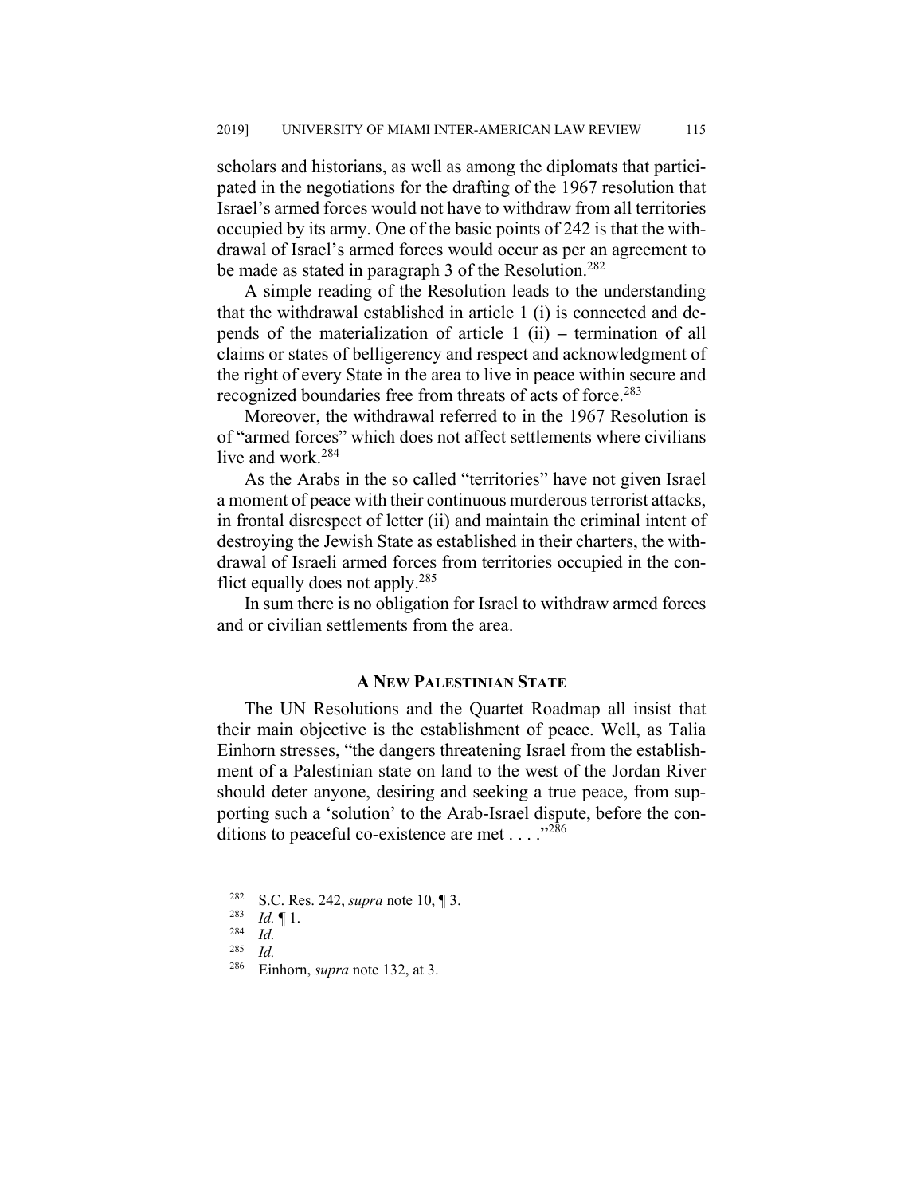scholars and historians, as well as among the diplomats that participated in the negotiations for the drafting of the 1967 resolution that Israel's armed forces would not have to withdraw from all territories occupied by its army. One of the basic points of 242 is that the withdrawal of Israel's armed forces would occur as per an agreement to be made as stated in paragraph 3 of the Resolution.[282]

A simple reading of the Resolution leads to the understanding that the withdrawal established in article 1 (i) is connected and depends of the materialization of article 1 (ii) – termination of all claims or states of belligerency and respect and acknowledgment of the right of every State in the area to live in peace within secure and recognized boundaries free from threats of acts of force.[283]

Moreover, the withdrawal referred to in the 1967 Resolution is of "armed forces" which does not affect settlements where civilians live and work.[284]

As the Arabs in the so called "territories" have not given Israel a moment of peace with their continuous murderous terrorist attacks, in frontal disrespect of letter (ii) and maintain the criminal intent of destroying the Jewish State as established in their charters, the withdrawal of Israeli armed forces from territories occupied in the conflict equally does not apply.[285]

In sum there is no obligation for Israel to withdraw armed forces and or civilian settlements from the area.

## A NEW PALESTINIAN STATE

The UN Resolutions and the Quartet Roadmap all insist that their main objective is the establishment of peace. Well, as Talia Einhorn stresses, "the dangers threatening Israel from the establishment of a Palestinian state on land to the west of the Jordan River should deter anyone, desiring and seeking a true peace, from supporting such a 'solution' to the Arab-Israel dispute, before the conditions to peaceful co-existence are met . . . ."[286]

---

[282] S.C. Res. 242, *supra* note 10, ¶ 3.

[283] *Id.* ¶ 1.

[284] *Id.*

[285] *Id.*

[286] Einhorn, *supra* note 132, at 3.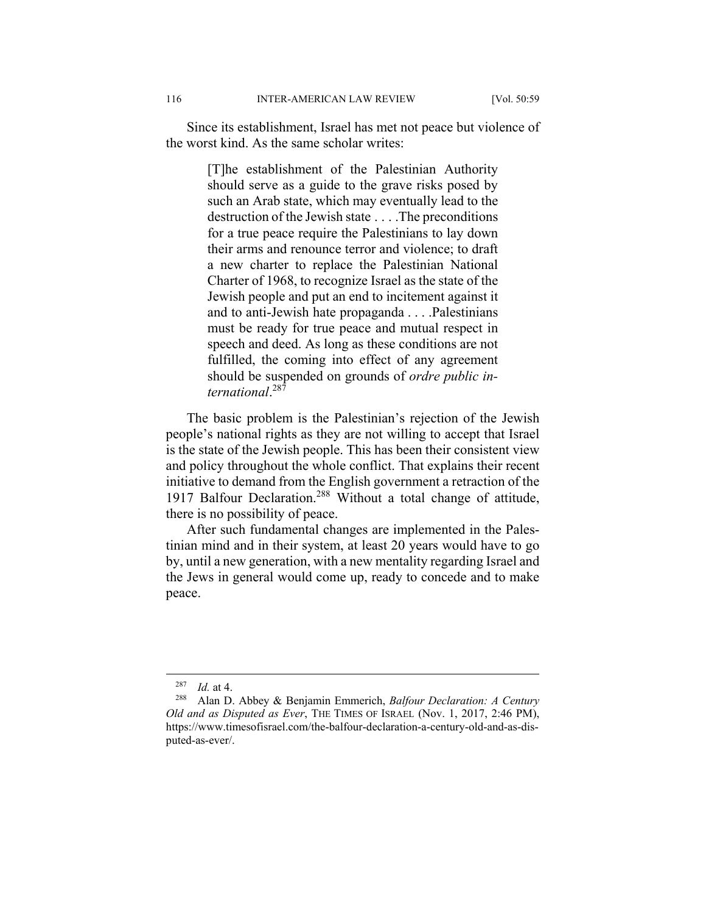Since its establishment, Israel has met not peace but violence of the worst kind. As the same scholar writes:

> [T]he establishment of the Palestinian Authority should serve as a guide to the grave risks posed by such an Arab state, which may eventually lead to the destruction of the Jewish state . . . .The preconditions for a true peace require the Palestinians to lay down their arms and renounce terror and violence; to draft a new charter to replace the Palestinian National Charter of 1968, to recognize Israel as the state of the Jewish people and put an end to incitement against it and to anti-Jewish hate propaganda . . . .Palestinians must be ready for true peace and mutual respect in speech and deed. As long as these conditions are not fulfilled, the coming into effect of any agreement should be suspended on grounds of *ordre public international*.[287]

The basic problem is the Palestinian's rejection of the Jewish people's national rights as they are not willing to accept that Israel is the state of the Jewish people. This has been their consistent view and policy throughout the whole conflict. That explains their recent initiative to demand from the English government a retraction of the 1917 Balfour Declaration.[288] Without a total change of attitude, there is no possibility of peace.

After such fundamental changes are implemented in the Palestinian mind and in their system, at least 20 years would have to go by, until a new generation, with a new mentality regarding Israel and the Jews in general would come up, ready to concede and to make peace.

---

[287] *Id.* at 4.

[288] Alan D. Abbey & Benjamin Emmerich, *Balfour Declaration: A Century Old and as Disputed as Ever*, THE TIMES OF ISRAEL (Nov. 1, 2017, 2:46 PM), https://www.timesofisrael.com/the-balfour-declaration-a-century-old-and-as-disputed-as-ever/.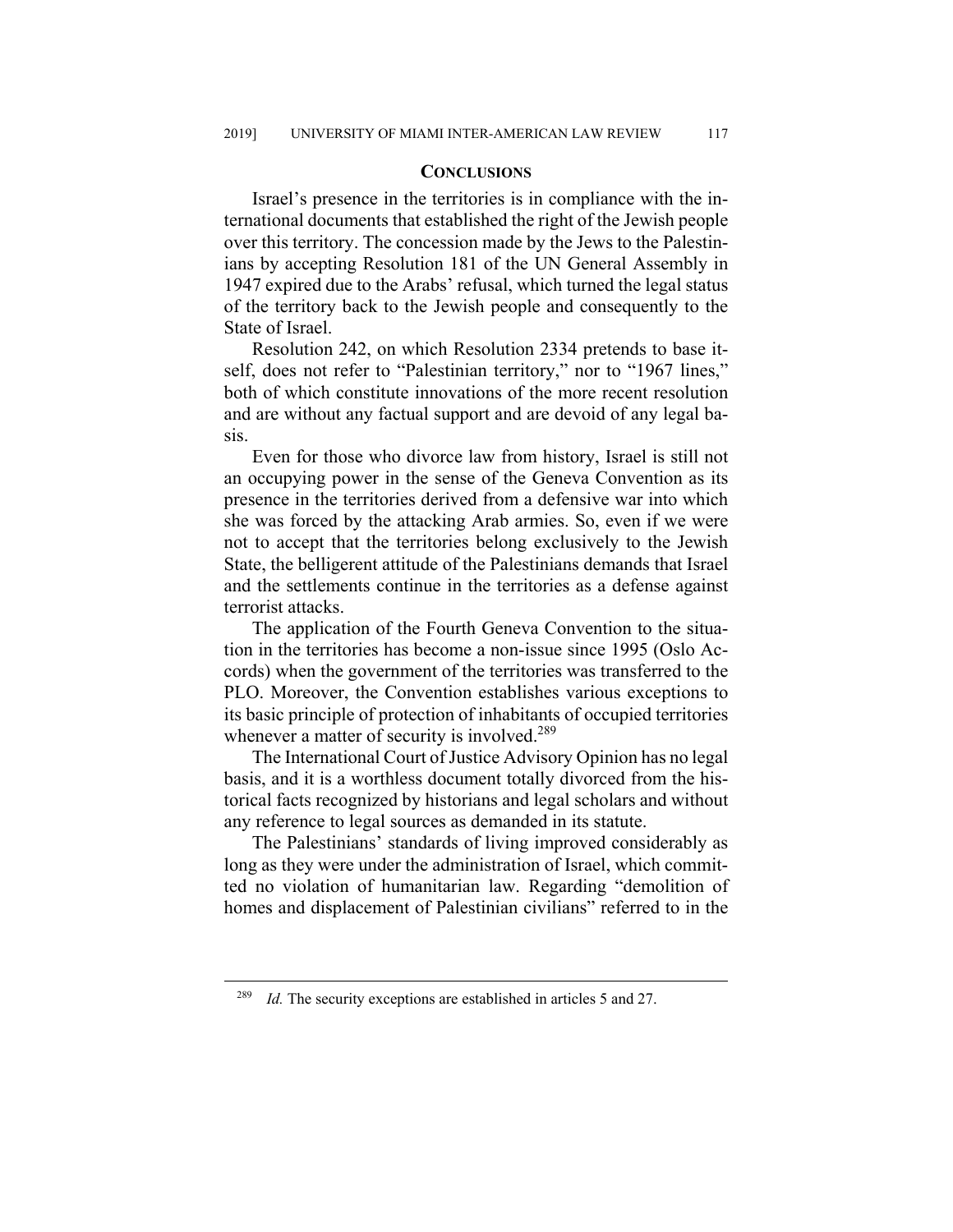## CONCLUSIONS

Israel's presence in the territories is in compliance with the international documents that established the right of the Jewish people over this territory. The concession made by the Jews to the Palestinians by accepting Resolution 181 of the UN General Assembly in 1947 expired due to the Arabs' refusal, which turned the legal status of the territory back to the Jewish people and consequently to the State of Israel.

Resolution 242, on which Resolution 2334 pretends to base itself, does not refer to "Palestinian territory," nor to "1967 lines," both of which constitute innovations of the more recent resolution and are without any factual support and are devoid of any legal basis.

Even for those who divorce law from history, Israel is still not an occupying power in the sense of the Geneva Convention as its presence in the territories derived from a defensive war into which she was forced by the attacking Arab armies. So, even if we were not to accept that the territories belong exclusively to the Jewish State, the belligerent attitude of the Palestinians demands that Israel and the settlements continue in the territories as a defense against terrorist attacks.

The application of the Fourth Geneva Convention to the situation in the territories has become a non-issue since 1995 (Oslo Accords) when the government of the territories was transferred to the PLO. Moreover, the Convention establishes various exceptions to its basic principle of protection of inhabitants of occupied territories whenever a matter of security is involved.[289]

The International Court of Justice Advisory Opinion has no legal basis, and it is a worthless document totally divorced from the historical facts recognized by historians and legal scholars and without any reference to legal sources as demanded in its statute.

The Palestinians' standards of living improved considerably as long as they were under the administration of Israel, which committed no violation of humanitarian law. Regarding "demolition of homes and displacement of Palestinian civilians" referred to in the

[289] *Id.* The security exceptions are established in articles 5 and 27.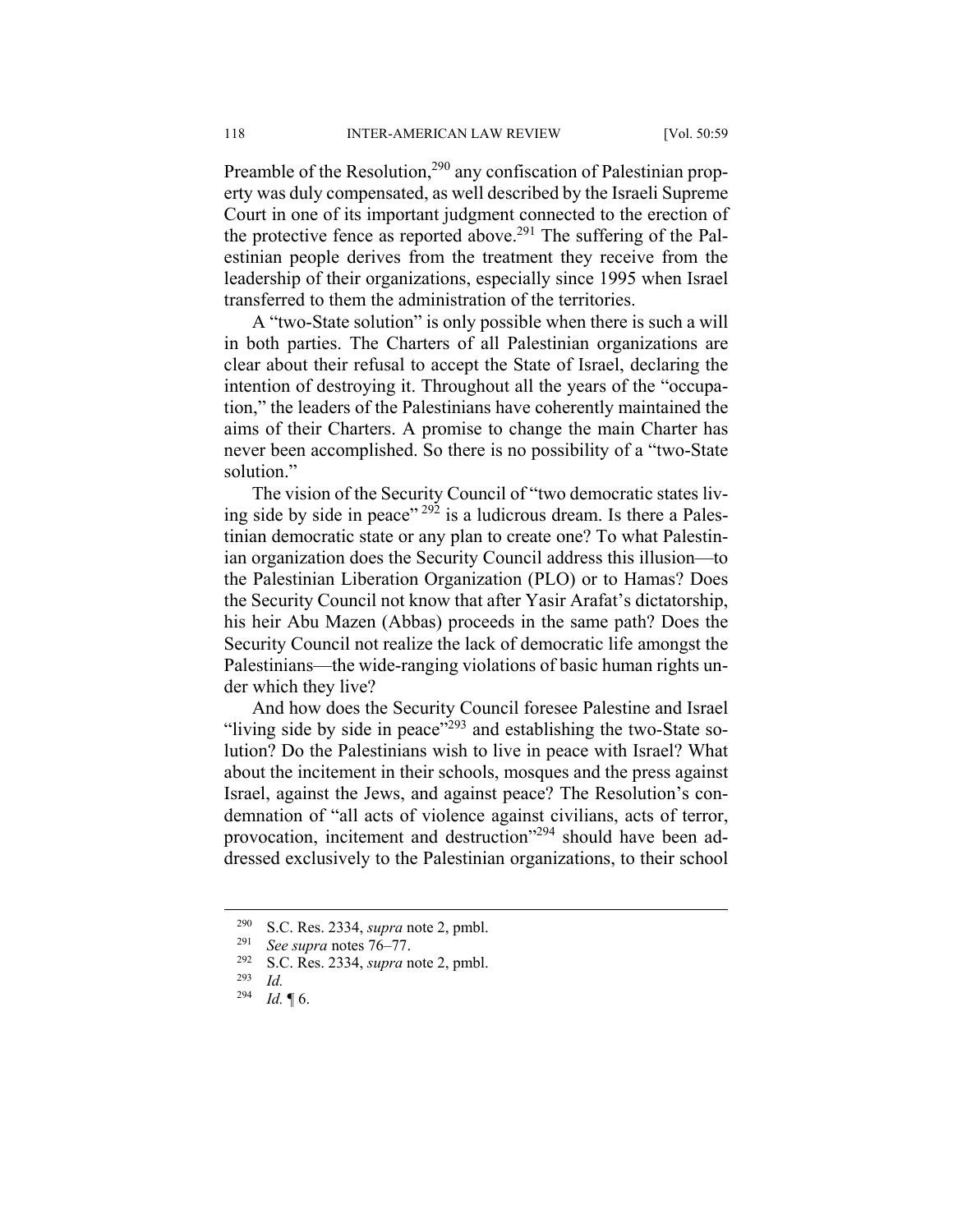Preamble of the Resolution,[290] any confiscation of Palestinian property was duly compensated, as well described by the Israeli Supreme Court in one of its important judgment connected to the erection of the protective fence as reported above.[291] The suffering of the Palestinian people derives from the treatment they receive from the leadership of their organizations, especially since 1995 when Israel transferred to them the administration of the territories.

A "two-State solution" is only possible when there is such a will in both parties. The Charters of all Palestinian organizations are clear about their refusal to accept the State of Israel, declaring the intention of destroying it. Throughout all the years of the "occupation," the leaders of the Palestinians have coherently maintained the aims of their Charters. A promise to change the main Charter has never been accomplished. So there is no possibility of a "two-State solution."

The vision of the Security Council of "two democratic states living side by side in peace" [292] is a ludicrous dream. Is there a Palestinian democratic state or any plan to create one? To what Palestinian organization does the Security Council address this illusion—to the Palestinian Liberation Organization (PLO) or to Hamas? Does the Security Council not know that after Yasir Arafat's dictatorship, his heir Abu Mazen (Abbas) proceeds in the same path? Does the Security Council not realize the lack of democratic life amongst the Palestinians—the wide-ranging violations of basic human rights under which they live?

And how does the Security Council foresee Palestine and Israel "living side by side in peace"[293] and establishing the two-State solution? Do the Palestinians wish to live in peace with Israel? What about the incitement in their schools, mosques and the press against Israel, against the Jews, and against peace? The Resolution's condemnation of "all acts of violence against civilians, acts of terror, provocation, incitement and destruction"[294] should have been addressed exclusively to the Palestinian organizations, to their school

---

[290] S.C. Res. 2334, *supra* note 2, pmbl.

[291] *See supra* notes 76–77.

[292] S.C. Res. 2334, *supra* note 2, pmbl.

[293] *Id.*

[294] *Id.* ¶ 6.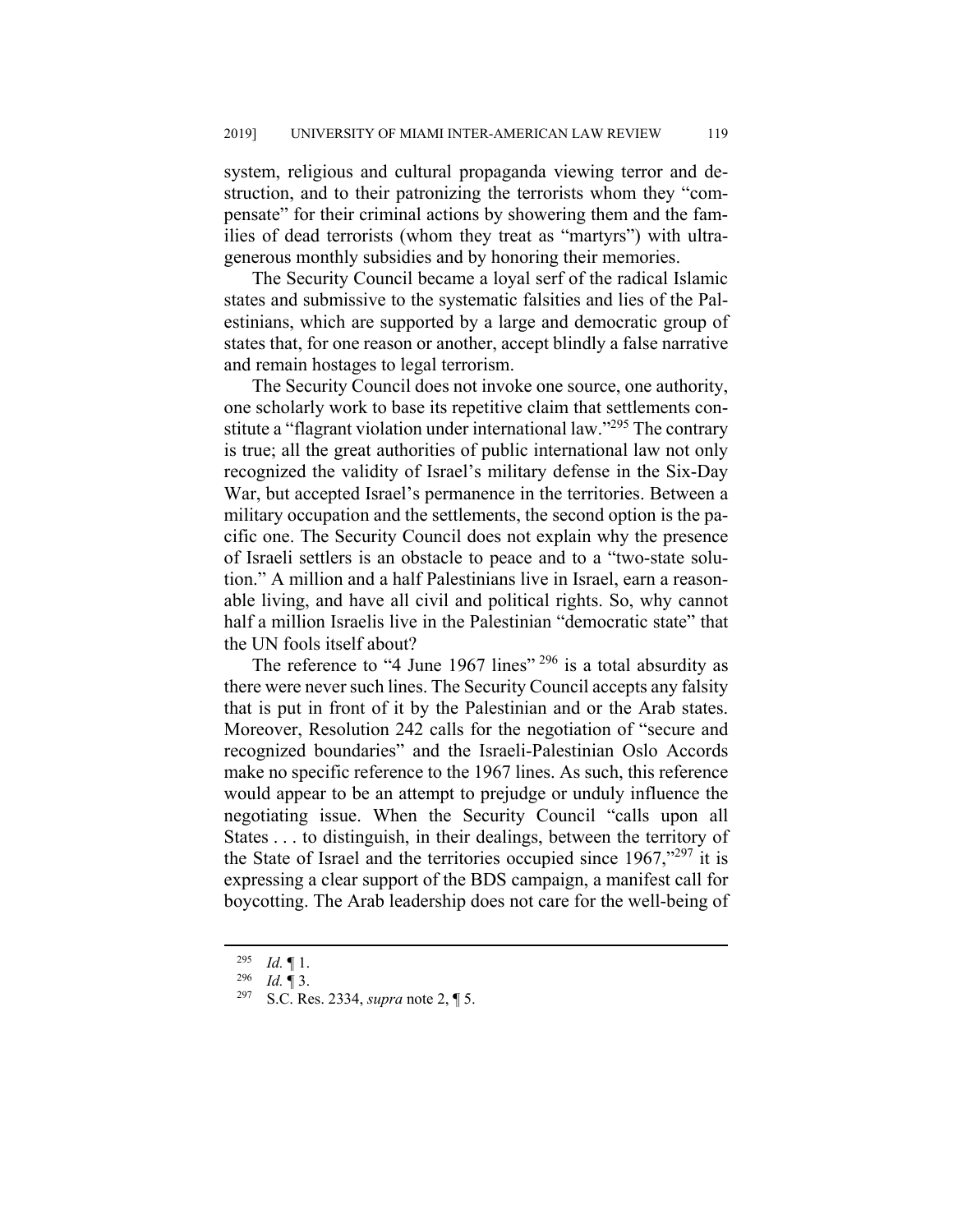system, religious and cultural propaganda viewing terror and destruction, and to their patronizing the terrorists whom they "compensate" for their criminal actions by showering them and the families of dead terrorists (whom they treat as "martyrs") with ultra-generous monthly subsidies and by honoring their memories.

The Security Council became a loyal serf of the radical Islamic states and submissive to the systematic falsities and lies of the Palestinians, which are supported by a large and democratic group of states that, for one reason or another, accept blindly a false narrative and remain hostages to legal terrorism.

The Security Council does not invoke one source, one authority, one scholarly work to base its repetitive claim that settlements constitute a "flagrant violation under international law."[295] The contrary is true; all the great authorities of public international law not only recognized the validity of Israel's military defense in the Six-Day War, but accepted Israel's permanence in the territories. Between a military occupation and the settlements, the second option is the pacific one. The Security Council does not explain why the presence of Israeli settlers is an obstacle to peace and to a "two-state solution." A million and a half Palestinians live in Israel, earn a reasonable living, and have all civil and political rights. So, why cannot half a million Israelis live in the Palestinian "democratic state" that the UN fools itself about?

The reference to "4 June 1967 lines" [296] is a total absurdity as there were never such lines. The Security Council accepts any falsity that is put in front of it by the Palestinian and or the Arab states. Moreover, Resolution 242 calls for the negotiation of "secure and recognized boundaries" and the Israeli-Palestinian Oslo Accords make no specific reference to the 1967 lines. As such, this reference would appear to be an attempt to prejudge or unduly influence the negotiating issue. When the Security Council "calls upon all States . . . to distinguish, in their dealings, between the territory of the State of Israel and the territories occupied since 1967,"[297] it is expressing a clear support of the BDS campaign, a manifest call for boycotting. The Arab leadership does not care for the well-being of

---

[295] *Id.* ¶ 1.

[296] *Id.* ¶ 3.

[297] S.C. Res. 2334, *supra* note 2, ¶ 5.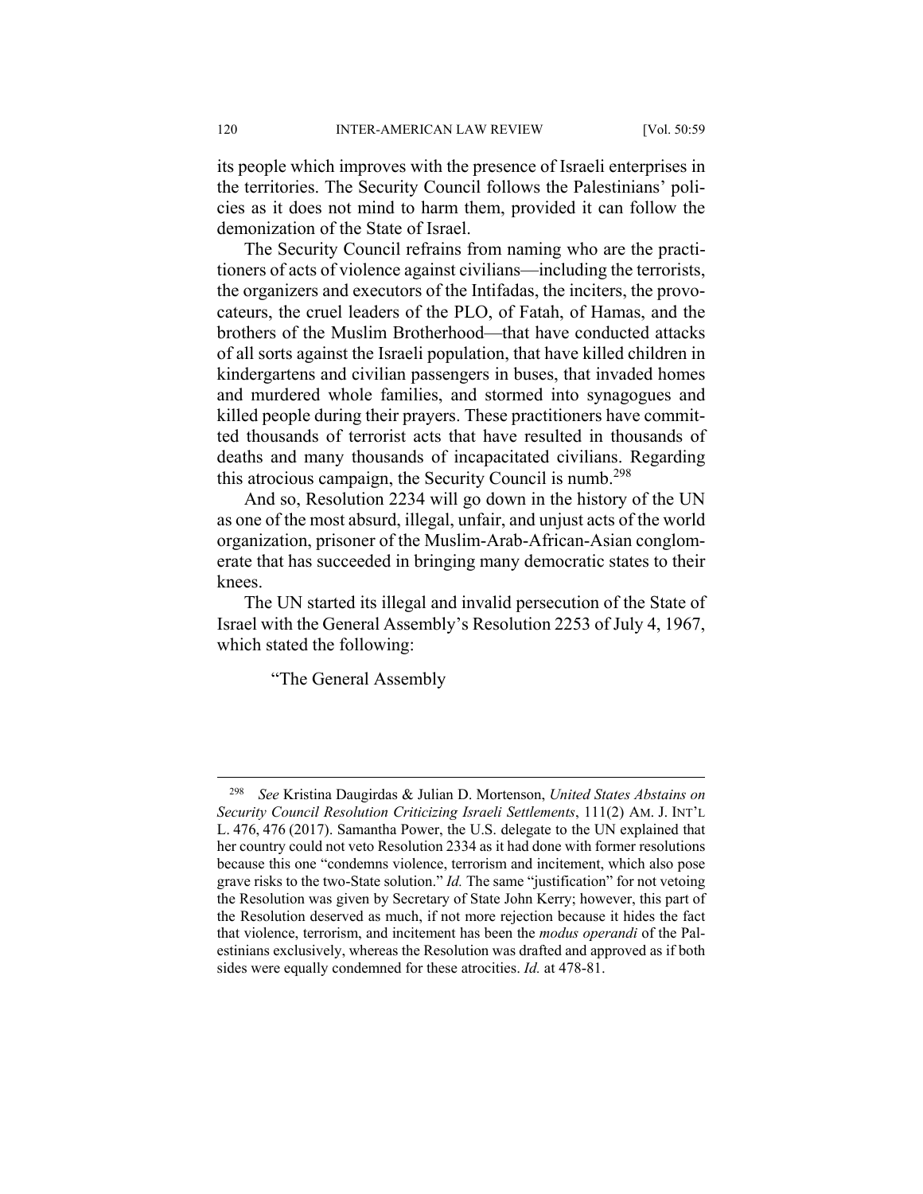its people which improves with the presence of Israeli enterprises in the territories. The Security Council follows the Palestinians' policies as it does not mind to harm them, provided it can follow the demonization of the State of Israel.

The Security Council refrains from naming who are the practitioners of acts of violence against civilians—including the terrorists, the organizers and executors of the Intifadas, the inciters, the provocateurs, the cruel leaders of the PLO, of Fatah, of Hamas, and the brothers of the Muslim Brotherhood—that have conducted attacks of all sorts against the Israeli population, that have killed children in kindergartens and civilian passengers in buses, that invaded homes and murdered whole families, and stormed into synagogues and killed people during their prayers. These practitioners have committed thousands of terrorist acts that have resulted in thousands of deaths and many thousands of incapacitated civilians. Regarding this atrocious campaign, the Security Council is numb.[298]

And so, Resolution 2234 will go down in the history of the UN as one of the most absurd, illegal, unfair, and unjust acts of the world organization, prisoner of the Muslim-Arab-African-Asian conglomerate that has succeeded in bringing many democratic states to their knees.

The UN started its illegal and invalid persecution of the State of Israel with the General Assembly's Resolution 2253 of July 4, 1967, which stated the following:

> "The General Assembly

---

[298] *See* Kristina Daugirdas & Julian D. Mortenson, *United States Abstains on Security Council Resolution Criticizing Israeli Settlements*, 111(2) AM. J. INT'L L. 476, 476 (2017). Samantha Power, the U.S. delegate to the UN explained that her country could not veto Resolution 2334 as it had done with former resolutions because this one "condemns violence, terrorism and incitement, which also pose grave risks to the two-State solution." *Id.* The same "justification" for not vetoing the Resolution was given by Secretary of State John Kerry; however, this part of the Resolution deserved as much, if not more rejection because it hides the fact that violence, terrorism, and incitement has been the *modus operandi* of the Palestinians exclusively, whereas the Resolution was drafted and approved as if both sides were equally condemned for these atrocities. *Id.* at 478-81.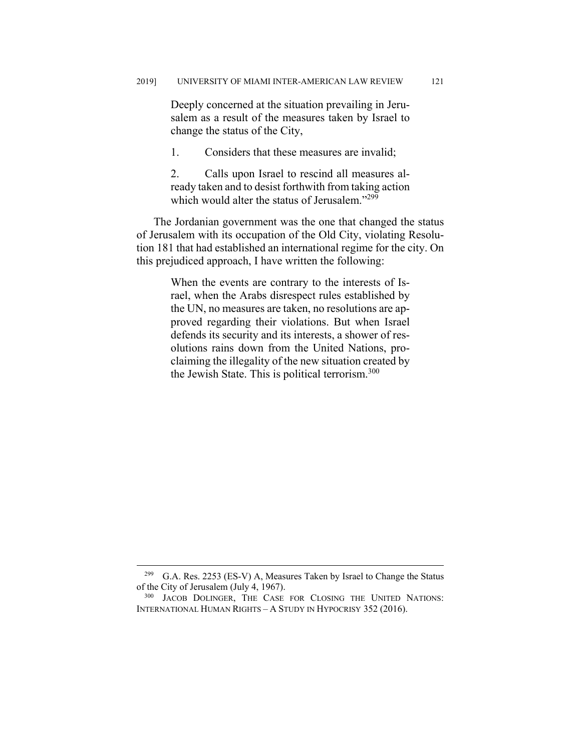> Deeply concerned at the situation prevailing in Jerusalem as a result of the measures taken by Israel to change the status of the City,
>
> 1. Considers that these measures are invalid;
>
> 2. Calls upon Israel to rescind all measures already taken and to desist forthwith from taking action which would alter the status of Jerusalem."[299]

The Jordanian government was the one that changed the status of Jerusalem with its occupation of the Old City, violating Resolution 181 that had established an international regime for the city. On this prejudiced approach, I have written the following:

> When the events are contrary to the interests of Israel, when the Arabs disrespect rules established by the UN, no measures are taken, no resolutions are approved regarding their violations. But when Israel defends its security and its interests, a shower of resolutions rains down from the United Nations, proclaiming the illegality of the new situation created by the Jewish State. This is political terrorism.[300]

---

[299] G.A. Res. 2253 (ES-V) A, Measures Taken by Israel to Change the Status of the City of Jerusalem (July 4, 1967).

[300] JACOB DOLINGER, THE CASE FOR CLOSING THE UNITED NATIONS: INTERNATIONAL HUMAN RIGHTS – A STUDY IN HYPOCRISY 352 (2016).